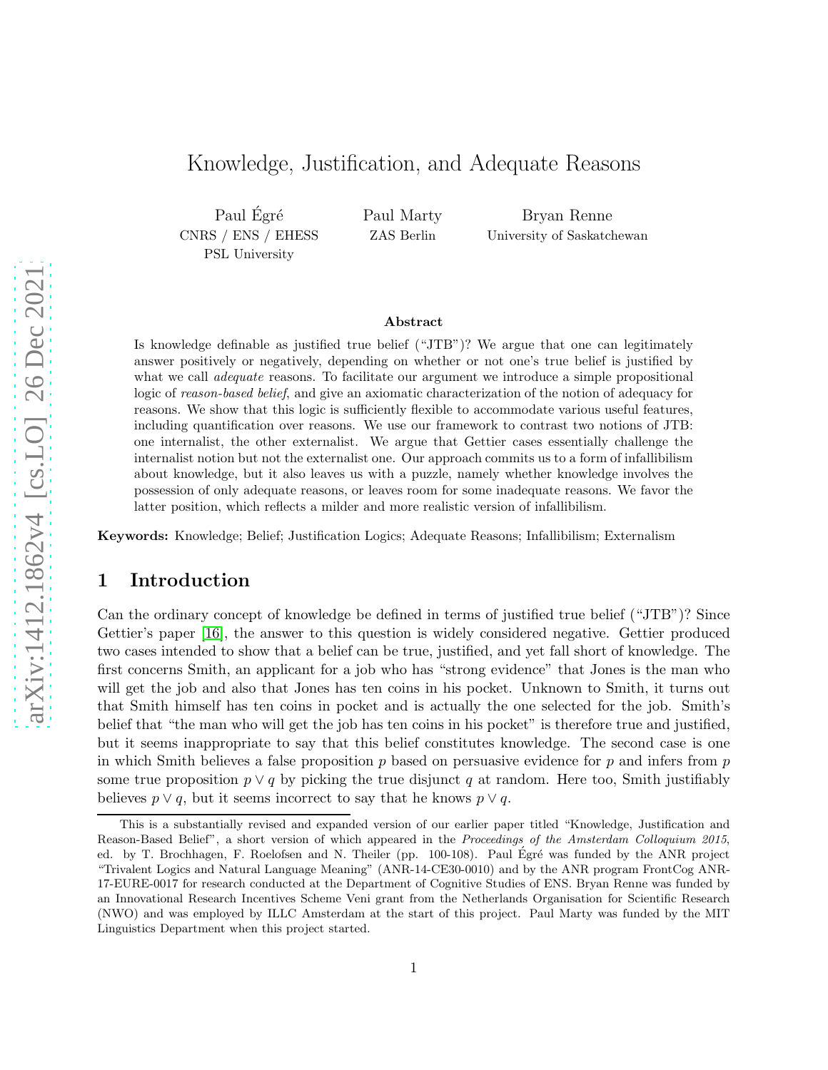# Knowledge, Justification, and Adequate Reasons

Paul Égré
CNRS / ENS / EHESS
PSL University

Paul Marty
ZAS Berlin

Bryan Renne
University of Saskatchewan

### Abstract

Is knowledge definable as justified true belief ("JTB")? We argue that one can legitimately answer positively or negatively, depending on whether or not one's true belief is justified by what we call *adequate* reasons. To facilitate our argument we introduce a simple propositional logic of *reason-based belief*, and give an axiomatic characterization of the notion of adequacy for reasons. We show that this logic is sufficiently flexible to accommodate various useful features, including quantification over reasons. We use our framework to contrast two notions of JTB: one internalist, the other externalist. We argue that Gettier cases essentially challenge the internalist notion but not the externalist one. Our approach commits us to a form of infallibilism about knowledge, but it also leaves us with a puzzle, namely whether knowledge involves the possession of only adequate reasons, or leaves room for some inadequate reasons. We favor the latter position, which reflects a milder and more realistic version of infallibilism.

**Keywords:** Knowledge; Belief; Justification Logics; Adequate Reasons; Infallibilism; Externalism

## 1 Introduction

Can the ordinary concept of knowledge be defined in terms of justified true belief ("JTB")? Since Gettier's paper [16], the answer to this question is widely considered negative. Gettier produced two cases intended to show that a belief can be true, justified, and yet fall short of knowledge. The first concerns Smith, an applicant for a job who has "strong evidence" that Jones is the man who will get the job and also that Jones has ten coins in his pocket. Unknown to Smith, it turns out that Smith himself has ten coins in pocket and is actually the one selected for the job. Smith's belief that "the man who will get the job has ten coins in his pocket" is therefore true and justified, but it seems inappropriate to say that this belief constitutes knowledge. The second case is one in which Smith believes a false proposition $p$ based on persuasive evidence for $p$ and infers from $p$ some true proposition $p \vee q$ by picking the true disjunct $q$ at random. Here too, Smith justifiably believes $p \vee q$, but it seems incorrect to say that he knows $p \vee q$.

---

This is a substantially revised and expanded version of our earlier paper titled "Knowledge, Justification and Reason-Based Belief", a short version of which appeared in the *Proceedings of the Amsterdam Colloquium 2015*, ed. by T. Brochhagen, F. Roelofsen and N. Theiler (pp. 100-108). Paul Égré was funded by the ANR project "Trivalent Logics and Natural Language Meaning" (ANR-14-CE30-0010) and by the ANR program FrontCog ANR-17-EURE-0017 for research conducted at the Department of Cognitive Studies of ENS. Bryan Renne was funded by an Innovational Research Incentives Scheme Veni grant from the Netherlands Organisation for Scientific Research (NWO) and was employed by ILLC Amsterdam at the start of this project. Paul Marty was funded by the MIT Linguistics Department when this project started.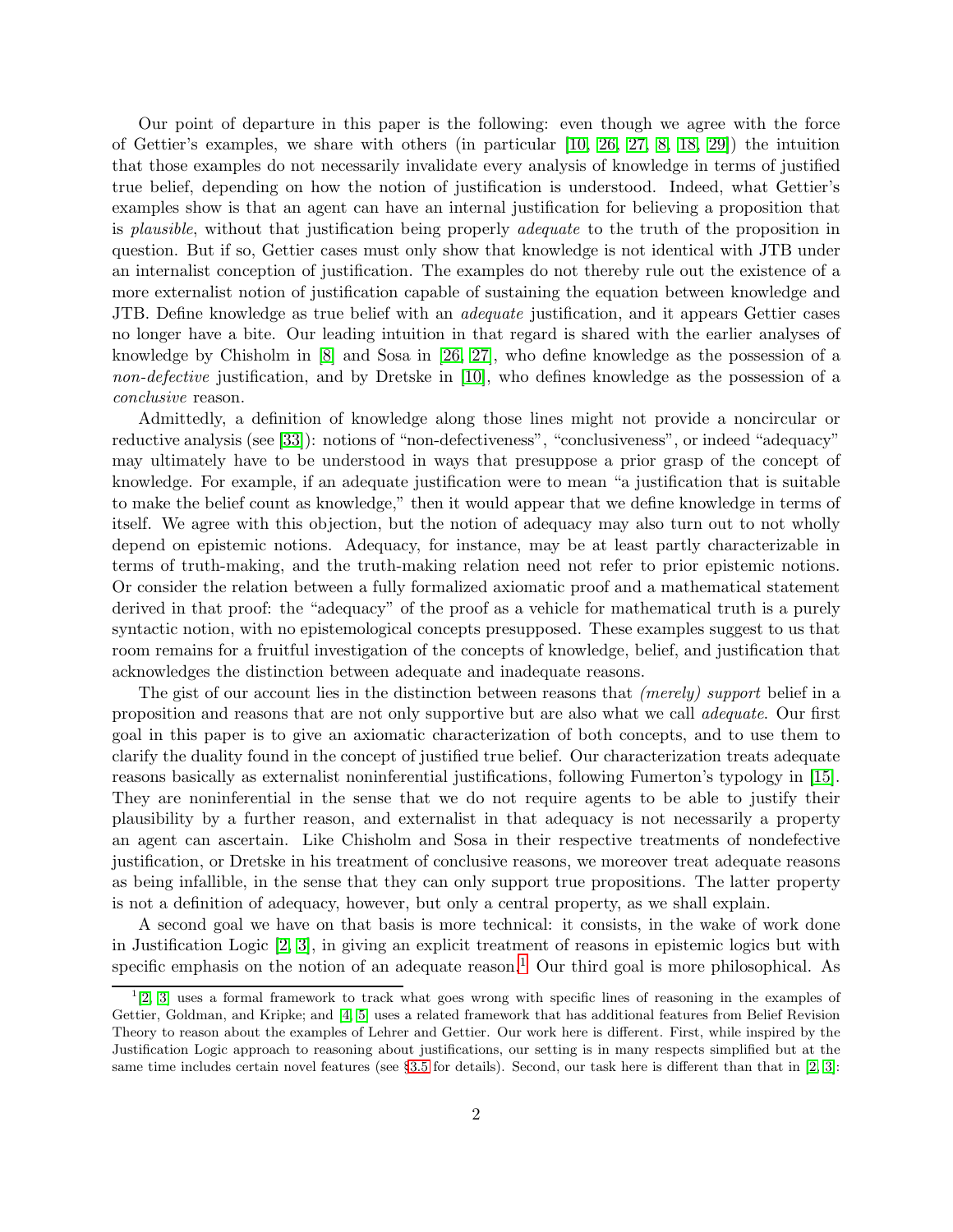Our point of departure in this paper is the following: even though we agree with the force of Gettier's examples, we share with others (in particular [10, 26, 27, 8, 18, 29]) the intuition that those examples do not necessarily invalidate every analysis of knowledge in terms of justified true belief, depending on how the notion of justification is understood. Indeed, what Gettier's examples show is that an agent can have an internal justification for believing a proposition that is *plausible*, without that justification being properly *adequate* to the truth of the proposition in question. But if so, Gettier cases must only show that knowledge is not identical with JTB under an internalist conception of justification. The examples do not thereby rule out the existence of a more externalist notion of justification capable of sustaining the equation between knowledge and JTB. Define knowledge as true belief with an *adequate* justification, and it appears Gettier cases no longer have a bite. Our leading intuition in that regard is shared with the earlier analyses of knowledge by Chisholm in [8] and Sosa in [26, 27], who define knowledge as the possession of a *non-defective* justification, and by Dretske in [10], who defines knowledge as the possession of a *conclusive* reason.

Admittedly, a definition of knowledge along those lines might not provide a noncircular or reductive analysis (see [33]): notions of "non-defectiveness", "conclusiveness", or indeed "adequacy" may ultimately have to be understood in ways that presuppose a prior grasp of the concept of knowledge. For example, if an adequate justification were to mean "a justification that is suitable to make the belief count as knowledge," then it would appear that we define knowledge in terms of itself. We agree with this objection, but the notion of adequacy may also turn out to not wholly depend on epistemic notions. Adequacy, for instance, may be at least partly characterizable in terms of truth-making, and the truth-making relation need not refer to prior epistemic notions. Or consider the relation between a fully formalized axiomatic proof and a mathematical statement derived in that proof: the "adequacy" of the proof as a vehicle for mathematical truth is a purely syntactic notion, with no epistemological concepts presupposed. These examples suggest to us that room remains for a fruitful investigation of the concepts of knowledge, belief, and justification that acknowledges the distinction between adequate and inadequate reasons.

The gist of our account lies in the distinction between reasons that *(merely) support* belief in a proposition and reasons that are not only supportive but are also what we call *adequate*. Our first goal in this paper is to give an axiomatic characterization of both concepts, and to use them to clarify the duality found in the concept of justified true belief. Our characterization treats adequate reasons basically as externalist noninferential justifications, following Fumerton's typology in [15]. They are noninferential in the sense that we do not require agents to be able to justify their plausibility by a further reason, and externalist in that adequacy is not necessarily a property an agent can ascertain. Like Chisholm and Sosa in their respective treatments of nondefective justification, or Dretske in his treatment of conclusive reasons, we moreover treat adequate reasons as being infallible, in the sense that they can only support true propositions. The latter property is not a definition of adequacy, however, but only a central property, as we shall explain.

A second goal we have on that basis is more technical: it consists, in the wake of work done in Justification Logic [2, 3], in giving an explicit treatment of reasons in epistemic logics but with specific emphasis on the notion of an adequate reason.[1] Our third goal is more philosophical. As

[1] [2, 3] uses a formal framework to track what goes wrong with specific lines of reasoning in the examples of Gettier, Goldman, and Kripke; and [4, 5] uses a related framework that has additional features from Belief Revision Theory to reason about the examples of Lehrer and Gettier. Our work here is different. First, while inspired by the Justification Logic approach to reasoning about justifications, our setting is in many respects simplified but at the same time includes certain novel features (see §3.5 for details). Second, our task here is different than that in [2, 3]: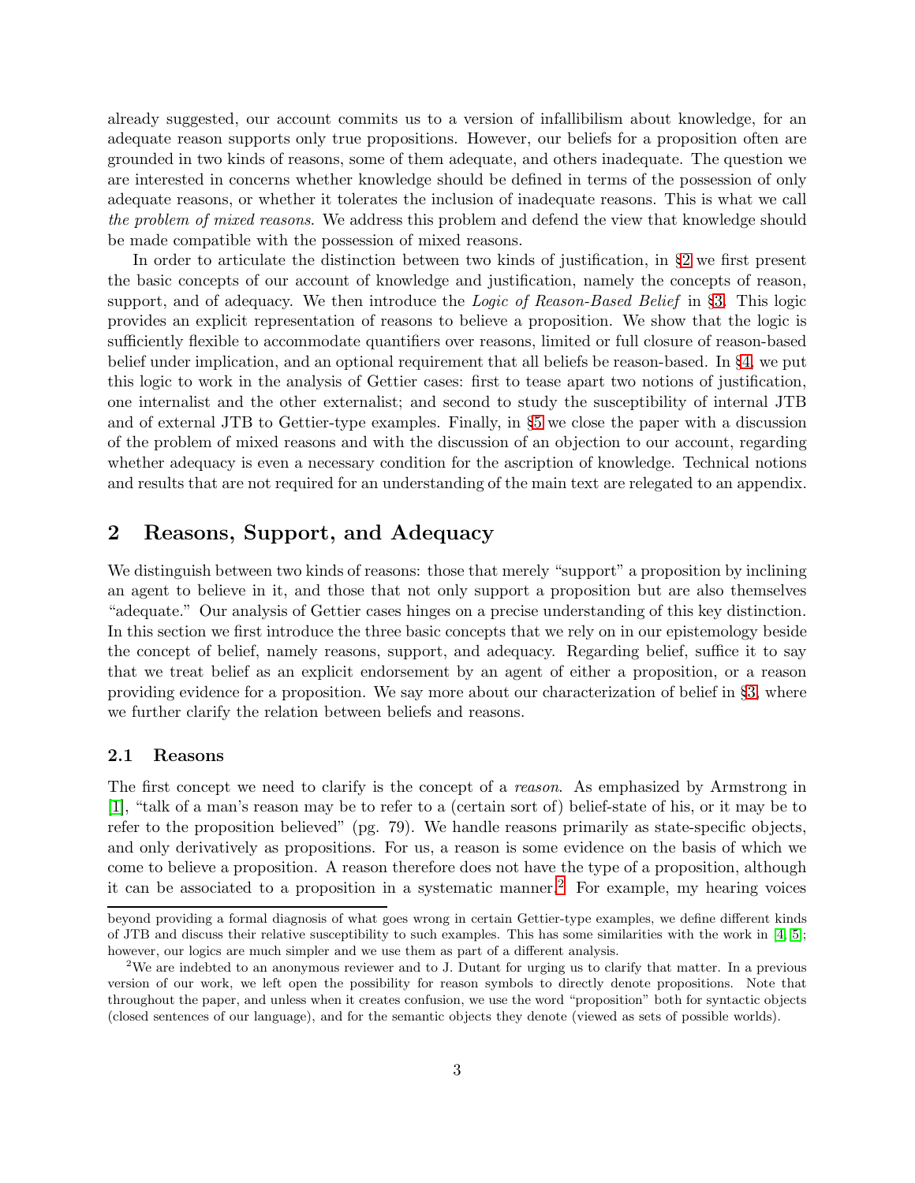already suggested, our account commits us to a version of infallibilism about knowledge, for an adequate reason supports only true propositions. However, our beliefs for a proposition often are grounded in two kinds of reasons, some of them adequate, and others inadequate. The question we are interested in concerns whether knowledge should be defined in terms of the possession of only adequate reasons, or whether it tolerates the inclusion of inadequate reasons. This is what we call *the problem of mixed reasons*. We address this problem and defend the view that knowledge should be made compatible with the possession of mixed reasons.

In order to articulate the distinction between two kinds of justification, in §2 we first present the basic concepts of our account of knowledge and justification, namely the concepts of reason, support, and of adequacy. We then introduce the *Logic of Reason-Based Belief* in §3. This logic provides an explicit representation of reasons to believe a proposition. We show that the logic is sufficiently flexible to accommodate quantifiers over reasons, limited or full closure of reason-based belief under implication, and an optional requirement that all beliefs be reason-based. In §4, we put this logic to work in the analysis of Gettier cases: first to tease apart two notions of justification, one internalist and the other externalist; and second to study the susceptibility of internal JTB and of external JTB to Gettier-type examples. Finally, in §5 we close the paper with a discussion of the problem of mixed reasons and with the discussion of an objection to our account, regarding whether adequacy is even a necessary condition for the ascription of knowledge. Technical notions and results that are not required for an understanding of the main text are relegated to an appendix.

## 2 Reasons, Support, and Adequacy

We distinguish between two kinds of reasons: those that merely "support" a proposition by inclining an agent to believe in it, and those that not only support a proposition but are also themselves "adequate." Our analysis of Gettier cases hinges on a precise understanding of this key distinction. In this section we first introduce the three basic concepts that we rely on in our epistemology beside the concept of belief, namely reasons, support, and adequacy. Regarding belief, suffice it to say that we treat belief as an explicit endorsement by an agent of either a proposition, or a reason providing evidence for a proposition. We say more about our characterization of belief in §3, where we further clarify the relation between beliefs and reasons.

### 2.1 Reasons

The first concept we need to clarify is the concept of a *reason*. As emphasized by Armstrong in [1], "talk of a man's reason may be to refer to a (certain sort of) belief-state of his, or it may be to refer to the proposition believed" (pg. 79). We handle reasons primarily as state-specific objects, and only derivatively as propositions. For us, a reason is some evidence on the basis of which we come to believe a proposition. A reason therefore does not have the type of a proposition, although it can be associated to a proposition in a systematic manner.[2] For example, my hearing voices

beyond providing a formal diagnosis of what goes wrong in certain Gettier-type examples, we define different kinds of JTB and discuss their relative susceptibility to such examples. This has some similarities with the work in [4, 5]; however, our logics are much simpler and we use them as part of a different analysis.

[2] We are indebted to an anonymous reviewer and to J. Dutant for urging us to clarify that matter. In a previous version of our work, we left open the possibility for reason symbols to directly denote propositions. Note that throughout the paper, and unless when it creates confusion, we use the word "proposition" both for syntactic objects (closed sentences of our language), and for the semantic objects they denote (viewed as sets of possible worlds).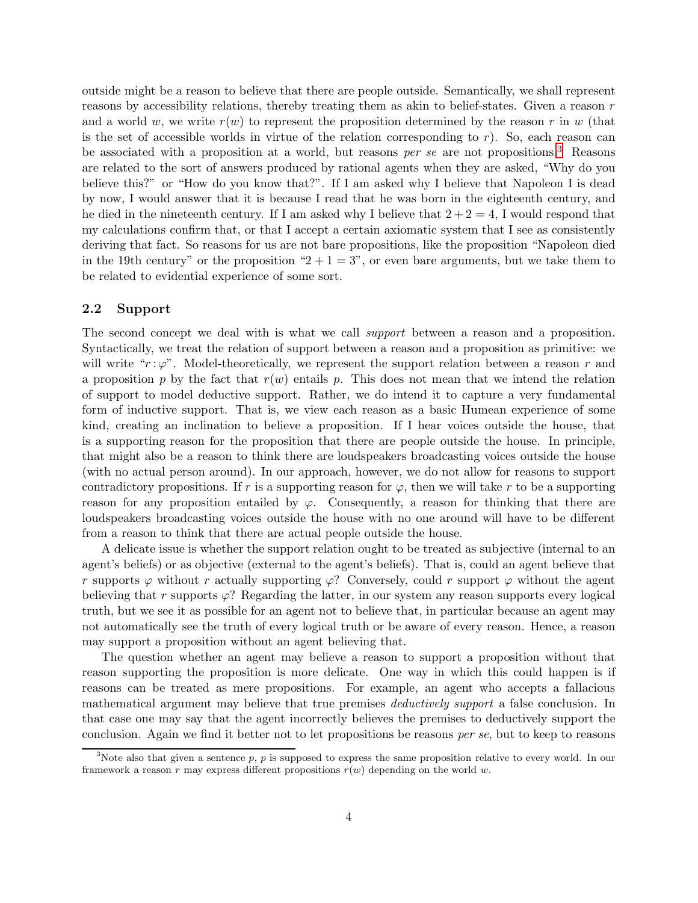outside might be a reason to believe that there are people outside. Semantically, we shall represent reasons by accessibility relations, thereby treating them as akin to belief-states. Given a reason $r$ and a world $w$, we write $r(w)$ to represent the proposition determined by the reason $r$ in $w$ (that is the set of accessible worlds in virtue of the relation corresponding to $r$). So, each reason can be associated with a proposition at a world, but reasons *per se* are not propositions.[3] Reasons are related to the sort of answers produced by rational agents when they are asked, "Why do you believe this?" or "How do you know that?". If I am asked why I believe that Napoleon I is dead by now, I would answer that it is because I read that he was born in the eighteenth century, and he died in the nineteenth century. If I am asked why I believe that $2 + 2 = 4$, I would respond that my calculations confirm that, or that I accept a certain axiomatic system that I see as consistently deriving that fact. So reasons for us are not bare propositions, like the proposition "Napoleon died in the 19th century" or the proposition "$2 + 1 = 3$", or even bare arguments, but we take them to be related to evidential experience of some sort.

## 2.2 Support

The second concept we deal with is what we call *support* between a reason and a proposition. Syntactically, we treat the relation of support between a reason and a proposition as primitive: we will write "$r : \varphi$". Model-theoretically, we represent the support relation between a reason $r$ and a proposition $p$ by the fact that $r(w)$ entails $p$. This does not mean that we intend the relation of support to model deductive support. Rather, we do intend it to capture a very fundamental form of inductive support. That is, we view each reason as a basic Humean experience of some kind, creating an inclination to believe a proposition. If I hear voices outside the house, that is a supporting reason for the proposition that there are people outside the house. In principle, that might also be a reason to think there are loudspeakers broadcasting voices outside the house (with no actual person around). In our approach, however, we do not allow for reasons to support contradictory propositions. If $r$ is a supporting reason for $\varphi$, then we will take $r$ to be a supporting reason for any proposition entailed by $\varphi$. Consequently, a reason for thinking that there are loudspeakers broadcasting voices outside the house with no one around will have to be different from a reason to think that there are actual people outside the house.

A delicate issue is whether the support relation ought to be treated as subjective (internal to an agent's beliefs) or as objective (external to the agent's beliefs). That is, could an agent believe that $r$ supports $\varphi$ without $r$ actually supporting $\varphi$? Conversely, could $r$ support $\varphi$ without the agent believing that $r$ supports $\varphi$? Regarding the latter, in our system any reason supports every logical truth, but we see it as possible for an agent not to believe that, in particular because an agent may not automatically see the truth of every logical truth or be aware of every reason. Hence, a reason may support a proposition without an agent believing that.

The question whether an agent may believe a reason to support a proposition without that reason supporting the proposition is more delicate. One way in which this could happen is if reasons can be treated as mere propositions. For example, an agent who accepts a fallacious mathematical argument may believe that true premises *deductively support* a false conclusion. In that case one may say that the agent incorrectly believes the premises to deductively support the conclusion. Again we find it better not to let propositions be reasons *per se*, but to keep to reasons

[3] Note also that given a sentence $p$, $p$ is supposed to express the same proposition relative to every world. In our framework a reason $r$ may express different propositions $r(w)$ depending on the world $w$.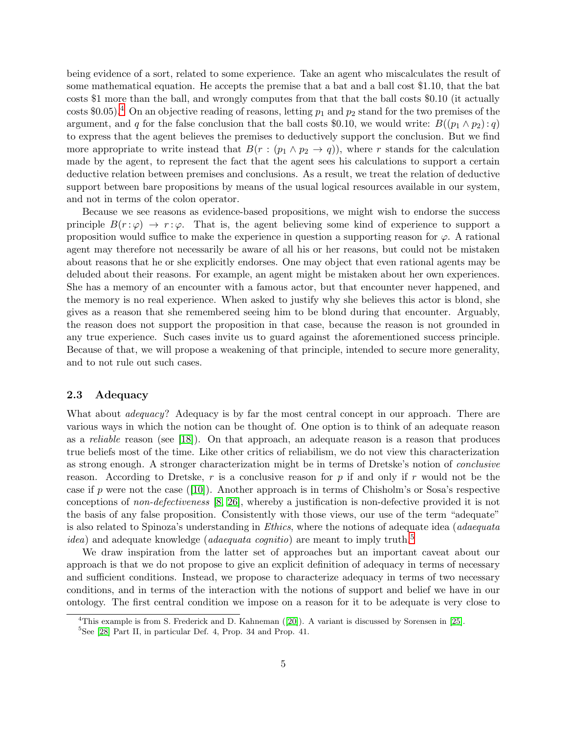being evidence of a sort, related to some experience. Take an agent who miscalculates the result of some mathematical equation. He accepts the premise that a bat and a ball cost \$1.10, that the bat costs \$1 more than the ball, and wrongly computes from that that the ball costs \$0.10 (it actually costs \$0.05).[4] On an objective reading of reasons, letting $p_1$ and $p_2$ stand for the two premises of the argument, and $q$ for the false conclusion that the ball costs \$0.10, we would write: $B((p_1 \wedge p_2) : q)$ to express that the agent believes the premises to deductively support the conclusion. But we find more appropriate to write instead that $B(r : (p_1 \wedge p_2 \rightarrow q))$, where $r$ stands for the calculation made by the agent, to represent the fact that the agent sees his calculations to support a certain deductive relation between premises and conclusions. As a result, we treat the relation of deductive support between bare propositions by means of the usual logical resources available in our system, and not in terms of the colon operator.

Because we see reasons as evidence-based propositions, we might wish to endorse the success principle $B(r : \varphi) \rightarrow r : \varphi$. That is, the agent believing some kind of experience to support a proposition would suffice to make the experience in question a supporting reason for $\varphi$. A rational agent may therefore not necessarily be aware of all his or her reasons, but could not be mistaken about reasons that he or she explicitly endorses. One may object that even rational agents may be deluded about their reasons. For example, an agent might be mistaken about her own experiences. She has a memory of an encounter with a famous actor, but that encounter never happened, and the memory is no real experience. When asked to justify why she believes this actor is blond, she gives as a reason that she remembered seeing him to be blond during that encounter. Arguably, the reason does not support the proposition in that case, because the reason is not grounded in any true experience. Such cases invite us to guard against the aforementioned success principle. Because of that, we will propose a weakening of that principle, intended to secure more generality, and to not rule out such cases.

### 2.3 Adequacy

What about *adequacy*? Adequacy is by far the most central concept in our approach. There are various ways in which the notion can be thought of. One option is to think of an adequate reason as a *reliable* reason (see [18]). On that approach, an adequate reason is a reason that produces true beliefs most of the time. Like other critics of reliabilism, we do not view this characterization as strong enough. A stronger characterization might be in terms of Dretske's notion of *conclusive* reason. According to Dretske, $r$ is a conclusive reason for $p$ if and only if $r$ would not be the case if $p$ were not the case ([10]). Another approach is in terms of Chisholm's or Sosa's respective conceptions of *non-defectiveness* [8, 26], whereby a justification is non-defective provided it is not the basis of any false proposition. Consistently with those views, our use of the term "adequate" is also related to Spinoza's understanding in *Ethics*, where the notions of adequate idea (*adaequata idea*) and adequate knowledge (*adaequata cognitio*) are meant to imply truth.[5]

We draw inspiration from the latter set of approaches but an important caveat about our approach is that we do not propose to give an explicit definition of adequacy in terms of necessary and sufficient conditions. Instead, we propose to characterize adequacy in terms of two necessary conditions, and in terms of the interaction with the notions of support and belief we have in our ontology. The first central condition we impose on a reason for it to be adequate is very close to

[4] This example is from S. Frederick and D. Kahneman ([20]). A variant is discussed by Sorensen in [25].

[5] See [28] Part II, in particular Def. 4, Prop. 34 and Prop. 41.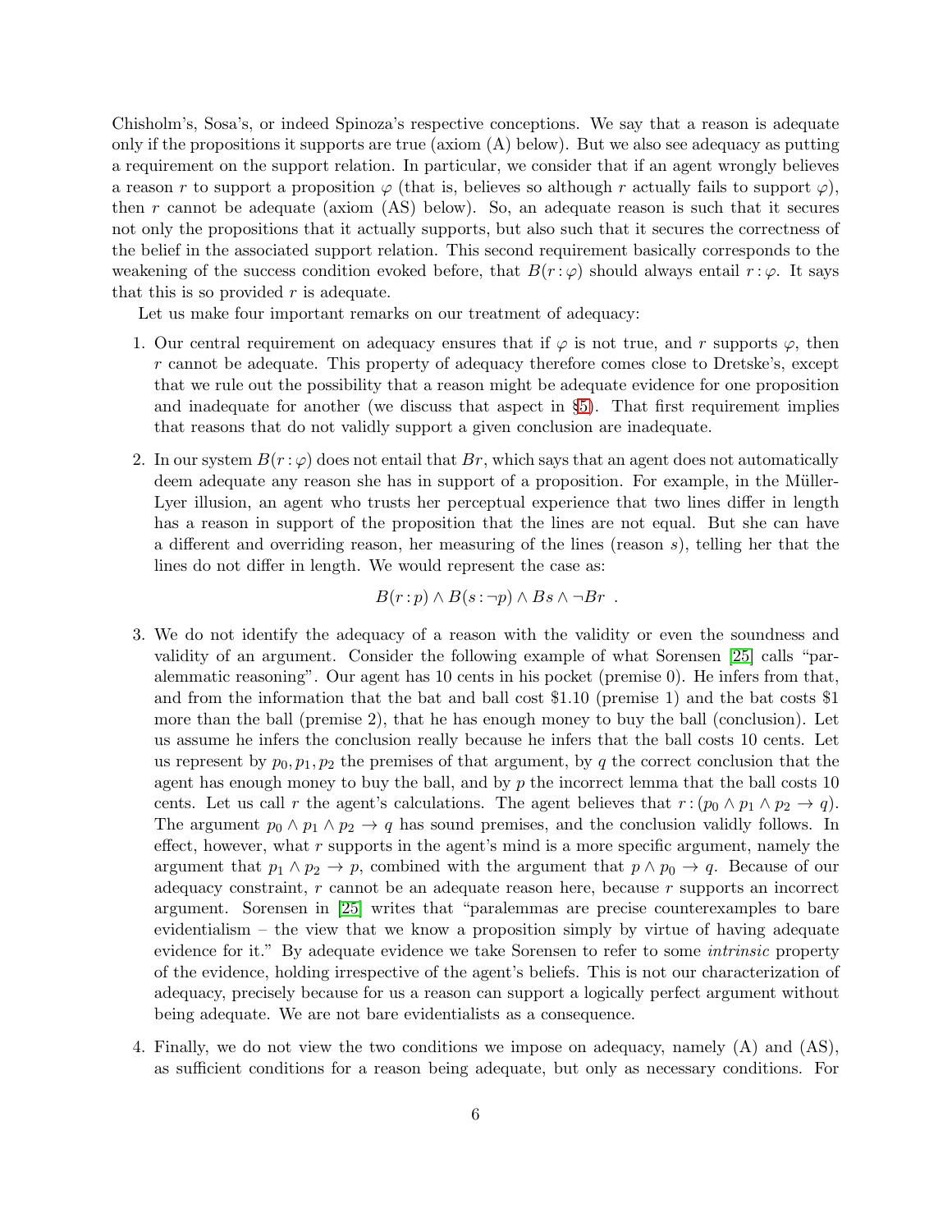Chisholm's, Sosa's, or indeed Spinoza's respective conceptions. We say that a reason is adequate only if the propositions it supports are true (axiom (A) below). But we also see adequacy as putting a requirement on the support relation. In particular, we consider that if an agent wrongly believes a reason $r$ to support a proposition $\varphi$ (that is, believes so although $r$ actually fails to support $\varphi$), then $r$ cannot be adequate (axiom (AS) below). So, an adequate reason is such that it secures not only the propositions that it actually supports, but also such that it secures the correctness of the belief in the associated support relation. This second requirement basically corresponds to the weakening of the success condition evoked before, that $B(r:\varphi)$ should always entail $r:\varphi$. It says that this is so provided $r$ is adequate.

Let us make four important remarks on our treatment of adequacy:

1. Our central requirement on adequacy ensures that if $\varphi$ is not true, and $r$ supports $\varphi$, then $r$ cannot be adequate. This property of adequacy therefore comes close to Dretske's, except that we rule out the possibility that a reason might be adequate evidence for one proposition and inadequate for another (we discuss that aspect in §5). That first requirement implies that reasons that do not validly support a given conclusion are inadequate.

2. In our system $B(r:\varphi)$ does not entail that $Br$, which says that an agent does not automatically deem adequate any reason she has in support of a proposition. For example, in the Müller-Lyer illusion, an agent who trusts her perceptual experience that two lines differ in length has a reason in support of the proposition that the lines are not equal. But she can have a different and overriding reason, her measuring of the lines (reason $s$), telling her that the lines do not differ in length. We would represent the case as:

$$B(r:p) \wedge B(s:\neg p) \wedge Bs \wedge \neg Br \ .$$

3. We do not identify the adequacy of a reason with the validity or even the soundness and validity of an argument. Consider the following example of what Sorensen [25] calls "paralemmatic reasoning". Our agent has 10 cents in his pocket (premise 0). He infers from that, and from the information that the bat and ball cost \$1.10 (premise 1) and the bat costs \$1 more than the ball (premise 2), that he has enough money to buy the ball (conclusion). Let us assume he infers the conclusion really because he infers that the ball costs 10 cents. Let us represent by $p_0, p_1, p_2$ the premises of that argument, by $q$ the correct conclusion that the agent has enough money to buy the ball, and by $p$ the incorrect lemma that the ball costs 10 cents. Let us call $r$ the agent's calculations. The agent believes that $r:(p_0 \wedge p_1 \wedge p_2 \to q)$. The argument $p_0 \wedge p_1 \wedge p_2 \to q$ has sound premises, and the conclusion validly follows. In effect, however, what $r$ supports in the agent's mind is a more specific argument, namely the argument that $p_1 \wedge p_2 \to p$, combined with the argument that $p \wedge p_0 \to q$. Because of our adequacy constraint, $r$ cannot be an adequate reason here, because $r$ supports an incorrect argument. Sorensen in [25] writes that "paralemmas are precise counterexamples to bare evidentialism – the view that we know a proposition simply by virtue of having adequate evidence for it." By adequate evidence we take Sorensen to refer to some *intrinsic* property of the evidence, holding irrespective of the agent's beliefs. This is not our characterization of adequacy, precisely because for us a reason can support a logically perfect argument without being adequate. We are not bare evidentialists as a consequence.

4. Finally, we do not view the two conditions we impose on adequacy, namely (A) and (AS), as sufficient conditions for a reason being adequate, but only as necessary conditions. For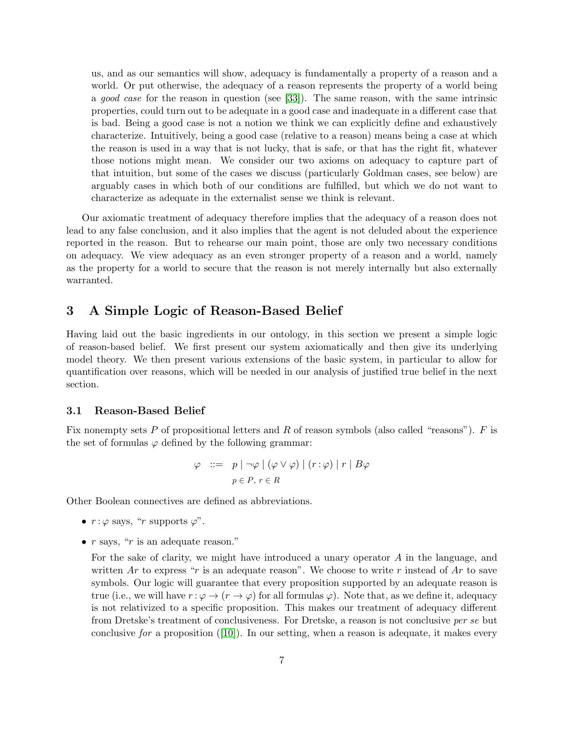us, and as our semantics will show, adequacy is fundamentally a property of a reason and a world. Or put otherwise, the adequacy of a reason represents the property of a world being a *good case* for the reason in question (see [33]). The same reason, with the same intrinsic properties, could turn out to be adequate in a good case and inadequate in a different case that is bad. Being a good case is not a notion we think we can explicitly define and exhaustively characterize. Intuitively, being a good case (relative to a reason) means being a case at which the reason is used in a way that is not lucky, that is safe, or that has the right fit, whatever those notions might mean. We consider our two axioms on adequacy to capture part of that intuition, but some of the cases we discuss (particularly Goldman cases, see below) are arguably cases in which both of our conditions are fulfilled, but which we do not want to characterize as adequate in the externalist sense we think is relevant.

Our axiomatic treatment of adequacy therefore implies that the adequacy of a reason does not lead to any false conclusion, and it also implies that the agent is not deluded about the experience reported in the reason. But to rehearse our main point, those are only two necessary conditions on adequacy. We view adequacy as an even stronger property of a reason and a world, namely as the property for a world to secure that the reason is not merely internally but also externally warranted.

# 3 A Simple Logic of Reason-Based Belief

Having laid out the basic ingredients in our ontology, in this section we present a simple logic of reason-based belief. We first present our system axiomatically and then give its underlying model theory. We then present various extensions of the basic system, in particular to allow for quantification over reasons, which will be needed in our analysis of justified true belief in the next section.

## 3.1 Reason-Based Belief

Fix nonempty sets $P$ of propositional letters and $R$ of reason symbols (also called "reasons"). $F$ is the set of formulas $\varphi$ defined by the following grammar:

$$\varphi \quad ::= \quad p \mid \neg\varphi \mid (\varphi \vee \varphi) \mid (r : \varphi) \mid r \mid B\varphi \qquad p \in P,\ r \in R$$

Other Boolean connectives are defined as abbreviations.

- $r : \varphi$ says, "$r$ supports $\varphi$".
- $r$ says, "$r$ is an adequate reason."

  For the sake of clarity, we might have introduced a unary operator $A$ in the language, and written $Ar$ to express "$r$ is an adequate reason". We choose to write $r$ instead of $Ar$ to save symbols. Our logic will guarantee that every proposition supported by an adequate reason is true (i.e., we will have $r : \varphi \to (r \to \varphi)$ for all formulas $\varphi$). Note that, as we define it, adequacy is not relativized to a specific proposition. This makes our treatment of adequacy different from Dretske's treatment of conclusiveness. For Dretske, a reason is not conclusive *per se* but conclusive *for* a proposition ([10]). In our setting, when a reason is adequate, it makes every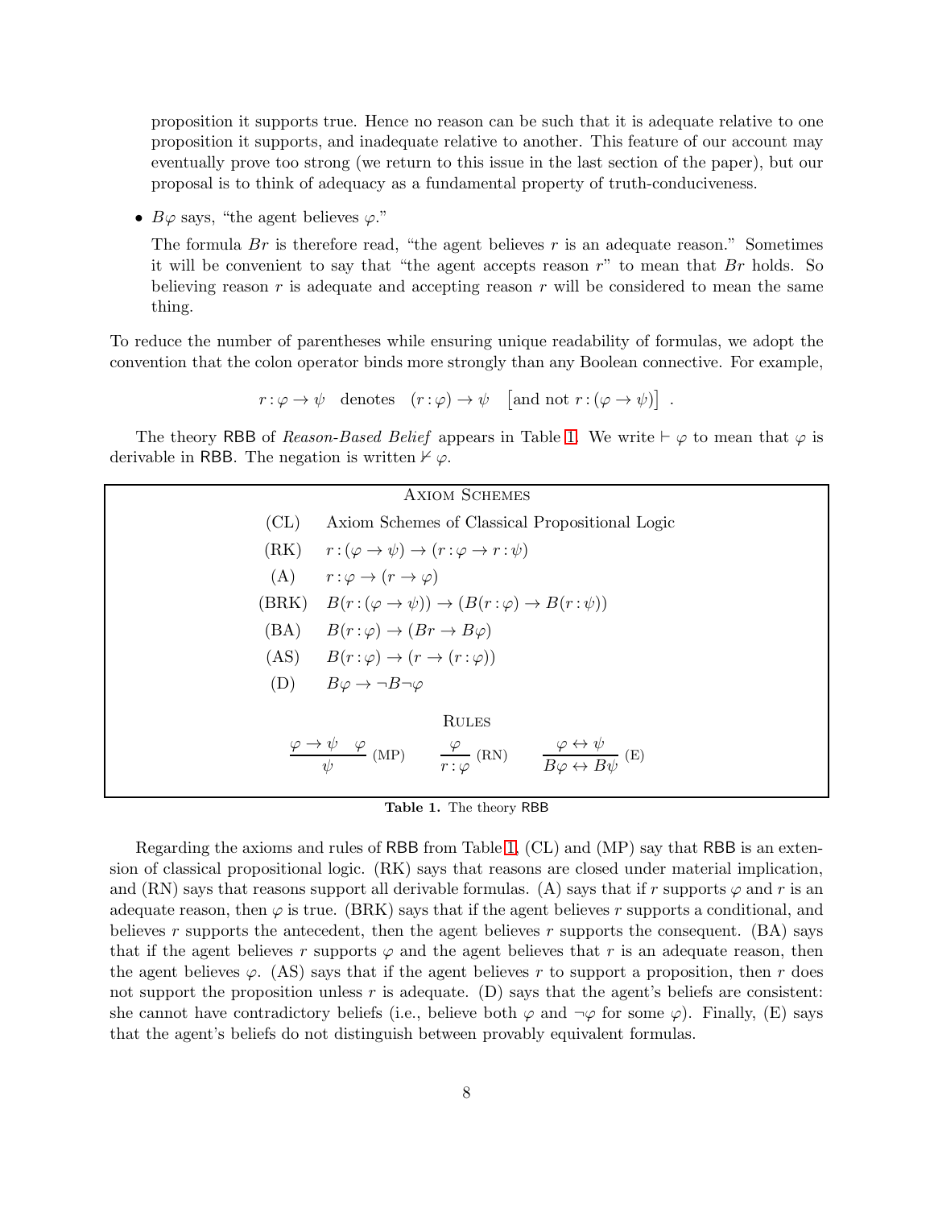proposition it supports true. Hence no reason can be such that it is adequate relative to one proposition it supports, and inadequate relative to another. This feature of our account may eventually prove too strong (we return to this issue in the last section of the paper), but our proposal is to think of adequacy as a fundamental property of truth-conduciveness.

- $B\varphi$ says, "the agent believes $\varphi$."

  The formula $Br$ is therefore read, "the agent believes $r$ is an adequate reason." Sometimes it will be convenient to say that "the agent accepts reason $r$" to mean that $Br$ holds. So believing reason $r$ is adequate and accepting reason $r$ will be considered to mean the same thing.

To reduce the number of parentheses while ensuring unique readability of formulas, we adopt the convention that the colon operator binds more strongly than any Boolean connective. For example,

$$r\!:\!\varphi \to \psi \quad \text{denotes} \quad (r\!:\!\varphi) \to \psi \quad \big[\text{and not } r\!:\!(\varphi \to \psi)\big] \ .$$

The theory RBB of *Reason-Based Belief* appears in Table 1. We write $\vdash \varphi$ to mean that $\varphi$ is derivable in RBB. The negation is written $\nvdash \varphi$.

| Axiom Schemes | |
|---|---|
| (CL) | Axiom Schemes of Classical Propositional Logic |
| (RK) | $r\!:\!(\varphi \to \psi) \to (r\!:\!\varphi \to r\!:\!\psi)$ |
| (A) | $r\!:\!\varphi \to (r \to \varphi)$ |
| (BRK) | $B(r\!:\!(\varphi \to \psi)) \to (B(r\!:\!\varphi) \to B(r\!:\!\psi))$ |
| (BA) | $B(r\!:\!\varphi) \to (Br \to B\varphi)$ |
| (AS) | $B(r\!:\!\varphi) \to (r \to (r\!:\!\varphi))$ |
| (D) | $B\varphi \to \neg B\neg\varphi$ |

Rules

$$\frac{\varphi \to \psi \quad \varphi}{\psi}\ \text{(MP)} \qquad \frac{\varphi}{r\!:\!\varphi}\ \text{(RN)} \qquad \frac{\varphi \leftrightarrow \psi}{B\varphi \leftrightarrow B\psi}\ \text{(E)}$$

**Table 1.** The theory RBB

Regarding the axioms and rules of RBB from Table 1, (CL) and (MP) say that RBB is an extension of classical propositional logic. (RK) says that reasons are closed under material implication, and (RN) says that reasons support all derivable formulas. (A) says that if $r$ supports $\varphi$ and $r$ is an adequate reason, then $\varphi$ is true. (BRK) says that if the agent believes $r$ supports a conditional, and believes $r$ supports the antecedent, then the agent believes $r$ supports the consequent. (BA) says that if the agent believes $r$ supports $\varphi$ and the agent believes that $r$ is an adequate reason, then the agent believes $\varphi$. (AS) says that if the agent believes $r$ to support a proposition, then $r$ does not support the proposition unless $r$ is adequate. (D) says that the agent's beliefs are consistent: she cannot have contradictory beliefs (i.e., believe both $\varphi$ and $\neg\varphi$ for some $\varphi$). Finally, (E) says that the agent's beliefs do not distinguish between provably equivalent formulas.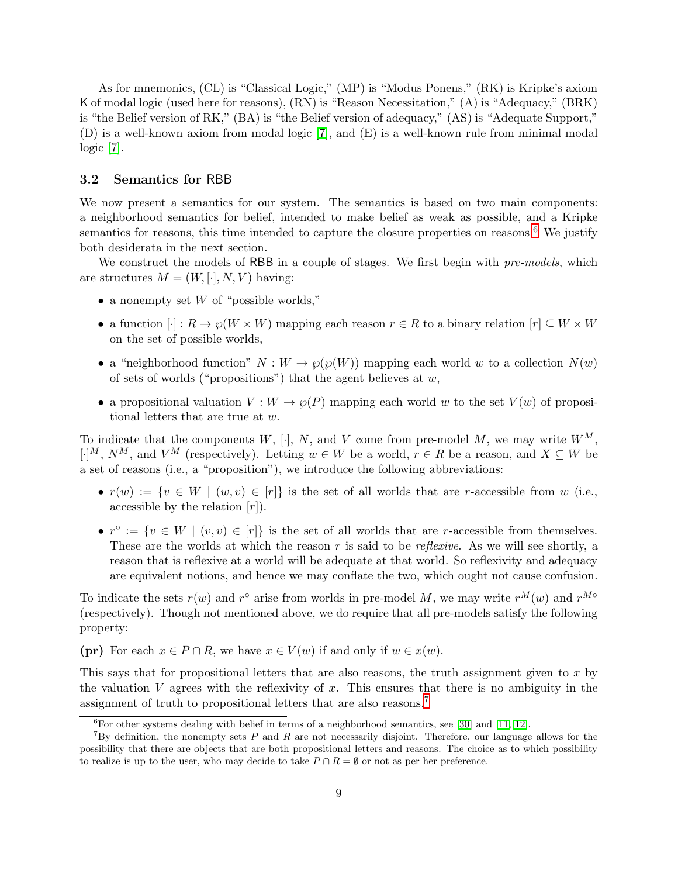As for mnemonics, (CL) is "Classical Logic," (MP) is "Modus Ponens," (RK) is Kripke's axiom K of modal logic (used here for reasons), (RN) is "Reason Necessitation," (A) is "Adequacy," (BRK) is "the Belief version of RK," (BA) is "the Belief version of adequacy," (AS) is "Adequate Support," (D) is a well-known axiom from modal logic [7], and (E) is a well-known rule from minimal modal logic [7].

### 3.2 Semantics for RBB

We now present a semantics for our system. The semantics is based on two main components: a neighborhood semantics for belief, intended to make belief as weak as possible, and a Kripke semantics for reasons, this time intended to capture the closure properties on reasons.[6] We justify both desiderata in the next section.

We construct the models of RBB in a couple of stages. We first begin with *pre-models*, which are structures $M = (W, [\cdot], N, V)$ having:

- a nonempty set $W$ of "possible worlds,"
- a function $[\cdot] : R \to \wp(W \times W)$ mapping each reason $r \in R$ to a binary relation $[r] \subseteq W \times W$ on the set of possible worlds,
- a "neighborhood function" $N : W \to \wp(\wp(W))$ mapping each world $w$ to a collection $N(w)$ of sets of worlds ("propositions") that the agent believes at $w$,
- a propositional valuation $V : W \to \wp(P)$ mapping each world $w$ to the set $V(w)$ of propositional letters that are true at $w$.

To indicate that the components $W$, $[\cdot]$, $N$, and $V$ come from pre-model $M$, we may write $W^M$, $[\cdot]^M$, $N^M$, and $V^M$ (respectively). Letting $w \in W$ be a world, $r \in R$ be a reason, and $X \subseteq W$ be a set of reasons (i.e., a "proposition"), we introduce the following abbreviations:

- $r(w) := \{v \in W \mid (w, v) \in [r]\}$ is the set of all worlds that are $r$-accessible from $w$ (i.e., accessible by the relation $[r]$).
- $r^\circ := \{v \in W \mid (v, v) \in [r]\}$ is the set of all worlds that are $r$-accessible from themselves. These are the worlds at which the reason $r$ is said to be *reflexive*. As we will see shortly, a reason that is reflexive at a world will be adequate at that world. So reflexivity and adequacy are equivalent notions, and hence we may conflate the two, which ought not cause confusion.

To indicate the sets $r(w)$ and $r^\circ$ arise from worlds in pre-model $M$, we may write $r^M(w)$ and $r^{M\circ}$ (respectively). Though not mentioned above, we do require that all pre-models satisfy the following property:

**(pr)** For each $x \in P \cap R$, we have $x \in V(w)$ if and only if $w \in x(w)$.

This says that for propositional letters that are also reasons, the truth assignment given to $x$ by the valuation $V$ agrees with the reflexivity of $x$. This ensures that there is no ambiguity in the assignment of truth to propositional letters that are also reasons.[7]

---

[6] For other systems dealing with belief in terms of a neighborhood semantics, see [30] and [11, 12].

[7] By definition, the nonempty sets $P$ and $R$ are not necessarily disjoint. Therefore, our language allows for the possibility that there are objects that are both propositional letters and reasons. The choice as to which possibility to realize is up to the user, who may decide to take $P \cap R = \emptyset$ or not as per her preference.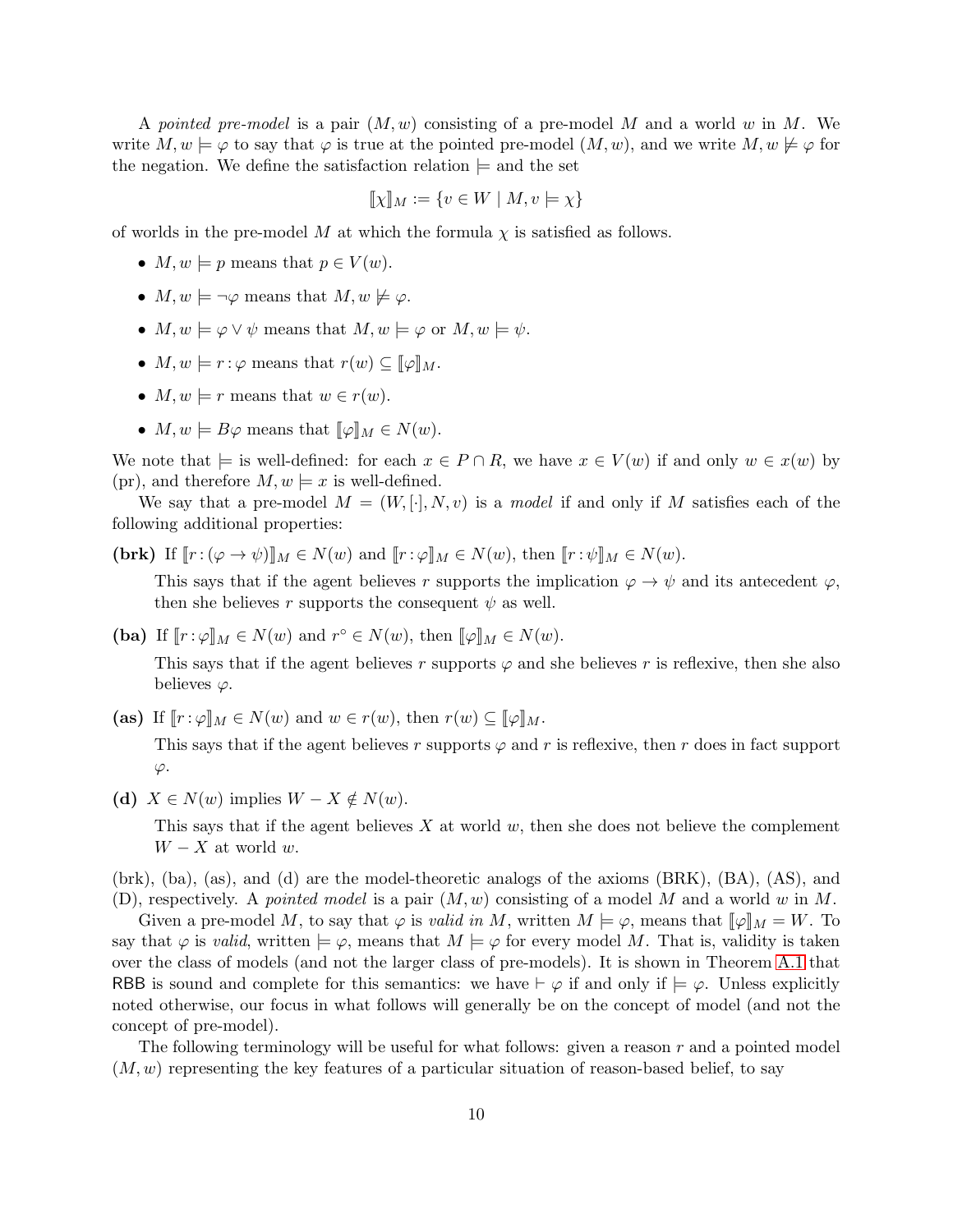A *pointed pre-model* is a pair $(M, w)$ consisting of a pre-model $M$ and a world $w$ in $M$. We write $M, w \models \varphi$ to say that $\varphi$ is true at the pointed pre-model $(M, w)$, and we write $M, w \not\models \varphi$ for the negation. We define the satisfaction relation $\models$ and the set

$$[\![\chi]\!]_M := \{v \in W \mid M, v \models \chi\}$$

of worlds in the pre-model $M$ at which the formula $\chi$ is satisfied as follows.

- $M, w \models p$ means that $p \in V(w)$.
- $M, w \models \neg\varphi$ means that $M, w \not\models \varphi$.
- $M, w \models \varphi \vee \psi$ means that $M, w \models \varphi$ or $M, w \models \psi$.
- $M, w \models r\!:\!\varphi$ means that $r(w) \subseteq [\![\varphi]\!]_M$.
- $M, w \models r$ means that $w \in r(w)$.
- $M, w \models B\varphi$ means that $[\![\varphi]\!]_M \in N(w)$.

We note that $\models$ is well-defined: for each $x \in P \cap R$, we have $x \in V(w)$ if and only $w \in x(w)$ by (pr), and therefore $M, w \models x$ is well-defined.

We say that a pre-model $M = (W, [\cdot], N, v)$ is a *model* if and only if $M$ satisfies each of the following additional properties:

**(brk)** If $[\![r\!:\!(\varphi \to \psi)]\!]_M \in N(w)$ and $[\![r\!:\!\varphi]\!]_M \in N(w)$, then $[\![r\!:\!\psi]\!]_M \in N(w)$.

This says that if the agent believes $r$ supports the implication $\varphi \to \psi$ and its antecedent $\varphi$, then she believes $r$ supports the consequent $\psi$ as well.

**(ba)** If $[\![r\!:\!\varphi]\!]_M \in N(w)$ and $r^\circ \in N(w)$, then $[\![\varphi]\!]_M \in N(w)$.

This says that if the agent believes $r$ supports $\varphi$ and she believes $r$ is reflexive, then she also believes $\varphi$.

**(as)** If $[\![r\!:\!\varphi]\!]_M \in N(w)$ and $w \in r(w)$, then $r(w) \subseteq [\![\varphi]\!]_M$.

This says that if the agent believes $r$ supports $\varphi$ and $r$ is reflexive, then $r$ does in fact support $\varphi$.

**(d)** $X \in N(w)$ implies $W - X \notin N(w)$.

This says that if the agent believes $X$ at world $w$, then she does not believe the complement $W - X$ at world $w$.

(brk), (ba), (as), and (d) are the model-theoretic analogs of the axioms (BRK), (BA), (AS), and (D), respectively. A *pointed model* is a pair $(M, w)$ consisting of a model $M$ and a world $w$ in $M$.

Given a pre-model $M$, to say that $\varphi$ is *valid in* $M$, written $M \models \varphi$, means that $[\![\varphi]\!]_M = W$. To say that $\varphi$ is *valid*, written $\models \varphi$, means that $M \models \varphi$ for every model $M$. That is, validity is taken over the class of models (and not the larger class of pre-models). It is shown in Theorem A.1 that RBB is sound and complete for this semantics: we have $\vdash \varphi$ if and only if $\models \varphi$. Unless explicitly noted otherwise, our focus in what follows will generally be on the concept of model (and not the concept of pre-model).

The following terminology will be useful for what follows: given a reason $r$ and a pointed model $(M, w)$ representing the key features of a particular situation of reason-based belief, to say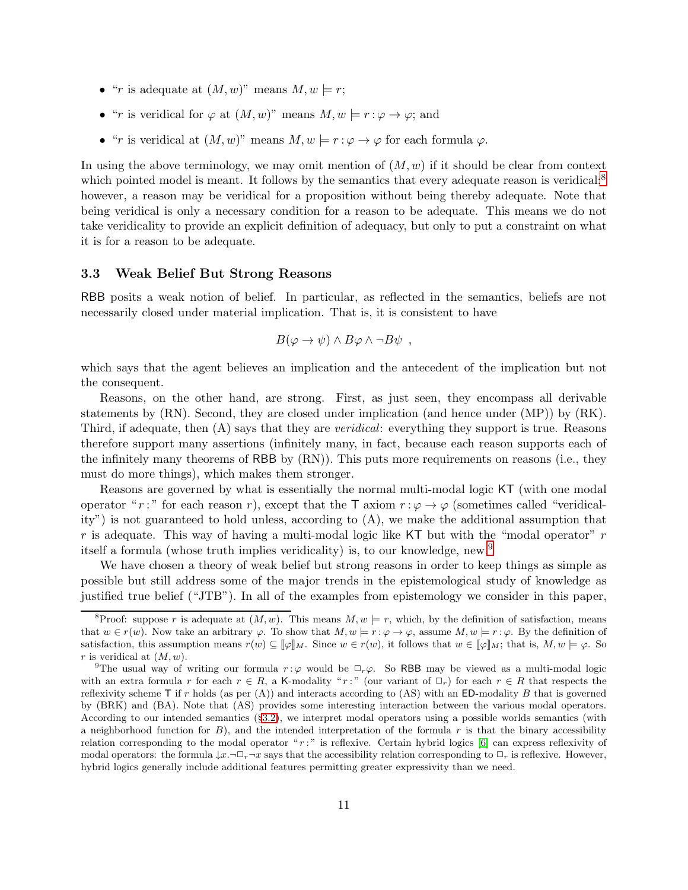- "$r$ is adequate at $(M, w)$" means $M, w \models r$;
- "$r$ is veridical for $\varphi$ at $(M, w)$" means $M, w \models r : \varphi \to \varphi$; and
- "$r$ is veridical at $(M, w)$" means $M, w \models r : \varphi \to \varphi$ for each formula $\varphi$.

In using the above terminology, we may omit mention of $(M, w)$ if it should be clear from context which pointed model is meant. It follows by the semantics that every adequate reason is veridical;[8] however, a reason may be veridical for a proposition without being thereby adequate. Note that being veridical is only a necessary condition for a reason to be adequate. This means we do not take veridicality to provide an explicit definition of adequacy, but only to put a constraint on what it is for a reason to be adequate.

### 3.3 Weak Belief But Strong Reasons

RBB posits a weak notion of belief. In particular, as reflected in the semantics, beliefs are not necessarily closed under material implication. That is, it is consistent to have

$$B(\varphi \to \psi) \wedge B\varphi \wedge \neg B\psi \ \ ,$$

which says that the agent believes an implication and the antecedent of the implication but not the consequent.

Reasons, on the other hand, are strong. First, as just seen, they encompass all derivable statements by (RN). Second, they are closed under implication (and hence under (MP)) by (RK). Third, if adequate, then (A) says that they are *veridical*: everything they support is true. Reasons therefore support many assertions (infinitely many, in fact, because each reason supports each of the infinitely many theorems of RBB by (RN)). This puts more requirements on reasons (i.e., they must do more things), which makes them stronger.

Reasons are governed by what is essentially the normal multi-modal logic KT (with one modal operator "$r$ :" for each reason $r$), except that the T axiom $r : \varphi \to \varphi$ (sometimes called "veridicality") is not guaranteed to hold unless, according to (A), we make the additional assumption that $r$ is adequate. This way of having a multi-modal logic like KT but with the "modal operator" $r$ itself a formula (whose truth implies veridicality) is, to our knowledge, new.[9]

We have chosen a theory of weak belief but strong reasons in order to keep things as simple as possible but still address some of the major trends in the epistemological study of knowledge as justified true belief ("JTB"). In all of the examples from epistemology we consider in this paper,

---

[8] Proof: suppose $r$ is adequate at $(M, w)$. This means $M, w \models r$, which, by the definition of satisfaction, means that $w \in r(w)$. Now take an arbitrary $\varphi$. To show that $M, w \models r : \varphi \to \varphi$, assume $M, w \models r : \varphi$. By the definition of satisfaction, this assumption means $r(w) \subseteq [\![\varphi]\!]_M$. Since $w \in r(w)$, it follows that $w \in [\![\varphi]\!]_M$; that is, $M, w \models \varphi$. So $r$ is veridical at $(M, w)$.

[9] The usual way of writing our formula $r : \varphi$ would be $\Box_r \varphi$. So RBB may be viewed as a multi-modal logic with an extra formula $r$ for each $r \in R$, a K-modality "$r$ :" (our variant of $\Box_r$) for each $r \in R$ that respects the reflexivity scheme T if $r$ holds (as per (A)) and interacts according to (AS) with an ED-modality $B$ that is governed by (BRK) and (BA). Note that (AS) provides some interesting interaction between the various modal operators. According to our intended semantics (§3.2), we interpret modal operators using a possible worlds semantics (with a neighborhood function for $B$), and the intended interpretation of the formula $r$ is that the binary accessibility relation corresponding to the modal operator "$r$ :" is reflexive. Certain hybrid logics [6] can express reflexivity of modal operators: the formula $\downarrow x. \neg \Box_r \neg x$ says that the accessibility relation corresponding to $\Box_r$ is reflexive. However, hybrid logics generally include additional features permitting greater expressivity than we need.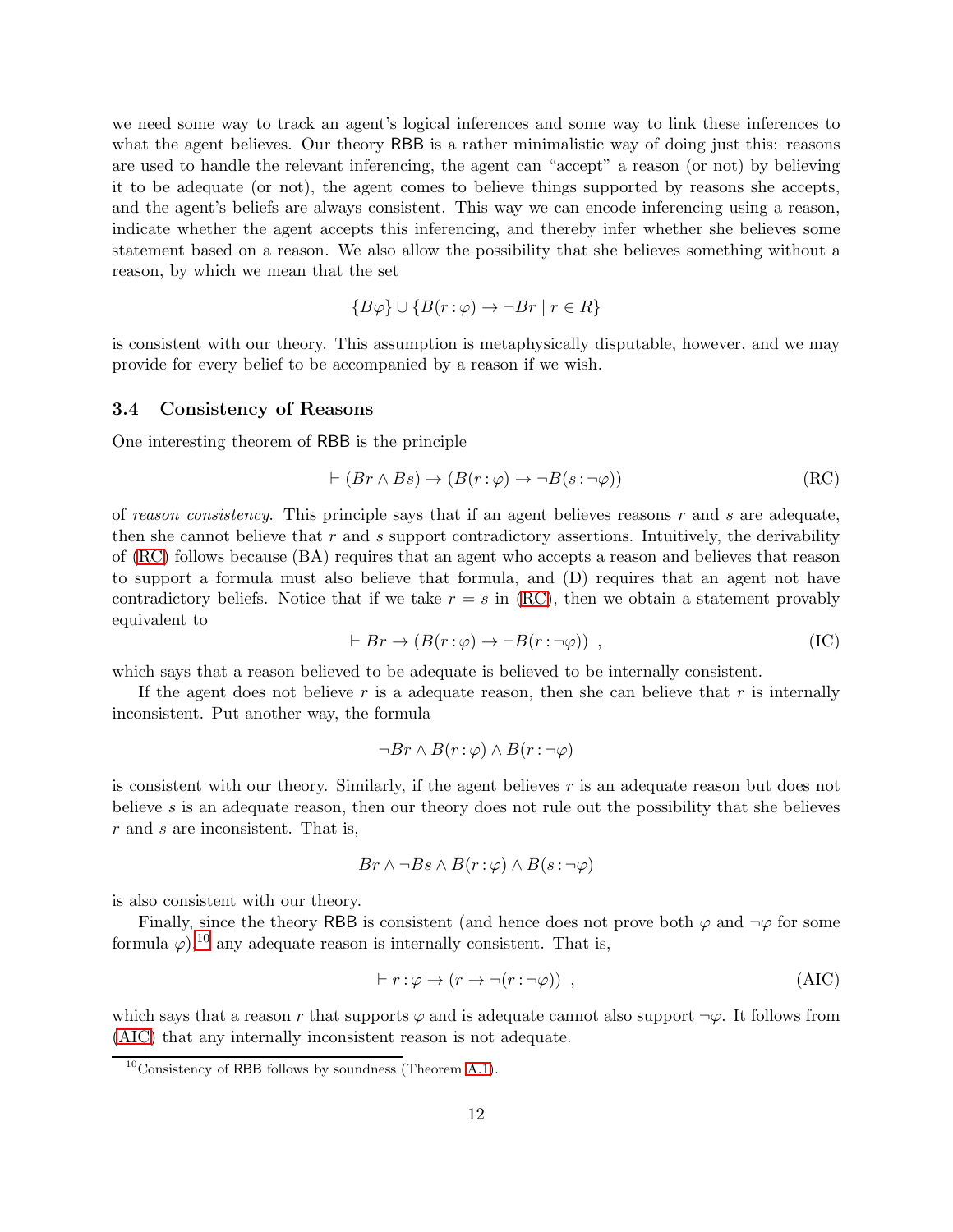we need some way to track an agent's logical inferences and some way to link these inferences to what the agent believes. Our theory RBB is a rather minimalistic way of doing just this: reasons are used to handle the relevant inferencing, the agent can "accept" a reason (or not) by believing it to be adequate (or not), the agent comes to believe things supported by reasons she accepts, and the agent's beliefs are always consistent. This way we can encode inferencing using a reason, indicate whether the agent accepts this inferencing, and thereby infer whether she believes some statement based on a reason. We also allow the possibility that she believes something without a reason, by which we mean that the set

$$\{B\varphi\} \cup \{B(r : \varphi) \to \neg Br \mid r \in R\}$$

is consistent with our theory. This assumption is metaphysically disputable, however, and we may provide for every belief to be accompanied by a reason if we wish.

### 3.4 Consistency of Reasons

One interesting theorem of RBB is the principle

$$\vdash (Br \wedge Bs) \to (B(r : \varphi) \to \neg B(s : \neg\varphi)) \tag{RC}$$

of *reason consistency*. This principle says that if an agent believes reasons $r$ and $s$ are adequate, then she cannot believe that $r$ and $s$ support contradictory assertions. Intuitively, the derivability of (RC) follows because (BA) requires that an agent who accepts a reason and believes that reason to support a formula must also believe that formula, and (D) requires that an agent not have contradictory beliefs. Notice that if we take $r = s$ in (RC), then we obtain a statement provably equivalent to

$$\vdash Br \to (B(r : \varphi) \to \neg B(r : \neg\varphi)) \ , \tag{IC}$$

which says that a reason believed to be adequate is believed to be internally consistent.

If the agent does not believe $r$ is a adequate reason, then she can believe that $r$ is internally inconsistent. Put another way, the formula

$$\neg Br \wedge B(r : \varphi) \wedge B(r : \neg\varphi)$$

is consistent with our theory. Similarly, if the agent believes $r$ is an adequate reason but does not believe $s$ is an adequate reason, then our theory does not rule out the possibility that she believes $r$ and $s$ are inconsistent. That is,

$$Br \wedge \neg Bs \wedge B(r : \varphi) \wedge B(s : \neg\varphi)$$

is also consistent with our theory.

Finally, since the theory RBB is consistent (and hence does not prove both $\varphi$ and $\neg\varphi$ for some formula $\varphi$),[10] any adequate reason is internally consistent. That is,

$$\vdash r : \varphi \to (r \to \neg(r : \neg\varphi)) \ , \tag{AIC}$$

which says that a reason $r$ that supports $\varphi$ and is adequate cannot also support $\neg\varphi$. It follows from (AIC) that any internally inconsistent reason is not adequate.

[10] Consistency of RBB follows by soundness (Theorem A.1).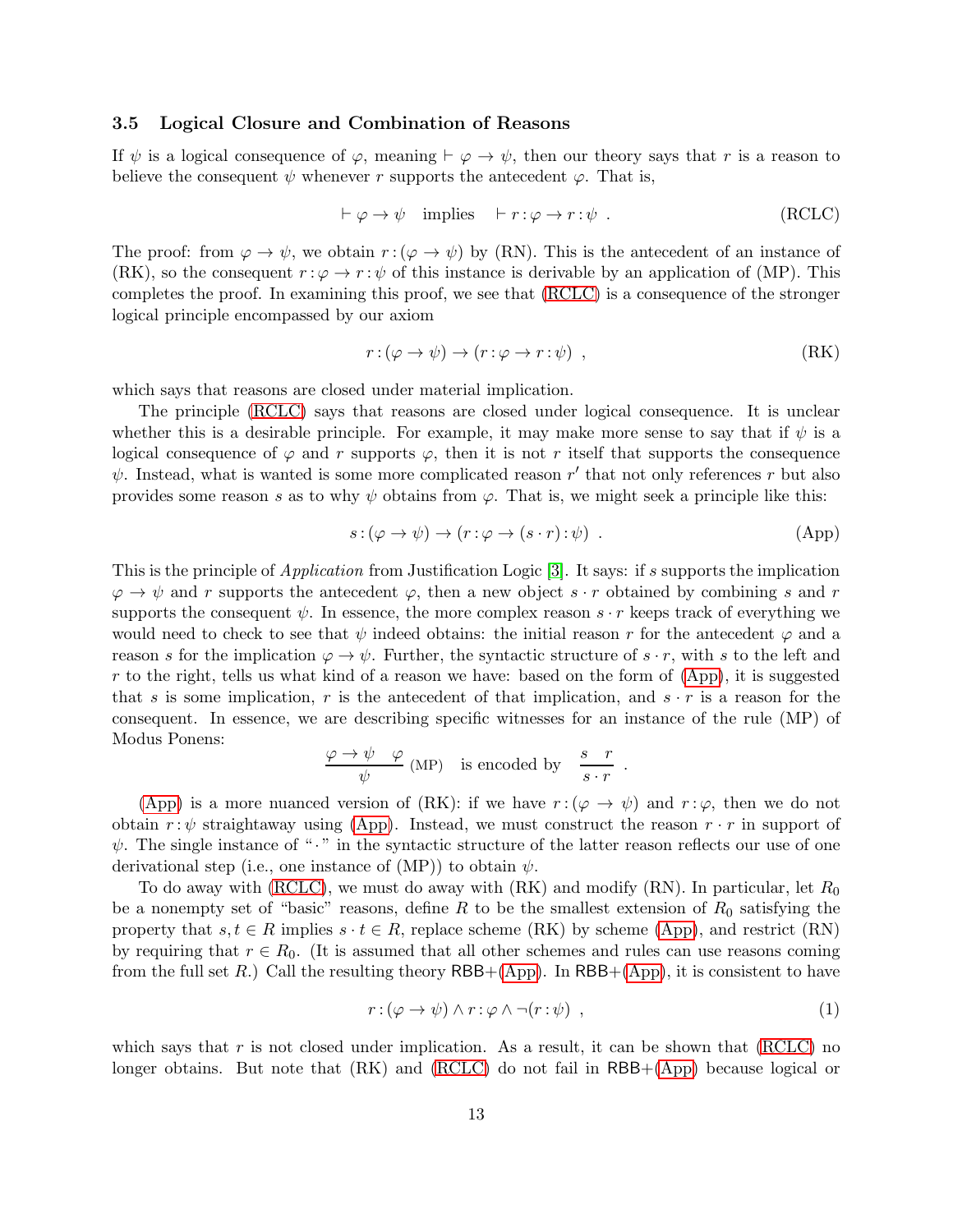### 3.5 Logical Closure and Combination of Reasons

If $\psi$ is a logical consequence of $\varphi$, meaning $\vdash \varphi \to \psi$, then our theory says that $r$ is a reason to believe the consequent $\psi$ whenever $r$ supports the antecedent $\varphi$. That is,

$$\vdash \varphi \to \psi \quad \text{implies} \quad \vdash r\,{:}\,\varphi \to r\,{:}\,\psi \ . \tag{RCLC}$$

The proof: from $\varphi \to \psi$, we obtain $r\,{:}\,(\varphi \to \psi)$ by (RN). This is the antecedent of an instance of (RK), so the consequent $r\,{:}\,\varphi \to r\,{:}\,\psi$ of this instance is derivable by an application of (MP). This completes the proof. In examining this proof, we see that (RCLC) is a consequence of the stronger logical principle encompassed by our axiom

$$r\,{:}\,(\varphi \to \psi) \to (r\,{:}\,\varphi \to r\,{:}\,\psi) \ , \tag{RK}$$

which says that reasons are closed under material implication.

The principle (RCLC) says that reasons are closed under logical consequence. It is unclear whether this is a desirable principle. For example, it may make more sense to say that if $\psi$ is a logical consequence of $\varphi$ and $r$ supports $\varphi$, then it is not $r$ itself that supports the consequence $\psi$. Instead, what is wanted is some more complicated reason $r'$ that not only references $r$ but also provides some reason $s$ as to why $\psi$ obtains from $\varphi$. That is, we might seek a principle like this:

$$s\,{:}\,(\varphi \to \psi) \to (r\,{:}\,\varphi \to (s \cdot r)\,{:}\,\psi) \ . \tag{App}$$

This is the principle of *Application* from Justification Logic [3]. It says: if $s$ supports the implication $\varphi \to \psi$ and $r$ supports the antecedent $\varphi$, then a new object $s \cdot r$ obtained by combining $s$ and $r$ supports the consequent $\psi$. In essence, the more complex reason $s \cdot r$ keeps track of everything we would need to check to see that $\psi$ indeed obtains: the initial reason $r$ for the antecedent $\varphi$ and a reason $s$ for the implication $\varphi \to \psi$. Further, the syntactic structure of $s \cdot r$, with $s$ to the left and $r$ to the right, tells us what kind of a reason we have: based on the form of (App), it is suggested that $s$ is some implication, $r$ is the antecedent of that implication, and $s \cdot r$ is a reason for the consequent. In essence, we are describing specific witnesses for an instance of the rule (MP) of Modus Ponens:

$$\frac{\varphi \to \psi \quad \varphi}{\psi}\,(\text{MP}) \quad \text{is encoded by} \quad \frac{s \quad r}{s \cdot r} \ .$$

(App) is a more nuanced version of (RK): if we have $r\,{:}\,(\varphi \to \psi)$ and $r\,{:}\,\varphi$, then we do not obtain $r\,{:}\,\psi$ straightaway using (App). Instead, we must construct the reason $r \cdot r$ in support of $\psi$. The single instance of "$\cdot$" in the syntactic structure of the latter reason reflects our use of one derivational step (i.e., one instance of (MP)) to obtain $\psi$.

To do away with (RCLC), we must do away with (RK) and modify (RN). In particular, let $R_0$ be a nonempty set of "basic" reasons, define $R$ to be the smallest extension of $R_0$ satisfying the property that $s, t \in R$ implies $s \cdot t \in R$, replace scheme (RK) by scheme (App), and restrict (RN) by requiring that $r \in R_0$. (It is assumed that all other schemes and rules can use reasons coming from the full set $R$.) Call the resulting theory RBB+(App). In RBB+(App), it is consistent to have

$$r\,{:}\,(\varphi \to \psi) \wedge r\,{:}\,\varphi \wedge \neg(r\,{:}\,\psi) \ , \tag{1}$$

which says that $r$ is not closed under implication. As a result, it can be shown that (RCLC) no longer obtains. But note that (RK) and (RCLC) do not fail in RBB+(App) because logical or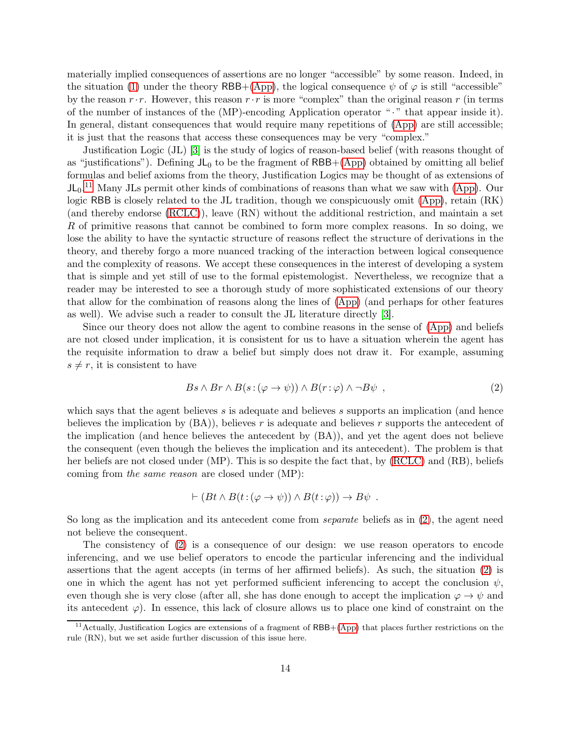materially implied consequences of assertions are no longer "accessible" by some reason. Indeed, in the situation (1) under the theory RBB+(App), the logical consequence $\psi$ of $\varphi$ is still "accessible" by the reason $r \cdot r$. However, this reason $r \cdot r$ is more "complex" than the original reason $r$ (in terms of the number of instances of the (MP)-encoding Application operator "$\cdot$" that appear inside it). In general, distant consequences that would require many repetitions of (App) are still accessible; it is just that the reasons that access these consequences may be very "complex."

Justification Logic (JL) [3] is the study of logics of reason-based belief (with reasons thought of as "justifications"). Defining $\mathsf{JL}_0$ to be the fragment of RBB+(App) obtained by omitting all belief formulas and belief axioms from the theory, Justification Logics may be thought of as extensions of $\mathsf{JL}_0$.[11] Many JLs permit other kinds of combinations of reasons than what we saw with (App). Our logic RBB is closely related to the JL tradition, though we conspicuously omit (App), retain (RK) (and thereby endorse (RCLC)), leave (RN) without the additional restriction, and maintain a set $R$ of primitive reasons that cannot be combined to form more complex reasons. In so doing, we lose the ability to have the syntactic structure of reasons reflect the structure of derivations in the theory, and thereby forgo a more nuanced tracking of the interaction between logical consequence and the complexity of reasons. We accept these consequences in the interest of developing a system that is simple and yet still of use to the formal epistemologist. Nevertheless, we recognize that a reader may be interested to see a thorough study of more sophisticated extensions of our theory that allow for the combination of reasons along the lines of (App) (and perhaps for other features as well). We advise such a reader to consult the JL literature directly [3].

Since our theory does not allow the agent to combine reasons in the sense of (App) and beliefs are not closed under implication, it is consistent for us to have a situation wherein the agent has the requisite information to draw a belief but simply does not draw it. For example, assuming $s \neq r$, it is consistent to have

$$Bs \wedge Br \wedge B(s\!:\!(\varphi \to \psi)) \wedge B(r\!:\!\varphi) \wedge \neg B\psi \ , \tag{2}$$

which says that the agent believes $s$ is adequate and believes $s$ supports an implication (and hence believes the implication by (BA)), believes $r$ is adequate and believes $r$ supports the antecedent of the implication (and hence believes the antecedent by (BA)), and yet the agent does not believe the consequent (even though the believes the implication and its antecedent). The problem is that her beliefs are not closed under (MP). This is so despite the fact that, by (RCLC) and (RB), beliefs coming from *the same reason* are closed under (MP):

$$\vdash (Bt \wedge B(t\!:\!(\varphi \to \psi)) \wedge B(t\!:\!\varphi)) \to B\psi \ .$$

So long as the implication and its antecedent come from *separate* beliefs as in (2), the agent need not believe the consequent.

The consistency of (2) is a consequence of our design: we use reason operators to encode inferencing, and we use belief operators to encode the particular inferencing and the individual assertions that the agent accepts (in terms of her affirmed beliefs). As such, the situation (2) is one in which the agent has not yet performed sufficient inferencing to accept the conclusion $\psi$, even though she is very close (after all, she has done enough to accept the implication $\varphi \to \psi$ and its antecedent $\varphi$). In essence, this lack of closure allows us to place one kind of constraint on the

[11] Actually, Justification Logics are extensions of a fragment of RBB+(App) that places further restrictions on the rule (RN), but we set aside further discussion of this issue here.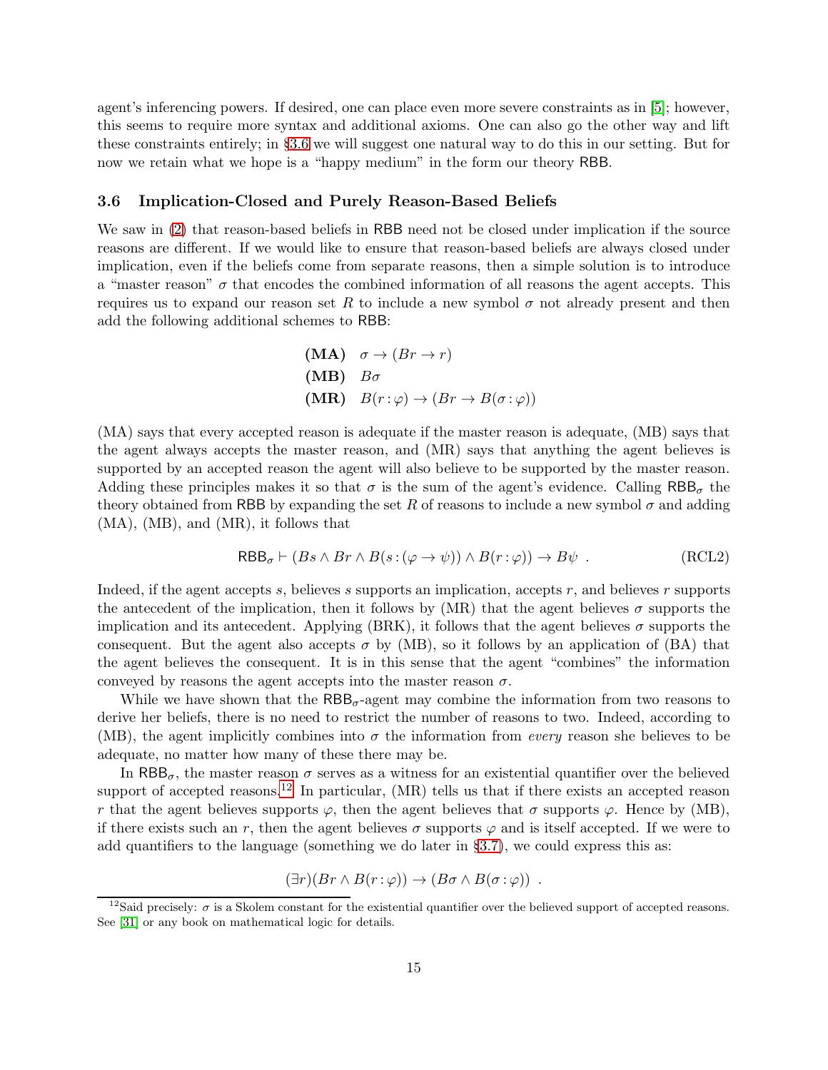agent's inferencing powers. If desired, one can place even more severe constraints as in [5]; however, this seems to require more syntax and additional axioms. One can also go the other way and lift these constraints entirely; in §3.6 we will suggest one natural way to do this in our setting. But for now we retain what we hope is a "happy medium" in the form our theory RBB.

### 3.6 Implication-Closed and Purely Reason-Based Beliefs

We saw in (2) that reason-based beliefs in RBB need not be closed under implication if the source reasons are different. If we would like to ensure that reason-based beliefs are always closed under implication, even if the beliefs come from separate reasons, then a simple solution is to introduce a "master reason" $\sigma$ that encodes the combined information of all reasons the agent accepts. This requires us to expand our reason set $R$ to include a new symbol $\sigma$ not already present and then add the following additional schemes to RBB:

$$\begin{array}{ll} \textbf{(MA)} & \sigma \to (Br \to r) \\ \textbf{(MB)} & B\sigma \\ \textbf{(MR)} & B(r : \varphi) \to (Br \to B(\sigma : \varphi)) \end{array}$$

(MA) says that every accepted reason is adequate if the master reason is adequate, (MB) says that the agent always accepts the master reason, and (MR) says that anything the agent believes is supported by an accepted reason the agent will also believe to be supported by the master reason. Adding these principles makes it so that $\sigma$ is the sum of the agent's evidence. Calling $\mathsf{RBB}_\sigma$ the theory obtained from RBB by expanding the set $R$ of reasons to include a new symbol $\sigma$ and adding (MA), (MB), and (MR), it follows that

$$\mathsf{RBB}_\sigma \vdash (Bs \wedge Br \wedge B(s : (\varphi \to \psi)) \wedge B(r : \varphi)) \to B\psi \ . \qquad \text{(RCL2)}$$

Indeed, if the agent accepts $s$, believes $s$ supports an implication, accepts $r$, and believes $r$ supports the antecedent of the implication, then it follows by (MR) that the agent believes $\sigma$ supports the implication and its antecedent. Applying (BRK), it follows that the agent believes $\sigma$ supports the consequent. But the agent also accepts $\sigma$ by (MB), so it follows by an application of (BA) that the agent believes the consequent. It is in this sense that the agent "combines" the information conveyed by reasons the agent accepts into the master reason $\sigma$.

While we have shown that the $\mathsf{RBB}_\sigma$-agent may combine the information from two reasons to derive her beliefs, there is no need to restrict the number of reasons to two. Indeed, according to (MB), the agent implicitly combines into $\sigma$ the information from *every* reason she believes to be adequate, no matter how many of these there may be.

In $\mathsf{RBB}_\sigma$, the master reason $\sigma$ serves as a witness for an existential quantifier over the believed support of accepted reasons.[12] In particular, (MR) tells us that if there exists an accepted reason $r$ that the agent believes supports $\varphi$, then the agent believes that $\sigma$ supports $\varphi$. Hence by (MB), if there exists such an $r$, then the agent believes $\sigma$ supports $\varphi$ and is itself accepted. If we were to add quantifiers to the language (something we do later in §3.7), we could express this as:

$$(\exists r)(Br \wedge B(r : \varphi)) \to (B\sigma \wedge B(\sigma : \varphi)) \ .$$

[12] Said precisely: $\sigma$ is a Skolem constant for the existential quantifier over the believed support of accepted reasons. See [31] or any book on mathematical logic for details.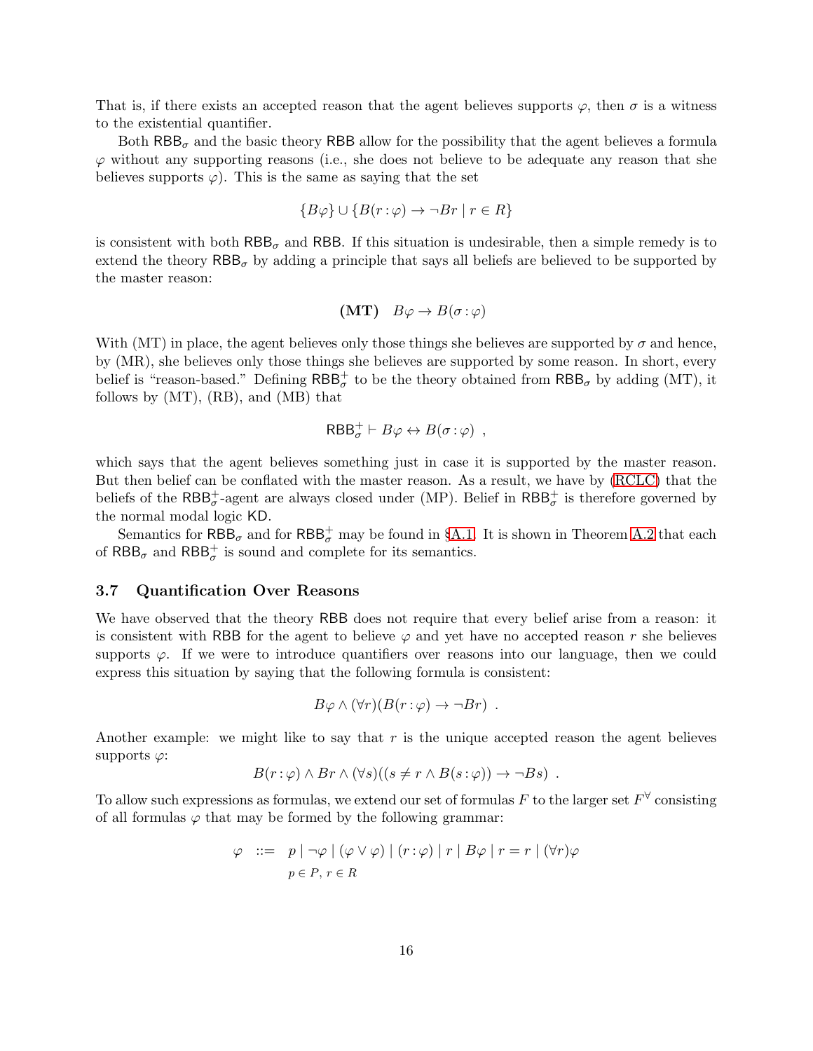That is, if there exists an accepted reason that the agent believes supports $\varphi$, then $\sigma$ is a witness to the existential quantifier.

Both $\mathsf{RBB}_\sigma$ and the basic theory $\mathsf{RBB}$ allow for the possibility that the agent believes a formula $\varphi$ without any supporting reasons (i.e., she does not believe to be adequate any reason that she believes supports $\varphi$). This is the same as saying that the set

$$\{B\varphi\} \cup \{B(r:\varphi) \to \neg Br \mid r \in R\}$$

is consistent with both $\mathsf{RBB}_\sigma$ and $\mathsf{RBB}$. If this situation is undesirable, then a simple remedy is to extend the theory $\mathsf{RBB}_\sigma$ by adding a principle that says all beliefs are believed to be supported by the master reason:

$$\textbf{(MT)} \quad B\varphi \to B(\sigma:\varphi)$$

With (MT) in place, the agent believes only those things she believes are supported by $\sigma$ and hence, by (MR), she believes only those things she believes are supported by some reason. In short, every belief is "reason-based." Defining $\mathsf{RBB}^+_\sigma$ to be the theory obtained from $\mathsf{RBB}_\sigma$ by adding (MT), it follows by (MT), (RB), and (MB) that

$$\mathsf{RBB}^+_\sigma \vdash B\varphi \leftrightarrow B(\sigma:\varphi) \ ,$$

which says that the agent believes something just in case it is supported by the master reason. But then belief can be conflated with the master reason. As a result, we have by (RCLC) that the beliefs of the $\mathsf{RBB}^+_\sigma$-agent are always closed under (MP). Belief in $\mathsf{RBB}^+_\sigma$ is therefore governed by the normal modal logic $\mathsf{KD}$.

Semantics for $\mathsf{RBB}_\sigma$ and for $\mathsf{RBB}^+_\sigma$ may be found in §A.1. It is shown in Theorem A.2 that each of $\mathsf{RBB}_\sigma$ and $\mathsf{RBB}^+_\sigma$ is sound and complete for its semantics.

### 3.7 Quantification Over Reasons

We have observed that the theory $\mathsf{RBB}$ does not require that every belief arise from a reason: it is consistent with $\mathsf{RBB}$ for the agent to believe $\varphi$ and yet have no accepted reason $r$ she believes supports $\varphi$. If we were to introduce quantifiers over reasons into our language, then we could express this situation by saying that the following formula is consistent:

$$B\varphi \wedge (\forall r)(B(r:\varphi) \to \neg Br) \ .$$

Another example: we might like to say that $r$ is the unique accepted reason the agent believes supports $\varphi$:

$$B(r:\varphi) \wedge Br \wedge (\forall s)((s \neq r \wedge B(s:\varphi)) \to \neg Bs) \ .$$

To allow such expressions as formulas, we extend our set of formulas $F$ to the larger set $F^\forall$ consisting of all formulas $\varphi$ that may be formed by the following grammar:

$$\varphi \ ::= \ \underset{p \in P,\ r \in R}{p \mid \neg\varphi \mid (\varphi \vee \varphi) \mid (r:\varphi) \mid r \mid B\varphi \mid r = r \mid (\forall r)\varphi}$$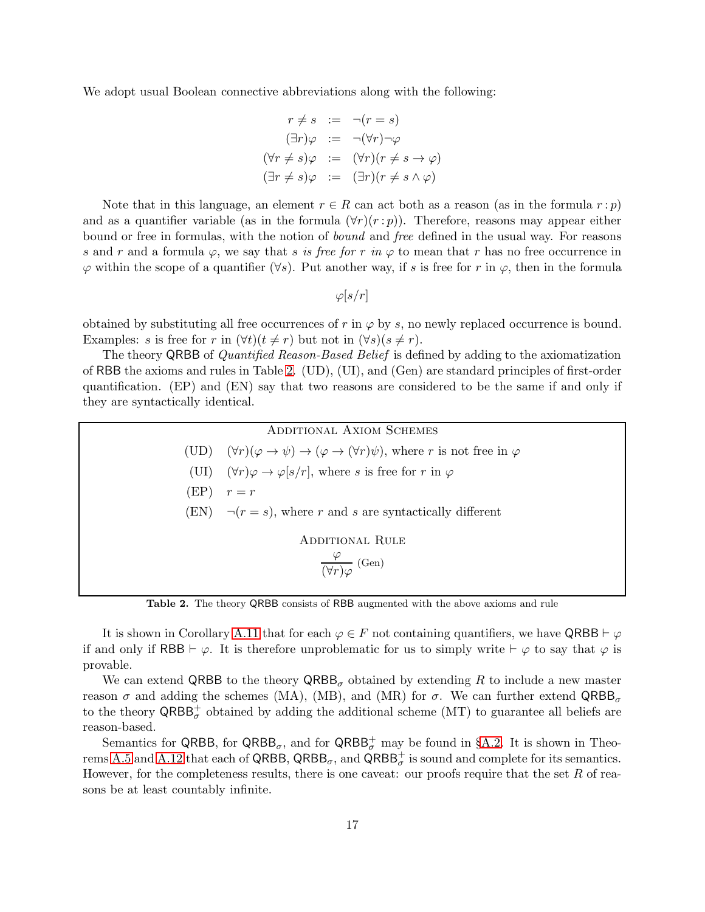We adopt usual Boolean connective abbreviations along with the following:

$$
\begin{aligned}
r \neq s &:= \neg(r = s) \\
(\exists r)\varphi &:= \neg(\forall r)\neg\varphi \\
(\forall r \neq s)\varphi &:= (\forall r)(r \neq s \to \varphi) \\
(\exists r \neq s)\varphi &:= (\exists r)(r \neq s \wedge \varphi)
\end{aligned}
$$

Note that in this language, an element $r \in R$ can act both as a reason (as in the formula $r : p$) and as a quantifier variable (as in the formula $(\forall r)(r : p)$). Therefore, reasons may appear either bound or free in formulas, with the notion of *bound* and *free* defined in the usual way. For reasons $s$ and $r$ and a formula $\varphi$, we say that *$s$ is free for $r$ in $\varphi$* to mean that $r$ has no free occurrence in $\varphi$ within the scope of a quantifier $(\forall s)$. Put another way, if $s$ is free for $r$ in $\varphi$, then in the formula

$$
\varphi[s/r]
$$

obtained by substituting all free occurrences of $r$ in $\varphi$ by $s$, no newly replaced occurrence is bound. Examples: $s$ is free for $r$ in $(\forall t)(t \neq r)$ but not in $(\forall s)(s \neq r)$.

The theory QRBB of *Quantified Reason-Based Belief* is defined by adding to the axiomatization of RBB the axioms and rules in Table 2. (UD), (UI), and (Gen) are standard principles of first-order quantification. (EP) and (EN) say that two reasons are considered to be the same if and only if they are syntactically identical.

**Additional Axiom Schemes**

- (UD) $(\forall r)(\varphi \to \psi) \to (\varphi \to (\forall r)\psi)$, where $r$ is not free in $\varphi$
- (UI) $(\forall r)\varphi \to \varphi[s/r]$, where $s$ is free for $r$ in $\varphi$
- (EP) $r = r$
- (EN) $\neg(r = s)$, where $r$ and $s$ are syntactically different

**Additional Rule**

$$
\frac{\varphi}{(\forall r)\varphi}\ \text{(Gen)}
$$

**Table 2.** The theory QRBB consists of RBB augmented with the above axioms and rule

It is shown in Corollary A.11 that for each $\varphi \in F$ not containing quantifiers, we have QRBB $\vdash \varphi$ if and only if RBB $\vdash \varphi$. It is therefore unproblematic for us to simply write $\vdash \varphi$ to say that $\varphi$ is provable.

We can extend QRBB to the theory $\mathsf{QRBB}_\sigma$ obtained by extending $R$ to include a new master reason $\sigma$ and adding the schemes (MA), (MB), and (MR) for $\sigma$. We can further extend $\mathsf{QRBB}_\sigma$ to the theory $\mathsf{QRBB}_\sigma^+$ obtained by adding the additional scheme (MT) to guarantee all beliefs are reason-based.

Semantics for QRBB, for $\mathsf{QRBB}_\sigma$, and for $\mathsf{QRBB}_\sigma^+$ may be found in §A.2. It is shown in Theorems A.5 and A.12 that each of QRBB, $\mathsf{QRBB}_\sigma$, and $\mathsf{QRBB}_\sigma^+$ is sound and complete for its semantics. However, for the completeness results, there is one caveat: our proofs require that the set $R$ of reasons be at least countably infinite.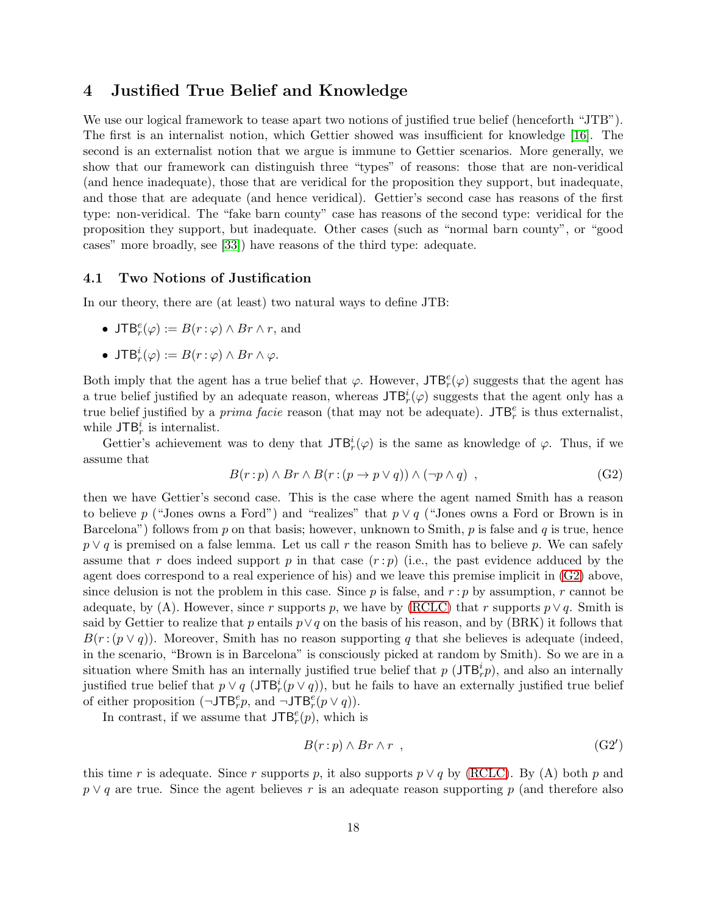## 4 Justified True Belief and Knowledge

We use our logical framework to tease apart two notions of justified true belief (henceforth "JTB"). The first is an internalist notion, which Gettier showed was insufficient for knowledge [16]. The second is an externalist notion that we argue is immune to Gettier scenarios. More generally, we show that our framework can distinguish three "types" of reasons: those that are non-veridical (and hence inadequate), those that are veridical for the proposition they support, but inadequate, and those that are adequate (and hence veridical). Gettier's second case has reasons of the first type: non-veridical. The "fake barn county" case has reasons of the second type: veridical for the proposition they support, but inadequate. Other cases (such as "normal barn county", or "good cases" more broadly, see [33]) have reasons of the third type: adequate.

### 4.1 Two Notions of Justification

In our theory, there are (at least) two natural ways to define JTB:

- $\mathsf{JTB}^e_r(\varphi) := B(r : \varphi) \land Br \land r$, and
- $\mathsf{JTB}^i_r(\varphi) := B(r : \varphi) \land Br \land \varphi$.

Both imply that the agent has a true belief that $\varphi$. However, $\mathsf{JTB}^e_r(\varphi)$ suggests that the agent has a true belief justified by an adequate reason, whereas $\mathsf{JTB}^i_r(\varphi)$ suggests that the agent only has a true belief justified by a *prima facie* reason (that may not be adequate). $\mathsf{JTB}^e_r$ is thus externalist, while $\mathsf{JTB}^i_r$ is internalist.

Gettier's achievement was to deny that $\mathsf{JTB}^i_r(\varphi)$ is the same as knowledge of $\varphi$. Thus, if we assume that

$$B(r : p) \land Br \land B(r : (p \to p \lor q)) \land (\neg p \land q) \ , \tag{G2}$$

then we have Gettier's second case. This is the case where the agent named Smith has a reason to believe $p$ ("Jones owns a Ford") and "realizes" that $p \lor q$ ("Jones owns a Ford or Brown is in Barcelona") follows from $p$ on that basis; however, unknown to Smith, $p$ is false and $q$ is true, hence $p \lor q$ is premised on a false lemma. Let us call $r$ the reason Smith has to believe $p$. We can safely assume that $r$ does indeed support $p$ in that case ($r : p$) (i.e., the past evidence adduced by the agent does correspond to a real experience of his) and we leave this premise implicit in (G2) above, since delusion is not the problem in this case. Since $p$ is false, and $r : p$ by assumption, $r$ cannot be adequate, by (A). However, since $r$ supports $p$, we have by (RCLC) that $r$ supports $p \lor q$. Smith is said by Gettier to realize that $p$ entails $p \lor q$ on the basis of his reason, and by (BRK) it follows that $B(r : (p \lor q))$. Moreover, Smith has no reason supporting $q$ that she believes is adequate (indeed, in the scenario, "Brown is in Barcelona" is consciously picked at random by Smith). So we are in a situation where Smith has an internally justified true belief that $p$ ($\mathsf{JTB}^i_r p$), and also an internally justified true belief that $p \lor q$ ($\mathsf{JTB}^i_r(p \lor q)$), but he fails to have an externally justified true belief of either proposition ($\neg\mathsf{JTB}^e_r p$, and $\neg\mathsf{JTB}^e_r(p \lor q)$).

In contrast, if we assume that $\mathsf{JTB}^e_r(p)$, which is

$$B(r : p) \land Br \land r \ , \tag{G2$'$}$$

this time $r$ is adequate. Since $r$ supports $p$, it also supports $p \lor q$ by (RCLC). By (A) both $p$ and $p \lor q$ are true. Since the agent believes $r$ is an adequate reason supporting $p$ (and therefore also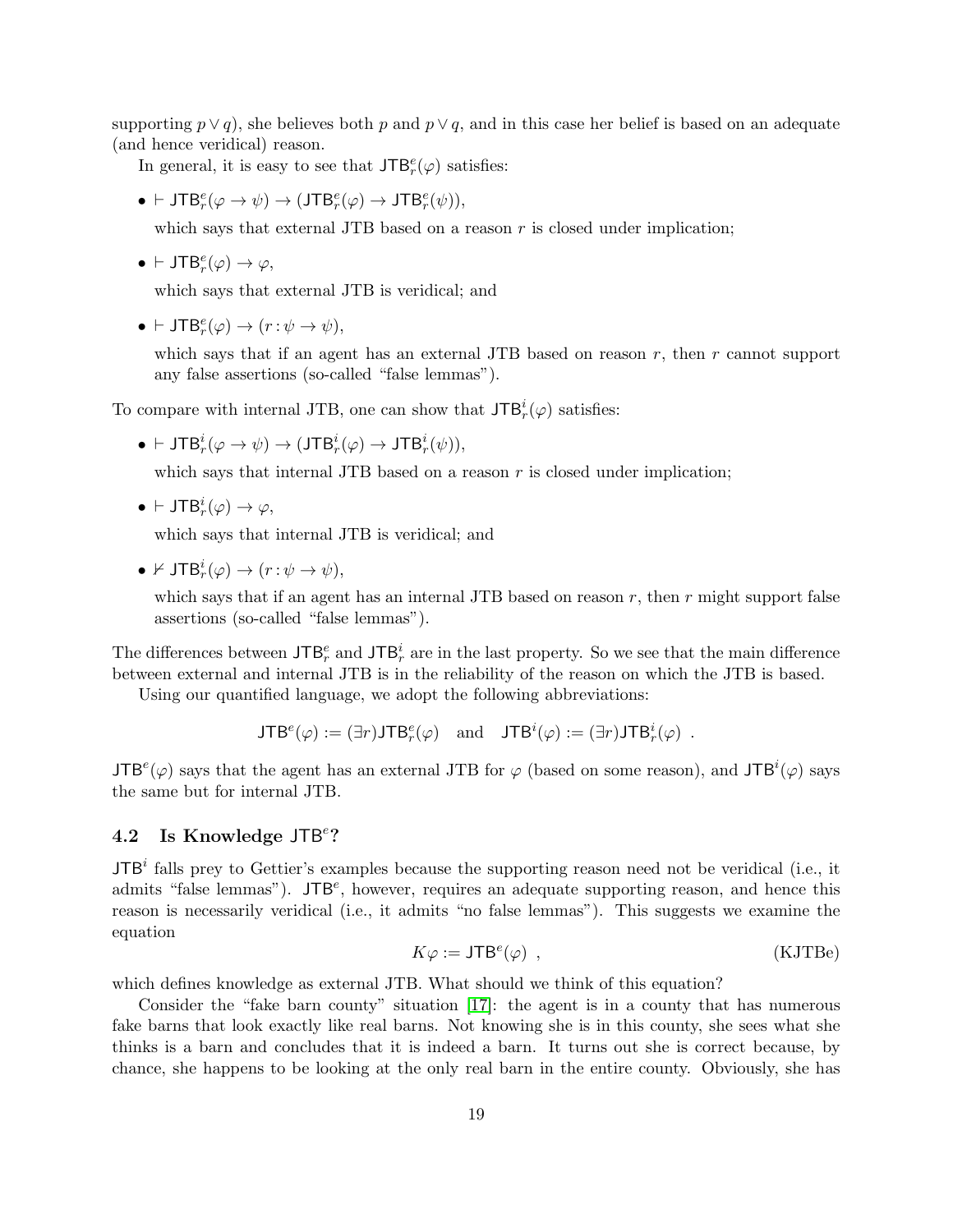supporting $p \vee q$), she believes both $p$ and $p \vee q$, and in this case her belief is based on an adequate (and hence veridical) reason.

In general, it is easy to see that $\mathsf{JTB}^e_r(\varphi)$ satisfies:

- $\vdash \mathsf{JTB}^e_r(\varphi \to \psi) \to (\mathsf{JTB}^e_r(\varphi) \to \mathsf{JTB}^e_r(\psi))$,

  which says that external JTB based on a reason $r$ is closed under implication;

- $\vdash \mathsf{JTB}^e_r(\varphi) \to \varphi$,

  which says that external JTB is veridical; and

- $\vdash \mathsf{JTB}^e_r(\varphi) \to (r\!:\!\psi \to \psi)$,

  which says that if an agent has an external JTB based on reason $r$, then $r$ cannot support any false assertions (so-called "false lemmas").

To compare with internal JTB, one can show that $\mathsf{JTB}^i_r(\varphi)$ satisfies:

- $\vdash \mathsf{JTB}^i_r(\varphi \to \psi) \to (\mathsf{JTB}^i_r(\varphi) \to \mathsf{JTB}^i_r(\psi))$,

  which says that internal JTB based on a reason $r$ is closed under implication;

- $\vdash \mathsf{JTB}^i_r(\varphi) \to \varphi$,

  which says that internal JTB is veridical; and

- $\nvdash \mathsf{JTB}^i_r(\varphi) \to (r\!:\!\psi \to \psi)$,

  which says that if an agent has an internal JTB based on reason $r$, then $r$ might support false assertions (so-called "false lemmas").

The differences between $\mathsf{JTB}^e_r$ and $\mathsf{JTB}^i_r$ are in the last property. So we see that the main difference between external and internal JTB is in the reliability of the reason on which the JTB is based.

Using our quantified language, we adopt the following abbreviations:

$$\mathsf{JTB}^e(\varphi) := (\exists r)\mathsf{JTB}^e_r(\varphi) \quad \text{and} \quad \mathsf{JTB}^i(\varphi) := (\exists r)\mathsf{JTB}^i_r(\varphi) \ .$$

$\mathsf{JTB}^e(\varphi)$ says that the agent has an external JTB for $\varphi$ (based on some reason), and $\mathsf{JTB}^i(\varphi)$ says the same but for internal JTB.

### 4.2 Is Knowledge $\mathsf{JTB}^e$?

$\mathsf{JTB}^i$ falls prey to Gettier's examples because the supporting reason need not be veridical (i.e., it admits "false lemmas"). $\mathsf{JTB}^e$, however, requires an adequate supporting reason, and hence this reason is necessarily veridical (i.e., it admits "no false lemmas"). This suggests we examine the equation

$$K\varphi := \mathsf{JTB}^e(\varphi) \ , \qquad \text{(KJTBe)}$$

which defines knowledge as external JTB. What should we think of this equation?

Consider the "fake barn county" situation [17]: the agent is in a county that has numerous fake barns that look exactly like real barns. Not knowing she is in this county, she sees what she thinks is a barn and concludes that it is indeed a barn. It turns out she is correct because, by chance, she happens to be looking at the only real barn in the entire county. Obviously, she has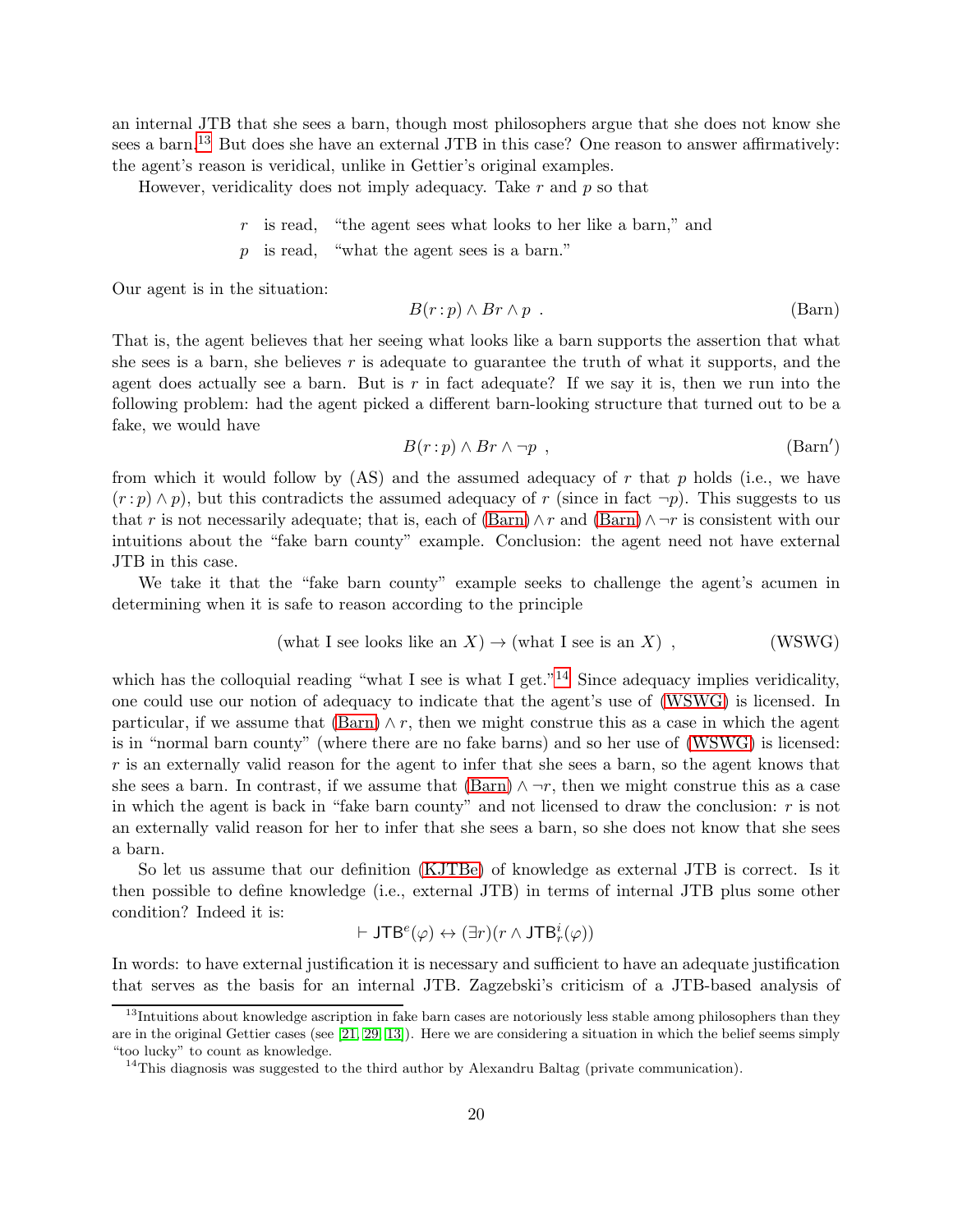an internal JTB that she sees a barn, though most philosophers argue that she does not know she sees a barn.[13] But does she have an external JTB in this case? One reason to answer affirmatively: the agent's reason is veridical, unlike in Gettier's original examples.

However, veridicality does not imply adequacy. Take $r$ and $p$ so that

$r$ is read, "the agent sees what looks to her like a barn," and

$p$ is read, "what the agent sees is a barn."

Our agent is in the situation:

$$B(r:p) \wedge Br \wedge p \ . \tag{Barn}$$

That is, the agent believes that her seeing what looks like a barn supports the assertion that what she sees is a barn, she believes $r$ is adequate to guarantee the truth of what it supports, and the agent does actually see a barn. But is $r$ in fact adequate? If we say it is, then we run into the following problem: had the agent picked a different barn-looking structure that turned out to be a fake, we would have

$$B(r:p) \wedge Br \wedge \neg p \ , \tag{Barn$'$}$$

from which it would follow by (AS) and the assumed adequacy of $r$ that $p$ holds (i.e., we have $(r:p) \wedge p$), but this contradicts the assumed adequacy of $r$ (since in fact $\neg p$). This suggests to us that $r$ is not necessarily adequate; that is, each of (Barn) $\wedge\, r$ and (Barn) $\wedge \neg r$ is consistent with our intuitions about the "fake barn county" example. Conclusion: the agent need not have external JTB in this case.

We take it that the "fake barn county" example seeks to challenge the agent's acumen in determining when it is safe to reason according to the principle

$$(\text{what I see looks like an } X) \rightarrow (\text{what I see is an } X) \ , \tag{WSWG}$$

which has the colloquial reading "what I see is what I get."[14] Since adequacy implies veridicality, one could use our notion of adequacy to indicate that the agent's use of (WSWG) is licensed. In particular, if we assume that (Barn) $\wedge\, r$, then we might construe this as a case in which the agent is in "normal barn county" (where there are no fake barns) and so her use of (WSWG) is licensed: $r$ is an externally valid reason for the agent to infer that she sees a barn, so the agent knows that she sees a barn. In contrast, if we assume that (Barn) $\wedge \neg r$, then we might construe this as a case in which the agent is back in "fake barn county" and not licensed to draw the conclusion: $r$ is not an externally valid reason for her to infer that she sees a barn, so she does not know that she sees a barn.

So let us assume that our definition (KJTBe) of knowledge as external JTB is correct. Is it then possible to define knowledge (i.e., external JTB) in terms of internal JTB plus some other condition? Indeed it is:

$$\vdash \mathsf{JTB}^e(\varphi) \leftrightarrow (\exists r)(r \wedge \mathsf{JTB}^i_r(\varphi))$$

In words: to have external justification it is necessary and sufficient to have an adequate justification that serves as the basis for an internal JTB. Zagzebski's criticism of a JTB-based analysis of

[13] Intuitions about knowledge ascription in fake barn cases are notoriously less stable among philosophers than they are in the original Gettier cases (see [21, 29, 13]). Here we are considering a situation in which the belief seems simply "too lucky" to count as knowledge.

[14] This diagnosis was suggested to the third author by Alexandru Baltag (private communication).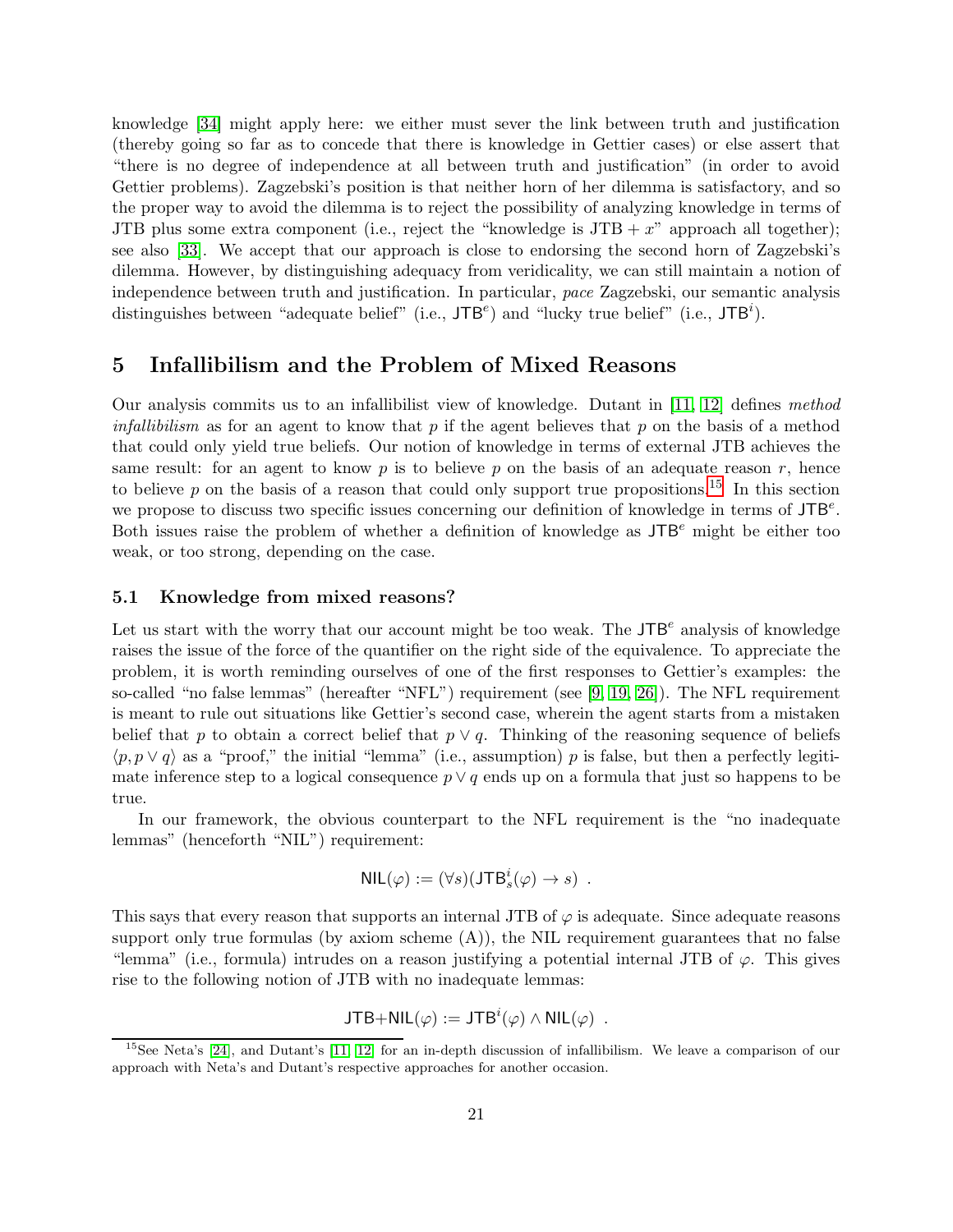knowledge [34] might apply here: we either must sever the link between truth and justification (thereby going so far as to concede that there is knowledge in Gettier cases) or else assert that "there is no degree of independence at all between truth and justification" (in order to avoid Gettier problems). Zagzebski's position is that neither horn of her dilemma is satisfactory, and so the proper way to avoid the dilemma is to reject the possibility of analyzing knowledge in terms of JTB plus some extra component (i.e., reject the "knowledge is JTB + $x$" approach all together); see also [33]. We accept that our approach is close to endorsing the second horn of Zagzebski's dilemma. However, by distinguishing adequacy from veridicality, we can still maintain a notion of independence between truth and justification. In particular, *pace* Zagzebski, our semantic analysis distinguishes between "adequate belief" (i.e., $\mathsf{JTB}^e$) and "lucky true belief" (i.e., $\mathsf{JTB}^i$).

## 5 Infallibilism and the Problem of Mixed Reasons

Our analysis commits us to an infallibilist view of knowledge. Dutant in [11, 12] defines *method infallibilism* as for an agent to know that $p$ if the agent believes that $p$ on the basis of a method that could only yield true beliefs. Our notion of knowledge in terms of external JTB achieves the same result: for an agent to know $p$ is to believe $p$ on the basis of an adequate reason $r$, hence to believe $p$ on the basis of a reason that could only support true propositions.[15] In this section we propose to discuss two specific issues concerning our definition of knowledge in terms of $\mathsf{JTB}^e$. Both issues raise the problem of whether a definition of knowledge as $\mathsf{JTB}^e$ might be either too weak, or too strong, depending on the case.

### 5.1 Knowledge from mixed reasons?

Let us start with the worry that our account might be too weak. The $\mathsf{JTB}^e$ analysis of knowledge raises the issue of the force of the quantifier on the right side of the equivalence. To appreciate the problem, it is worth reminding ourselves of one of the first responses to Gettier's examples: the so-called "no false lemmas" (hereafter "NFL") requirement (see [9, 19, 26]). The NFL requirement is meant to rule out situations like Gettier's second case, wherein the agent starts from a mistaken belief that $p$ to obtain a correct belief that $p \vee q$. Thinking of the reasoning sequence of beliefs $\langle p, p \vee q\rangle$ as a "proof," the initial "lemma" (i.e., assumption) $p$ is false, but then a perfectly legitimate inference step to a logical consequence $p \vee q$ ends up on a formula that just so happens to be true.

In our framework, the obvious counterpart to the NFL requirement is the "no inadequate lemmas" (henceforth "NIL") requirement:

$$\mathsf{NIL}(\varphi) := (\forall s)(\mathsf{JTB}^i_s(\varphi) \rightarrow s) \ .$$

This says that every reason that supports an internal JTB of $\varphi$ is adequate. Since adequate reasons support only true formulas (by axiom scheme (A)), the NIL requirement guarantees that no false "lemma" (i.e., formula) intrudes on a reason justifying a potential internal JTB of $\varphi$. This gives rise to the following notion of JTB with no inadequate lemmas:

$$\mathsf{JTB{+}NIL}(\varphi) := \mathsf{JTB}^i(\varphi) \wedge \mathsf{NIL}(\varphi) \ .$$

[15] See Neta's [24], and Dutant's [11, 12] for an in-depth discussion of infallibilism. We leave a comparison of our approach with Neta's and Dutant's respective approaches for another occasion.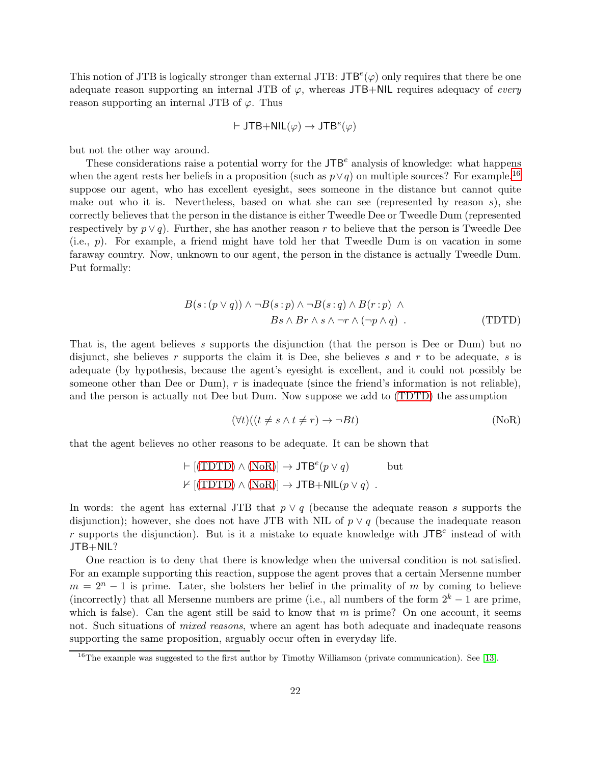This notion of JTB is logically stronger than external JTB: $\mathsf{JTB}^e(\varphi)$ only requires that there be one adequate reason supporting an internal JTB of $\varphi$, whereas $\mathsf{JTB{+}NIL}$ requires adequacy of *every* reason supporting an internal JTB of $\varphi$. Thus

$$\vdash \mathsf{JTB{+}NIL}(\varphi) \to \mathsf{JTB}^e(\varphi)$$

but not the other way around.

These considerations raise a potential worry for the $\mathsf{JTB}^e$ analysis of knowledge: what happens when the agent rests her beliefs in a proposition (such as $p \vee q$) on multiple sources? For example,[16] suppose our agent, who has excellent eyesight, sees someone in the distance but cannot quite make out who it is. Nevertheless, based on what she can see (represented by reason $s$), she correctly believes that the person in the distance is either Tweedle Dee or Tweedle Dum (represented respectively by $p \vee q$). Further, she has another reason $r$ to believe that the person is Tweedle Dee (i.e., $p$). For example, a friend might have told her that Tweedle Dum is on vacation in some faraway country. Now, unknown to our agent, the person in the distance is actually Tweedle Dum. Put formally:

$$\begin{aligned} B(s:(p \vee q)) \wedge \neg B(s:p) \wedge \neg B(s:q) \wedge B(r:p) \ \wedge \\ Bs \wedge Br \wedge s \wedge \neg r \wedge (\neg p \wedge q) \ . \end{aligned} \tag{TDTD}$$

That is, the agent believes $s$ supports the disjunction (that the person is Dee or Dum) but no disjunct, she believes $r$ supports the claim it is Dee, she believes $s$ and $r$ to be adequate, $s$ is adequate (by hypothesis, because the agent's eyesight is excellent, and it could not possibly be someone other than Dee or Dum), $r$ is inadequate (since the friend's information is not reliable), and the person is actually not Dee but Dum. Now suppose we add to (TDTD) the assumption

$$(\forall t)((t \neq s \wedge t \neq r) \to \neg Bt) \tag{NoR}$$

that the agent believes no other reasons to be adequate. It can be shown that

$$\begin{aligned} &\vdash [(\text{TDTD}) \wedge (\text{NoR})] \to \mathsf{JTB}^e(p \vee q) \qquad \text{but} \\ &\nvdash [(\text{TDTD}) \wedge (\text{NoR})] \to \mathsf{JTB{+}NIL}(p \vee q) \ . \end{aligned}$$

In words: the agent has external JTB that $p \vee q$ (because the adequate reason $s$ supports the disjunction); however, she does not have JTB with NIL of $p \vee q$ (because the inadequate reason $r$ supports the disjunction). But is it a mistake to equate knowledge with $\mathsf{JTB}^e$ instead of with $\mathsf{JTB{+}NIL}$?

One reaction is to deny that there is knowledge when the universal condition is not satisfied. For an example supporting this reaction, suppose the agent proves that a certain Mersenne number $m = 2^n - 1$ is prime. Later, she bolsters her belief in the primality of $m$ by coming to believe (incorrectly) that all Mersenne numbers are prime (i.e., all numbers of the form $2^k - 1$ are prime, which is false). Can the agent still be said to know that $m$ is prime? On one account, it seems not. Such situations of *mixed reasons*, where an agent has both adequate and inadequate reasons supporting the same proposition, arguably occur often in everyday life.

[16] The example was suggested to the first author by Timothy Williamson (private communication). See [13].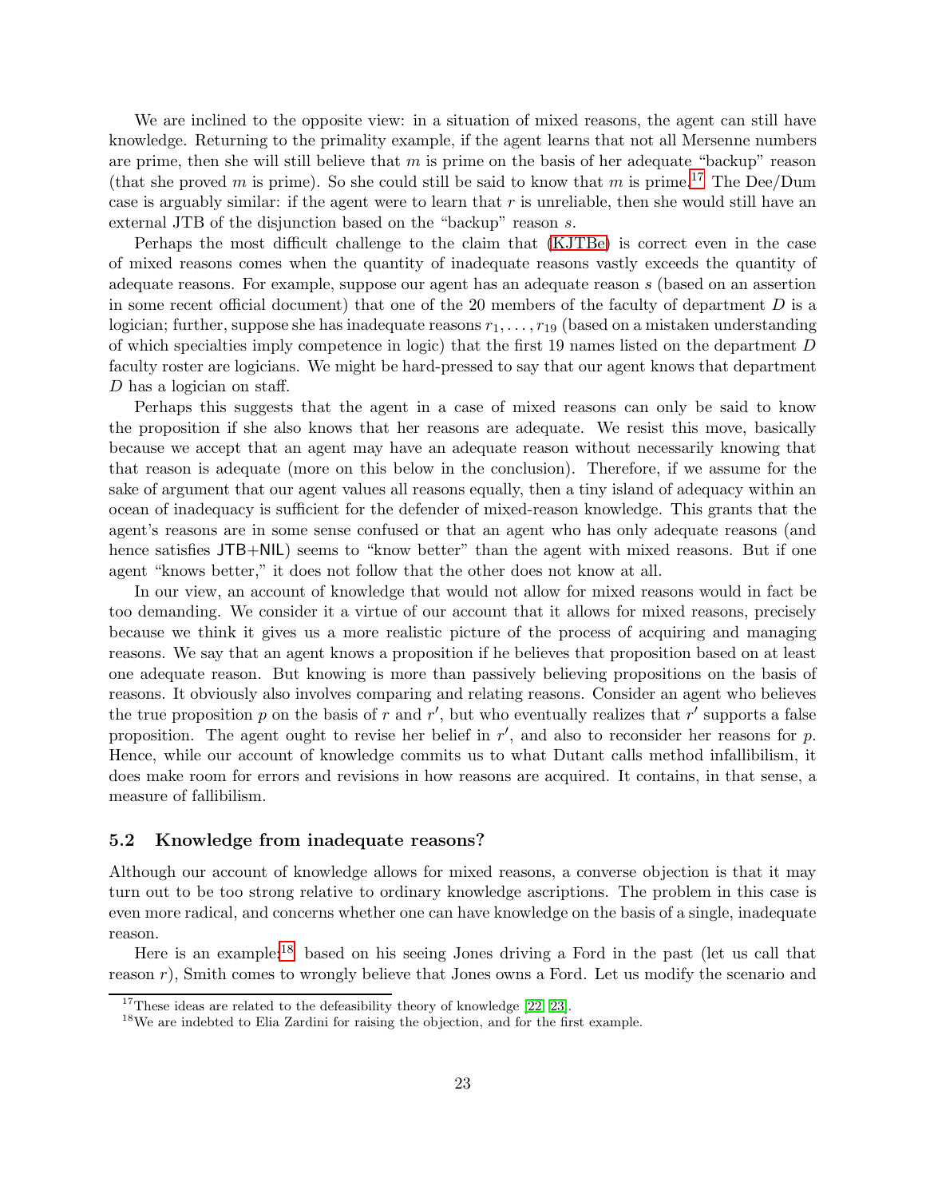We are inclined to the opposite view: in a situation of mixed reasons, the agent can still have knowledge. Returning to the primality example, if the agent learns that not all Mersenne numbers are prime, then she will still believe that $m$ is prime on the basis of her adequate "backup" reason (that she proved $m$ is prime). So she could still be said to know that $m$ is prime.[17] The Dee/Dum case is arguably similar: if the agent were to learn that $r$ is unreliable, then she would still have an external JTB of the disjunction based on the "backup" reason $s$.

Perhaps the most difficult challenge to the claim that (KJTBe) is correct even in the case of mixed reasons comes when the quantity of inadequate reasons vastly exceeds the quantity of adequate reasons. For example, suppose our agent has an adequate reason $s$ (based on an assertion in some recent official document) that one of the 20 members of the faculty of department $D$ is a logician; further, suppose she has inadequate reasons $r_1, \ldots, r_{19}$ (based on a mistaken understanding of which specialties imply competence in logic) that the first 19 names listed on the department $D$ faculty roster are logicians. We might be hard-pressed to say that our agent knows that department $D$ has a logician on staff.

Perhaps this suggests that the agent in a case of mixed reasons can only be said to know the proposition if she also knows that her reasons are adequate. We resist this move, basically because we accept that an agent may have an adequate reason without necessarily knowing that that reason is adequate (more on this below in the conclusion). Therefore, if we assume for the sake of argument that our agent values all reasons equally, then a tiny island of adequacy within an ocean of inadequacy is sufficient for the defender of mixed-reason knowledge. This grants that the agent's reasons are in some sense confused or that an agent who has only adequate reasons (and hence satisfies JTB+NIL) seems to "know better" than the agent with mixed reasons. But if one agent "knows better," it does not follow that the other does not know at all.

In our view, an account of knowledge that would not allow for mixed reasons would in fact be too demanding. We consider it a virtue of our account that it allows for mixed reasons, precisely because we think it gives us a more realistic picture of the process of acquiring and managing reasons. We say that an agent knows a proposition if he believes that proposition based on at least one adequate reason. But knowing is more than passively believing propositions on the basis of reasons. It obviously also involves comparing and relating reasons. Consider an agent who believes the true proposition $p$ on the basis of $r$ and $r'$, but who eventually realizes that $r'$ supports a false proposition. The agent ought to revise her belief in $r'$, and also to reconsider her reasons for $p$. Hence, while our account of knowledge commits us to what Dutant calls method infallibilism, it does make room for errors and revisions in how reasons are acquired. It contains, in that sense, a measure of fallibilism.

### 5.2 Knowledge from inadequate reasons?

Although our account of knowledge allows for mixed reasons, a converse objection is that it may turn out to be too strong relative to ordinary knowledge ascriptions. The problem in this case is even more radical, and concerns whether one can have knowledge on the basis of a single, inadequate reason.

Here is an example:[18] based on his seeing Jones driving a Ford in the past (let us call that reason $r$), Smith comes to wrongly believe that Jones owns a Ford. Let us modify the scenario and

[17] These ideas are related to the defeasibility theory of knowledge [22, 23].

[18] We are indebted to Elia Zardini for raising the objection, and for the first example.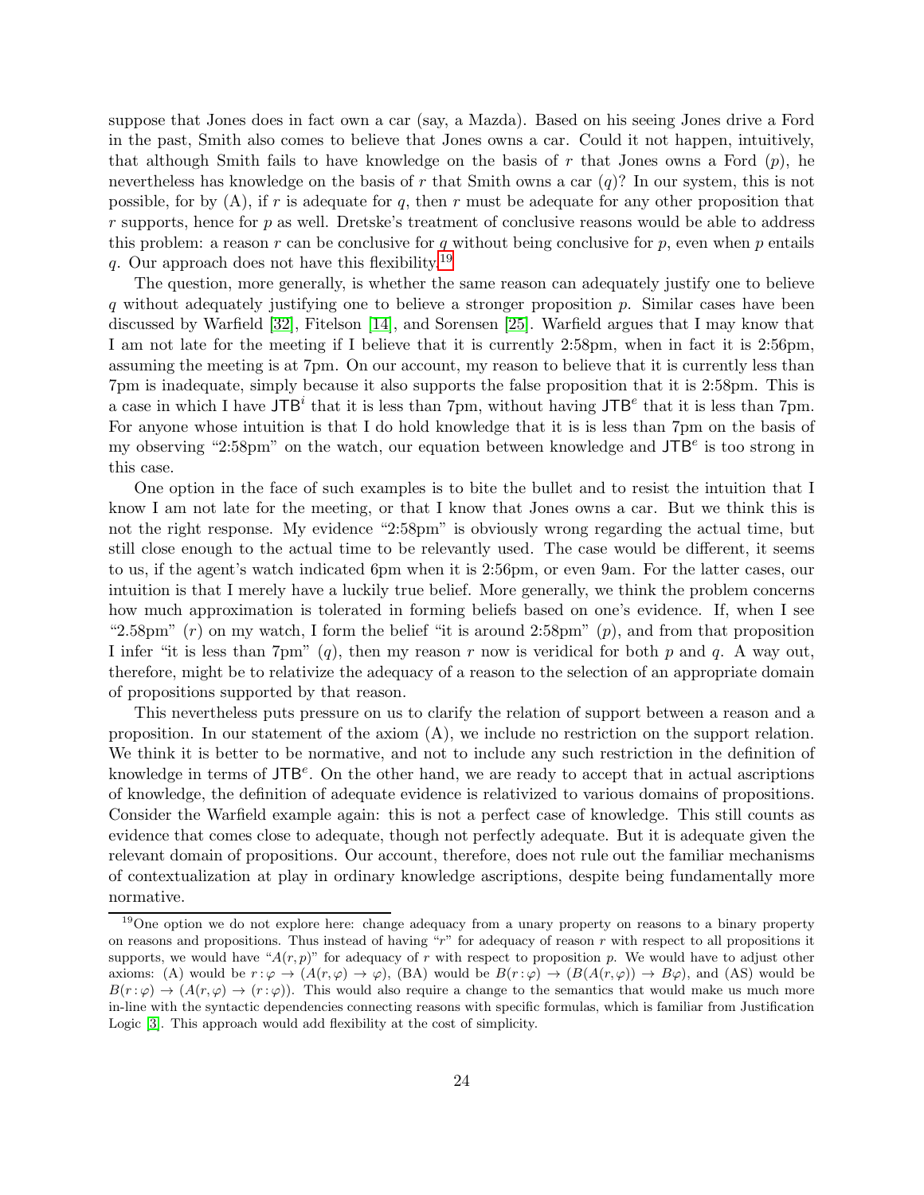suppose that Jones does in fact own a car (say, a Mazda). Based on his seeing Jones drive a Ford in the past, Smith also comes to believe that Jones owns a car. Could it not happen, intuitively, that although Smith fails to have knowledge on the basis of $r$ that Jones owns a Ford ($p$), he nevertheless has knowledge on the basis of $r$ that Smith owns a car ($q$)? In our system, this is not possible, for by (A), if $r$ is adequate for $q$, then $r$ must be adequate for any other proposition that $r$ supports, hence for $p$ as well. Dretske's treatment of conclusive reasons would be able to address this problem: a reason $r$ can be conclusive for $q$ without being conclusive for $p$, even when $p$ entails $q$. Our approach does not have this flexibility.[19]

The question, more generally, is whether the same reason can adequately justify one to believe $q$ without adequately justifying one to believe a stronger proposition $p$. Similar cases have been discussed by Warfield [32], Fitelson [14], and Sorensen [25]. Warfield argues that I may know that I am not late for the meeting if I believe that it is currently 2:58pm, when in fact it is 2:56pm, assuming the meeting is at 7pm. On our account, my reason to believe that it is currently less than 7pm is inadequate, simply because it also supports the false proposition that it is 2:58pm. This is a case in which I have $\mathsf{JTB}^i$ that it is less than 7pm, without having $\mathsf{JTB}^e$ that it is less than 7pm. For anyone whose intuition is that I do hold knowledge that it is is less than 7pm on the basis of my observing "2:58pm" on the watch, our equation between knowledge and $\mathsf{JTB}^e$ is too strong in this case.

One option in the face of such examples is to bite the bullet and to resist the intuition that I know I am not late for the meeting, or that I know that Jones owns a car. But we think this is not the right response. My evidence "2:58pm" is obviously wrong regarding the actual time, but still close enough to the actual time to be relevantly used. The case would be different, it seems to us, if the agent's watch indicated 6pm when it is 2:56pm, or even 9am. For the latter cases, our intuition is that I merely have a luckily true belief. More generally, we think the problem concerns how much approximation is tolerated in forming beliefs based on one's evidence. If, when I see "2.58pm" ($r$) on my watch, I form the belief "it is around 2:58pm" ($p$), and from that proposition I infer "it is less than 7pm" ($q$), then my reason $r$ now is veridical for both $p$ and $q$. A way out, therefore, might be to relativize the adequacy of a reason to the selection of an appropriate domain of propositions supported by that reason.

This nevertheless puts pressure on us to clarify the relation of support between a reason and a proposition. In our statement of the axiom (A), we include no restriction on the support relation. We think it is better to be normative, and not to include any such restriction in the definition of knowledge in terms of $\mathsf{JTB}^e$. On the other hand, we are ready to accept that in actual ascriptions of knowledge, the definition of adequate evidence is relativized to various domains of propositions. Consider the Warfield example again: this is not a perfect case of knowledge. This still counts as evidence that comes close to adequate, though not perfectly adequate. But it is adequate given the relevant domain of propositions. Our account, therefore, does not rule out the familiar mechanisms of contextualization at play in ordinary knowledge ascriptions, despite being fundamentally more normative.

[19] One option we do not explore here: change adequacy from a unary property on reasons to a binary property on reasons and propositions. Thus instead of having "$r$" for adequacy of reason $r$ with respect to all propositions it supports, we would have "$A(r, p)$" for adequacy of $r$ with respect to proposition $p$. We would have to adjust other axioms: (A) would be $r : \varphi \to (A(r, \varphi) \to \varphi)$, (BA) would be $B(r : \varphi) \to (B(A(r, \varphi)) \to B\varphi)$, and (AS) would be $B(r : \varphi) \to (A(r, \varphi) \to (r : \varphi))$. This would also require a change to the semantics that would make us much more in-line with the syntactic dependencies connecting reasons with specific formulas, which is familiar from Justification Logic [3]. This approach would add flexibility at the cost of simplicity.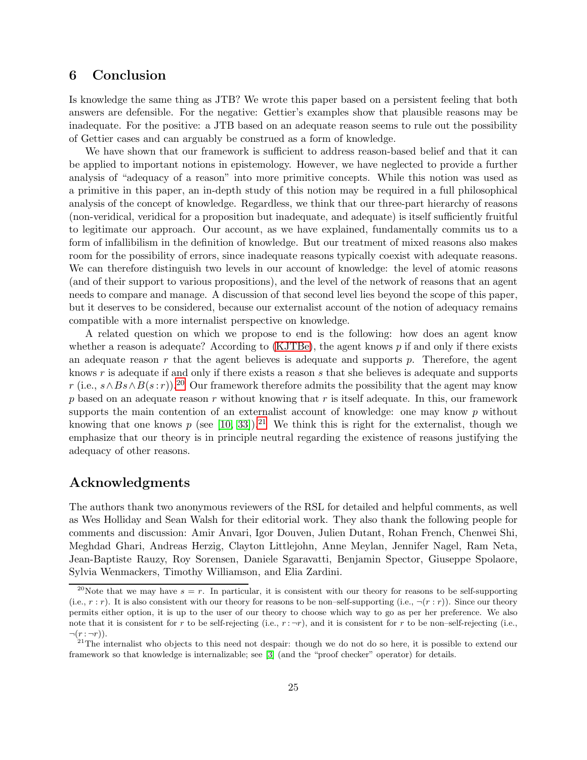## 6 Conclusion

Is knowledge the same thing as JTB? We wrote this paper based on a persistent feeling that both answers are defensible. For the negative: Gettier's examples show that plausible reasons may be inadequate. For the positive: a JTB based on an adequate reason seems to rule out the possibility of Gettier cases and can arguably be construed as a form of knowledge.

We have shown that our framework is sufficient to address reason-based belief and that it can be applied to important notions in epistemology. However, we have neglected to provide a further analysis of "adequacy of a reason" into more primitive concepts. While this notion was used as a primitive in this paper, an in-depth study of this notion may be required in a full philosophical analysis of the concept of knowledge. Regardless, we think that our three-part hierarchy of reasons (non-veridical, veridical for a proposition but inadequate, and adequate) is itself sufficiently fruitful to legitimate our approach. Our account, as we have explained, fundamentally commits us to a form of infallibilism in the definition of knowledge. But our treatment of mixed reasons also makes room for the possibility of errors, since inadequate reasons typically coexist with adequate reasons. We can therefore distinguish two levels in our account of knowledge: the level of atomic reasons (and of their support to various propositions), and the level of the network of reasons that an agent needs to compare and manage. A discussion of that second level lies beyond the scope of this paper, but it deserves to be considered, because our externalist account of the notion of adequacy remains compatible with a more internalist perspective on knowledge.

A related question on which we propose to end is the following: how does an agent know whether a reason is adequate? According to (KJTBe), the agent knows $p$ if and only if there exists an adequate reason $r$ that the agent believes is adequate and supports $p$. Therefore, the agent knows $r$ is adequate if and only if there exists a reason $s$ that she believes is adequate and supports $r$ (i.e., $s \wedge Bs \wedge B(s:r)$).[20] Our framework therefore admits the possibility that the agent may know $p$ based on an adequate reason $r$ without knowing that $r$ is itself adequate. In this, our framework supports the main contention of an externalist account of knowledge: one may know $p$ without knowing that one knows $p$ (see [10, 33]).[21] We think this is right for the externalist, though we emphasize that our theory is in principle neutral regarding the existence of reasons justifying the adequacy of other reasons.

## Acknowledgments

The authors thank two anonymous reviewers of the RSL for detailed and helpful comments, as well as Wes Holliday and Sean Walsh for their editorial work. They also thank the following people for comments and discussion: Amir Anvari, Igor Douven, Julien Dutant, Rohan French, Chenwei Shi, Meghdad Ghari, Andreas Herzig, Clayton Littlejohn, Anne Meylan, Jennifer Nagel, Ram Neta, Jean-Baptiste Rauzy, Roy Sorensen, Daniele Sgaravatti, Benjamin Spector, Giuseppe Spolaore, Sylvia Wenmackers, Timothy Williamson, and Elia Zardini.

---

[20] Note that we may have $s = r$. In particular, it is consistent with our theory for reasons to be self-supporting (i.e., $r:r$). It is also consistent with our theory for reasons to be non–self-supporting (i.e., $\neg(r:r)$). Since our theory permits either option, it is up to the user of our theory to choose which way to go as per her preference. We also note that it is consistent for $r$ to be self-rejecting (i.e., $r:\neg r$), and it is consistent for $r$ to be non–self-rejecting (i.e., $\neg(r:\neg r)$).

[21] The internalist who objects to this need not despair: though we do not do so here, it is possible to extend our framework so that knowledge is internalizable; see [3] (and the "proof checker" operator) for details.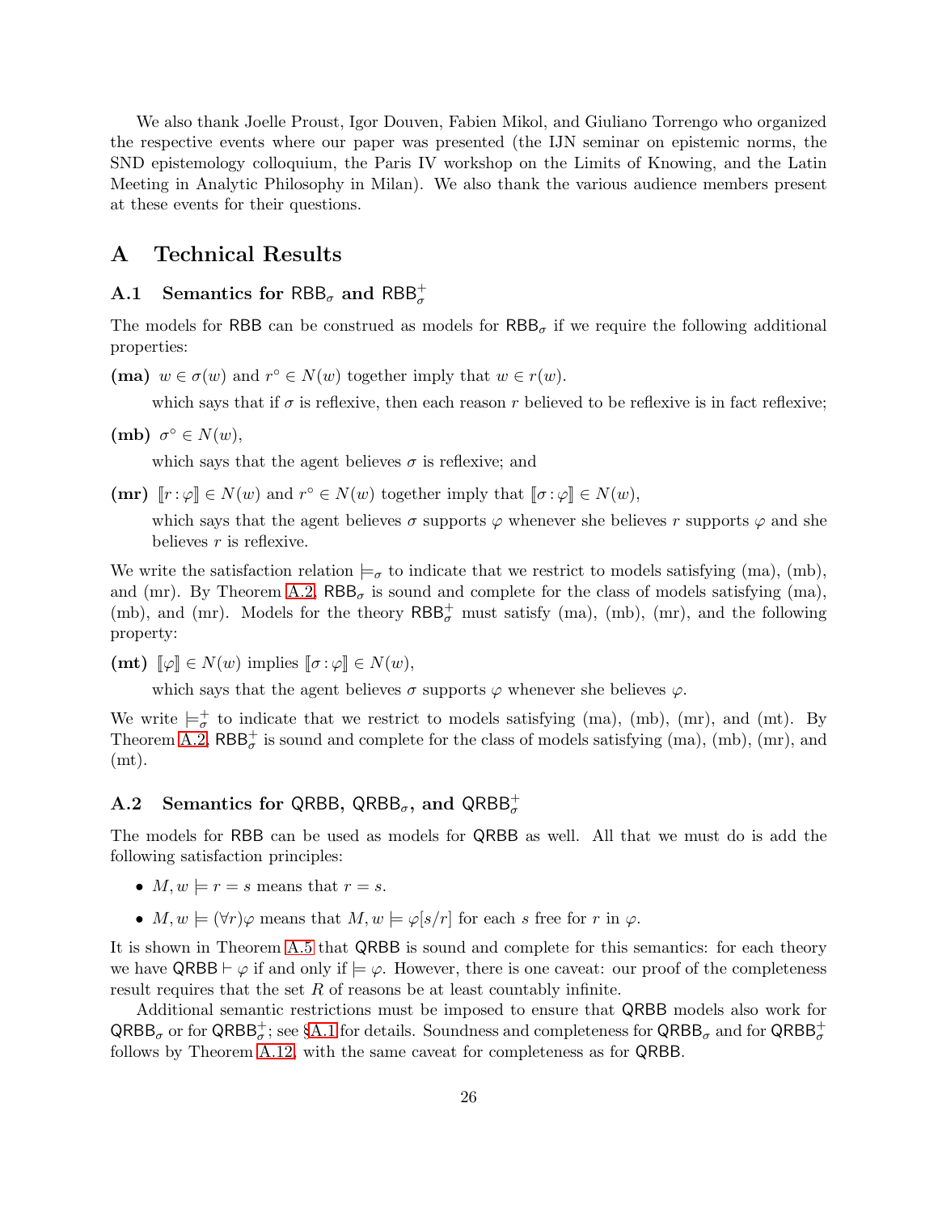We also thank Joelle Proust, Igor Douven, Fabien Mikol, and Giuliano Torrengo who organized the respective events where our paper was presented (the IJN seminar on epistemic norms, the SND epistemology colloquium, the Paris IV workshop on the Limits of Knowing, and the Latin Meeting in Analytic Philosophy in Milan). We also thank the various audience members present at these events for their questions.

# A Technical Results

## A.1 Semantics for $\mathsf{RBB}_\sigma$ and $\mathsf{RBB}_\sigma^+$

The models for $\mathsf{RBB}$ can be construed as models for $\mathsf{RBB}_\sigma$ if we require the following additional properties:

**(ma)** $w \in \sigma(w)$ and $r^\circ \in N(w)$ together imply that $w \in r(w)$.

which says that if $\sigma$ is reflexive, then each reason $r$ believed to be reflexive is in fact reflexive;

**(mb)** $\sigma^\circ \in N(w)$,

which says that the agent believes $\sigma$ is reflexive; and

**(mr)** $[\![r : \varphi]\!] \in N(w)$ and $r^\circ \in N(w)$ together imply that $[\![\sigma : \varphi]\!] \in N(w)$,

which says that the agent believes $\sigma$ supports $\varphi$ whenever she believes $r$ supports $\varphi$ and she believes $r$ is reflexive.

We write the satisfaction relation $\models_\sigma$ to indicate that we restrict to models satisfying (ma), (mb), and (mr). By Theorem A.2, $\mathsf{RBB}_\sigma$ is sound and complete for the class of models satisfying (ma), (mb), and (mr). Models for the theory $\mathsf{RBB}_\sigma^+$ must satisfy (ma), (mb), (mr), and the following property:

**(mt)** $[\![\varphi]\!] \in N(w)$ implies $[\![\sigma : \varphi]\!] \in N(w)$,

which says that the agent believes $\sigma$ supports $\varphi$ whenever she believes $\varphi$.

We write $\models_\sigma^+$ to indicate that we restrict to models satisfying (ma), (mb), (mr), and (mt). By Theorem A.2, $\mathsf{RBB}_\sigma^+$ is sound and complete for the class of models satisfying (ma), (mb), (mr), and (mt).

## A.2 Semantics for $\mathsf{QRBB}$, $\mathsf{QRBB}_\sigma$, and $\mathsf{QRBB}_\sigma^+$

The models for $\mathsf{RBB}$ can be used as models for $\mathsf{QRBB}$ as well. All that we must do is add the following satisfaction principles:

- $M, w \models r = s$ means that $r = s$.
- $M, w \models (\forall r)\varphi$ means that $M, w \models \varphi[s/r]$ for each $s$ free for $r$ in $\varphi$.

It is shown in Theorem A.5 that $\mathsf{QRBB}$ is sound and complete for this semantics: for each theory we have $\mathsf{QRBB} \vdash \varphi$ if and only if $\models \varphi$. However, there is one caveat: our proof of the completeness result requires that the set $R$ of reasons be at least countably infinite.

Additional semantic restrictions must be imposed to ensure that $\mathsf{QRBB}$ models also work for $\mathsf{QRBB}_\sigma$ or for $\mathsf{QRBB}_\sigma^+$; see §A.1 for details. Soundness and completeness for $\mathsf{QRBB}_\sigma$ and for $\mathsf{QRBB}_\sigma^+$ follows by Theorem A.12, with the same caveat for completeness as for $\mathsf{QRBB}$.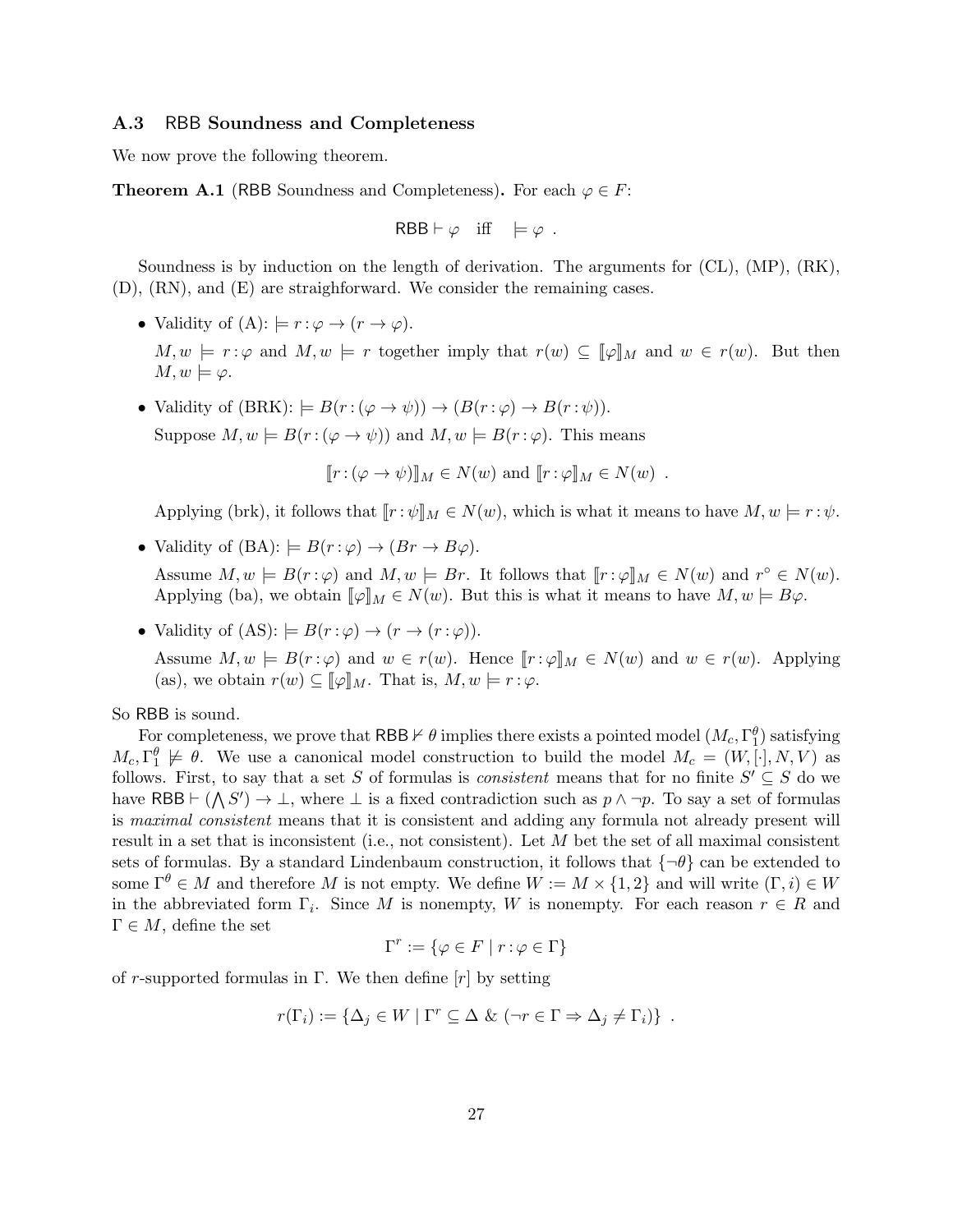### A.3 RBB Soundness and Completeness

We now prove the following theorem.

**Theorem A.1** (RBB Soundness and Completeness)**.** For each $\varphi \in F$:

$$\mathsf{RBB} \vdash \varphi \quad \text{iff} \quad \models \varphi \ .$$

Soundness is by induction on the length of derivation. The arguments for (CL), (MP), (RK), (D), (RN), and (E) are straighforward. We consider the remaining cases.

- Validity of (A): $\models r : \varphi \to (r \to \varphi)$.

  $M, w \models r : \varphi$ and $M, w \models r$ together imply that $r(w) \subseteq [\![\varphi]\!]_M$ and $w \in r(w)$. But then $M, w \models \varphi$.

- Validity of (BRK): $\models B(r : (\varphi \to \psi)) \to (B(r : \varphi) \to B(r : \psi))$.

  Suppose $M, w \models B(r : (\varphi \to \psi))$ and $M, w \models B(r : \varphi)$. This means

  $$[\![r : (\varphi \to \psi)]\!]_M \in N(w) \text{ and } [\![r : \varphi]\!]_M \in N(w) \ .$$

  Applying (brk), it follows that $[\![r : \psi]\!]_M \in N(w)$, which is what it means to have $M, w \models r : \psi$.

- Validity of (BA): $\models B(r : \varphi) \to (Br \to B\varphi)$.

  Assume $M, w \models B(r : \varphi)$ and $M, w \models Br$. It follows that $[\![r : \varphi]\!]_M \in N(w)$ and $r^\circ \in N(w)$. Applying (ba), we obtain $[\![\varphi]\!]_M \in N(w)$. But this is what it means to have $M, w \models B\varphi$.

- Validity of (AS): $\models B(r : \varphi) \to (r \to (r : \varphi))$.

  Assume $M, w \models B(r : \varphi)$ and $w \in r(w)$. Hence $[\![r : \varphi]\!]_M \in N(w)$ and $w \in r(w)$. Applying (as), we obtain $r(w) \subseteq [\![\varphi]\!]_M$. That is, $M, w \models r : \varphi$.

So RBB is sound.

For completeness, we prove that $\mathsf{RBB} \nvdash \theta$ implies there exists a pointed model $(M_c, \Gamma_1^\theta)$ satisfying $M_c, \Gamma_1^\theta \not\models \theta$. We use a canonical model construction to build the model $M_c = (W, [\cdot], N, V)$ as follows. First, to say that a set $S$ of formulas is *consistent* means that for no finite $S' \subseteq S$ do we have $\mathsf{RBB} \vdash (\bigwedge S') \to \bot$, where $\bot$ is a fixed contradiction such as $p \wedge \neg p$. To say a set of formulas is *maximal consistent* means that it is consistent and adding any formula not already present will result in a set that is inconsistent (i.e., not consistent). Let $M$ bet the set of all maximal consistent sets of formulas. By a standard Lindenbaum construction, it follows that $\{\neg\theta\}$ can be extended to some $\Gamma^\theta \in M$ and therefore $M$ is not empty. We define $W := M \times \{1, 2\}$ and will write $(\Gamma, i) \in W$ in the abbreviated form $\Gamma_i$. Since $M$ is nonempty, $W$ is nonempty. For each reason $r \in R$ and $\Gamma \in M$, define the set

$$\Gamma^r := \{\varphi \in F \mid r : \varphi \in \Gamma\}$$

of $r$-supported formulas in $\Gamma$. We then define $[r]$ by setting

$$r(\Gamma_i) := \{\Delta_j \in W \mid \Gamma^r \subseteq \Delta \ \& \ (\neg r \in \Gamma \Rightarrow \Delta_j \neq \Gamma_i)\} \ .$$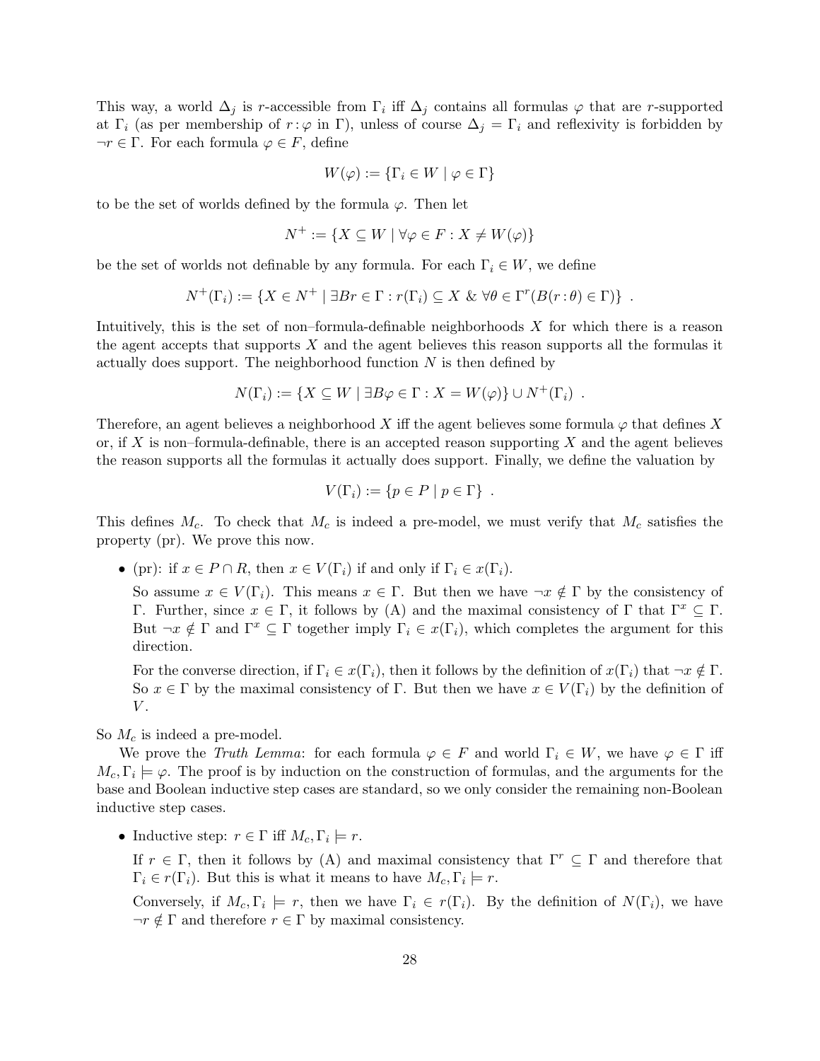This way, a world $\Delta_j$ is $r$-accessible from $\Gamma_i$ iff $\Delta_j$ contains all formulas $\varphi$ that are $r$-supported at $\Gamma_i$ (as per membership of $r : \varphi$ in $\Gamma$), unless of course $\Delta_j = \Gamma_i$ and reflexivity is forbidden by $\neg r \in \Gamma$. For each formula $\varphi \in F$, define

$$W(\varphi) := \{\Gamma_i \in W \mid \varphi \in \Gamma\}$$

to be the set of worlds defined by the formula $\varphi$. Then let

$$N^+ := \{X \subseteq W \mid \forall \varphi \in F : X \neq W(\varphi)\}$$

be the set of worlds not definable by any formula. For each $\Gamma_i \in W$, we define

$$N^+(\Gamma_i) := \{X \in N^+ \mid \exists B r \in \Gamma : r(\Gamma_i) \subseteq X \ \& \ \forall \theta \in \Gamma^r (B(r : \theta) \in \Gamma)\} \ .$$

Intuitively, this is the set of non–formula-definable neighborhoods $X$ for which there is a reason the agent accepts that supports $X$ and the agent believes this reason supports all the formulas it actually does support. The neighborhood function $N$ is then defined by

$$N(\Gamma_i) := \{X \subseteq W \mid \exists B\varphi \in \Gamma : X = W(\varphi)\} \cup N^+(\Gamma_i) \ .$$

Therefore, an agent believes a neighborhood $X$ iff the agent believes some formula $\varphi$ that defines $X$ or, if $X$ is non–formula-definable, there is an accepted reason supporting $X$ and the agent believes the reason supports all the formulas it actually does support. Finally, we define the valuation by

$$V(\Gamma_i) := \{p \in P \mid p \in \Gamma\} \ .$$

This defines $M_c$. To check that $M_c$ is indeed a pre-model, we must verify that $M_c$ satisfies the property (pr). We prove this now.

- (pr): if $x \in P \cap R$, then $x \in V(\Gamma_i)$ if and only if $\Gamma_i \in x(\Gamma_i)$.

  So assume $x \in V(\Gamma_i)$. This means $x \in \Gamma$. But then we have $\neg x \notin \Gamma$ by the consistency of $\Gamma$. Further, since $x \in \Gamma$, it follows by (A) and the maximal consistency of $\Gamma$ that $\Gamma^x \subseteq \Gamma$. But $\neg x \notin \Gamma$ and $\Gamma^x \subseteq \Gamma$ together imply $\Gamma_i \in x(\Gamma_i)$, which completes the argument for this direction.

  For the converse direction, if $\Gamma_i \in x(\Gamma_i)$, then it follows by the definition of $x(\Gamma_i)$ that $\neg x \notin \Gamma$. So $x \in \Gamma$ by the maximal consistency of $\Gamma$. But then we have $x \in V(\Gamma_i)$ by the definition of $V$.

So $M_c$ is indeed a pre-model.

We prove the *Truth Lemma*: for each formula $\varphi \in F$ and world $\Gamma_i \in W$, we have $\varphi \in \Gamma$ iff $M_c, \Gamma_i \models \varphi$. The proof is by induction on the construction of formulas, and the arguments for the base and Boolean inductive step cases are standard, so we only consider the remaining non-Boolean inductive step cases.

- Inductive step: $r \in \Gamma$ iff $M_c, \Gamma_i \models r$.

  If $r \in \Gamma$, then it follows by (A) and maximal consistency that $\Gamma^r \subseteq \Gamma$ and therefore that $\Gamma_i \in r(\Gamma_i)$. But this is what it means to have $M_c, \Gamma_i \models r$.

  Conversely, if $M_c, \Gamma_i \models r$, then we have $\Gamma_i \in r(\Gamma_i)$. By the definition of $N(\Gamma_i)$, we have $\neg r \notin \Gamma$ and therefore $r \in \Gamma$ by maximal consistency.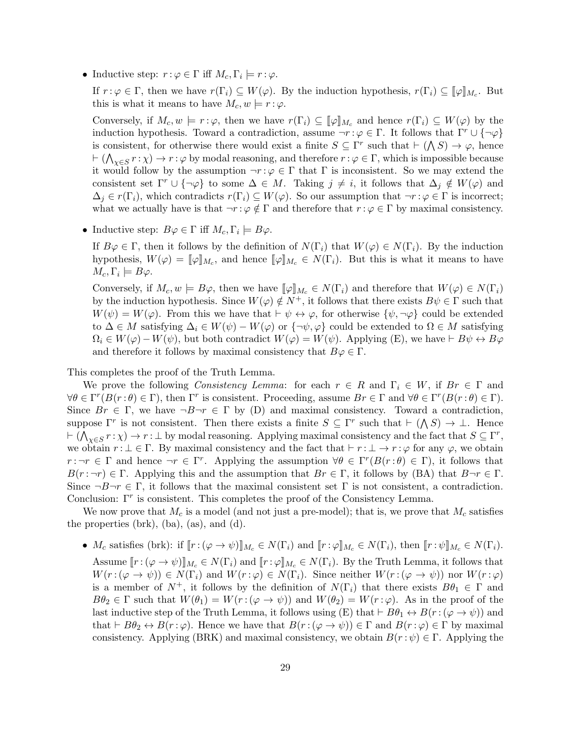- Inductive step: $r:\varphi \in \Gamma$ iff $M_c, \Gamma_i \models r:\varphi$.

  If $r:\varphi \in \Gamma$, then we have $r(\Gamma_i) \subseteq W(\varphi)$. By the induction hypothesis, $r(\Gamma_i) \subseteq [\![\varphi]\!]_{M_c}$. But this is what it means to have $M_c, w \models r:\varphi$.

  Conversely, if $M_c, w \models r:\varphi$, then we have $r(\Gamma_i) \subseteq [\![\varphi]\!]_{M_c}$ and hence $r(\Gamma_i) \subseteq W(\varphi)$ by the induction hypothesis. Toward a contradiction, assume $\neg r:\varphi \in \Gamma$. It follows that $\Gamma^r \cup \{\neg\varphi\}$ is consistent, for otherwise there would exist a finite $S \subseteq \Gamma^r$ such that $\vdash (\bigwedge S) \to \varphi$, hence $\vdash (\bigwedge_{\chi \in S} r:\chi) \to r:\varphi$ by modal reasoning, and therefore $r:\varphi \in \Gamma$, which is impossible because it would follow by the assumption $\neg r:\varphi \in \Gamma$ that $\Gamma$ is inconsistent. So we may extend the consistent set $\Gamma^r \cup \{\neg\varphi\}$ to some $\Delta \in M$. Taking $j \neq i$, it follows that $\Delta_j \notin W(\varphi)$ and $\Delta_j \in r(\Gamma_i)$, which contradicts $r(\Gamma_i) \subseteq W(\varphi)$. So our assumption that $\neg r:\varphi \in \Gamma$ is incorrect; what we actually have is that $\neg r:\varphi \notin \Gamma$ and therefore that $r:\varphi \in \Gamma$ by maximal consistency.

- Inductive step: $B\varphi \in \Gamma$ iff $M_c, \Gamma_i \models B\varphi$.

  If $B\varphi \in \Gamma$, then it follows by the definition of $N(\Gamma_i)$ that $W(\varphi) \in N(\Gamma_i)$. By the induction hypothesis, $W(\varphi) = [\![\varphi]\!]_{M_c}$, and hence $[\![\varphi]\!]_{M_c} \in N(\Gamma_i)$. But this is what it means to have $M_c, \Gamma_i \models B\varphi$.

  Conversely, if $M_c, w \models B\varphi$, then we have $[\![\varphi]\!]_{M_c} \in N(\Gamma_i)$ and therefore that $W(\varphi) \in N(\Gamma_i)$ by the induction hypothesis. Since $W(\varphi) \notin N^+$, it follows that there exists $B\psi \in \Gamma$ such that $W(\psi) = W(\varphi)$. From this we have that $\vdash \psi \leftrightarrow \varphi$, for otherwise $\{\psi, \neg\varphi\}$ could be extended to $\Delta \in M$ satisfying $\Delta_i \in W(\psi) - W(\varphi)$ or $\{\neg\psi, \varphi\}$ could be extended to $\Omega \in M$ satisfying $\Omega_i \in W(\varphi) - W(\psi)$, but both contradict $W(\varphi) = W(\psi)$. Applying (E), we have $\vdash B\psi \leftrightarrow B\varphi$ and therefore it follows by maximal consistency that $B\varphi \in \Gamma$.

This completes the proof of the Truth Lemma.

We prove the following *Consistency Lemma*: for each $r \in R$ and $\Gamma_i \in W$, if $Br \in \Gamma$ and $\forall \theta \in \Gamma^r(B(r:\theta) \in \Gamma)$, then $\Gamma^r$ is consistent. Proceeding, assume $Br \in \Gamma$ and $\forall \theta \in \Gamma^r(B(r:\theta) \in \Gamma)$. Since $Br \in \Gamma$, we have $\neg B\neg r \in \Gamma$ by (D) and maximal consistency. Toward a contradiction, suppose $\Gamma^r$ is not consistent. Then there exists a finite $S \subseteq \Gamma^r$ such that $\vdash (\bigwedge S) \to \bot$. Hence $\vdash (\bigwedge_{\chi \in S} r:\chi) \to r:\bot$ by modal reasoning. Applying maximal consistency and the fact that $S \subseteq \Gamma^r$, we obtain $r:\bot \in \Gamma$. By maximal consistency and the fact that $\vdash r:\bot \to r:\varphi$ for any $\varphi$, we obtain $r:\neg r \in \Gamma$ and hence $\neg r \in \Gamma^r$. Applying the assumption $\forall \theta \in \Gamma^r(B(r:\theta) \in \Gamma)$, it follows that $B(r:\neg r) \in \Gamma$. Applying this and the assumption that $Br \in \Gamma$, it follows by (BA) that $B\neg r \in \Gamma$. Since $\neg B\neg r \in \Gamma$, it follows that the maximal consistent set $\Gamma$ is not consistent, a contradiction. Conclusion: $\Gamma^r$ is consistent. This completes the proof of the Consistency Lemma.

We now prove that $M_c$ is a model (and not just a pre-model); that is, we prove that $M_c$ satisfies the properties (brk), (ba), (as), and (d).

- $M_c$ satisfies (brk): if $[\![r:(\varphi \to \psi)]\!]_{M_c} \in N(\Gamma_i)$ and $[\![r:\varphi]\!]_{M_c} \in N(\Gamma_i)$, then $[\![r:\psi]\!]_{M_c} \in N(\Gamma_i)$.

  Assume $[\![r:(\varphi \to \psi)]\!]_{M_c} \in N(\Gamma_i)$ and $[\![r:\varphi]\!]_{M_c} \in N(\Gamma_i)$. By the Truth Lemma, it follows that $W(r:(\varphi \to \psi)) \in N(\Gamma_i)$ and $W(r:\varphi) \in N(\Gamma_i)$. Since neither $W(r:(\varphi \to \psi))$ nor $W(r:\varphi)$ is a member of $N^+$, it follows by the definition of $N(\Gamma_i)$ that there exists $B\theta_1 \in \Gamma$ and $B\theta_2 \in \Gamma$ such that $W(\theta_1) = W(r:(\varphi \to \psi))$ and $W(\theta_2) = W(r:\varphi)$. As in the proof of the last inductive step of the Truth Lemma, it follows using (E) that $\vdash B\theta_1 \leftrightarrow B(r:(\varphi \to \psi))$ and that $\vdash B\theta_2 \leftrightarrow B(r:\varphi)$. Hence we have that $B(r:(\varphi \to \psi)) \in \Gamma$ and $B(r:\varphi) \in \Gamma$ by maximal consistency. Applying (BRK) and maximal consistency, we obtain $B(r:\psi) \in \Gamma$. Applying the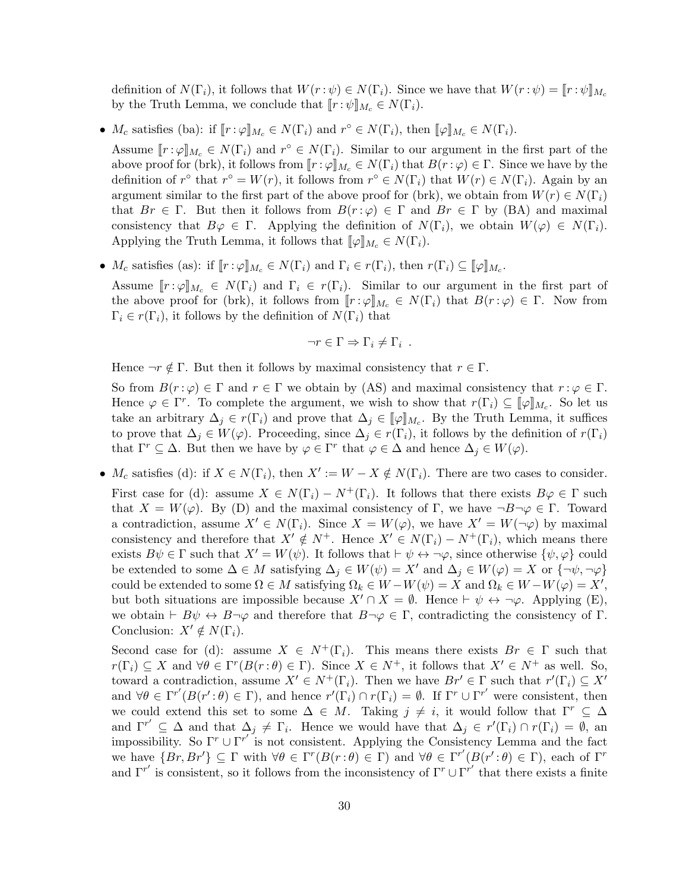definition of $N(\Gamma_i)$, it follows that $W(r : \psi) \in N(\Gamma_i)$. Since we have that $W(r : \psi) = [\![r : \psi]\!]_{M_c}$ by the Truth Lemma, we conclude that $[\![r : \psi]\!]_{M_c} \in N(\Gamma_i)$.

- $M_c$ satisfies (ba): if $[\![r : \varphi]\!]_{M_c} \in N(\Gamma_i)$ and $r^\circ \in N(\Gamma_i)$, then $[\![\varphi]\!]_{M_c} \in N(\Gamma_i)$.

  Assume $[\![r : \varphi]\!]_{M_c} \in N(\Gamma_i)$ and $r^\circ \in N(\Gamma_i)$. Similar to our argument in the first part of the above proof for (brk), it follows from $[\![r : \varphi]\!]_{M_c} \in N(\Gamma_i)$ that $B(r : \varphi) \in \Gamma$. Since we have by the definition of $r^\circ$ that $r^\circ = W(r)$, it follows from $r^\circ \in N(\Gamma_i)$ that $W(r) \in N(\Gamma_i)$. Again by an argument similar to the first part of the above proof for (brk), we obtain from $W(r) \in N(\Gamma_i)$ that $Br \in \Gamma$. But then it follows from $B(r : \varphi) \in \Gamma$ and $Br \in \Gamma$ by (BA) and maximal consistency that $B\varphi \in \Gamma$. Applying the definition of $N(\Gamma_i)$, we obtain $W(\varphi) \in N(\Gamma_i)$. Applying the Truth Lemma, it follows that $[\![\varphi]\!]_{M_c} \in N(\Gamma_i)$.

- $M_c$ satisfies (as): if $[\![r : \varphi]\!]_{M_c} \in N(\Gamma_i)$ and $\Gamma_i \in r(\Gamma_i)$, then $r(\Gamma_i) \subseteq [\![\varphi]\!]_{M_c}$.

  Assume $[\![r : \varphi]\!]_{M_c} \in N(\Gamma_i)$ and $\Gamma_i \in r(\Gamma_i)$. Similar to our argument in the first part of the above proof for (brk), it follows from $[\![r : \varphi]\!]_{M_c} \in N(\Gamma_i)$ that $B(r : \varphi) \in \Gamma$. Now from $\Gamma_i \in r(\Gamma_i)$, it follows by the definition of $N(\Gamma_i)$ that

$$\neg r \in \Gamma \Rightarrow \Gamma_i \neq \Gamma_i \ .$$

  Hence $\neg r \notin \Gamma$. But then it follows by maximal consistency that $r \in \Gamma$.

  So from $B(r : \varphi) \in \Gamma$ and $r \in \Gamma$ we obtain by (AS) and maximal consistency that $r : \varphi \in \Gamma$. Hence $\varphi \in \Gamma^r$. To complete the argument, we wish to show that $r(\Gamma_i) \subseteq [\![\varphi]\!]_{M_c}$. So let us take an arbitrary $\Delta_j \in r(\Gamma_i)$ and prove that $\Delta_j \in [\![\varphi]\!]_{M_c}$. By the Truth Lemma, it suffices to prove that $\Delta_j \in W(\varphi)$. Proceeding, since $\Delta_j \in r(\Gamma_i)$, it follows by the definition of $r(\Gamma_i)$ that $\Gamma^r \subseteq \Delta$. But then we have by $\varphi \in \Gamma^r$ that $\varphi \in \Delta$ and hence $\Delta_j \in W(\varphi)$.

- $M_c$ satisfies (d): if $X \in N(\Gamma_i)$, then $X' := W - X \notin N(\Gamma_i)$. There are two cases to consider.

  First case for (d): assume $X \in N(\Gamma_i) - N^+(\Gamma_i)$. It follows that there exists $B\varphi \in \Gamma$ such that $X = W(\varphi)$. By (D) and the maximal consistency of $\Gamma$, we have $\neg B\neg\varphi \in \Gamma$. Toward a contradiction, assume $X' \in N(\Gamma_i)$. Since $X = W(\varphi)$, we have $X' = W(\neg\varphi)$ by maximal consistency and therefore that $X' \notin N^+$. Hence $X' \in N(\Gamma_i) - N^+(\Gamma_i)$, which means there exists $B\psi \in \Gamma$ such that $X' = W(\psi)$. It follows that $\vdash \psi \leftrightarrow \neg\varphi$, since otherwise $\{\psi, \varphi\}$ could be extended to some $\Delta \in M$ satisfying $\Delta_j \in W(\psi) = X'$ and $\Delta_j \in W(\varphi) = X$ or $\{\neg\psi, \neg\varphi\}$ could be extended to some $\Omega \in M$ satisfying $\Omega_k \in W - W(\psi) = X$ and $\Omega_k \in W - W(\varphi) = X'$, but both situations are impossible because $X' \cap X = \emptyset$. Hence $\vdash \psi \leftrightarrow \neg\varphi$. Applying (E), we obtain $\vdash B\psi \leftrightarrow B\neg\varphi$ and therefore that $B\neg\varphi \in \Gamma$, contradicting the consistency of $\Gamma$. Conclusion: $X' \notin N(\Gamma_i)$.

  Second case for (d): assume $X \in N^+(\Gamma_i)$. This means there exists $Br \in \Gamma$ such that $r(\Gamma_i) \subseteq X$ and $\forall\theta \in \Gamma^r(B(r : \theta) \in \Gamma)$. Since $X \in N^+$, it follows that $X' \in N^+$ as well. So, toward a contradiction, assume $X' \in N^+(\Gamma_i)$. Then we have $Br' \in \Gamma$ such that $r'(\Gamma_i) \subseteq X'$ and $\forall\theta \in \Gamma^{r'}(B(r' : \theta) \in \Gamma)$, and hence $r'(\Gamma_i) \cap r(\Gamma_i) = \emptyset$. If $\Gamma^r \cup \Gamma^{r'}$ were consistent, then we could extend this set to some $\Delta \in M$. Taking $j \neq i$, it would follow that $\Gamma^r \subseteq \Delta$ and $\Gamma^{r'} \subseteq \Delta$ and that $\Delta_j \neq \Gamma_i$. Hence we would have that $\Delta_j \in r'(\Gamma_i) \cap r(\Gamma_i) = \emptyset$, an impossibility. So $\Gamma^r \cup \Gamma^{r'}$ is not consistent. Applying the Consistency Lemma and the fact we have $\{Br, Br'\} \subseteq \Gamma$ with $\forall\theta \in \Gamma^r(B(r : \theta) \in \Gamma)$ and $\forall\theta \in \Gamma^{r'}(B(r' : \theta) \in \Gamma)$, each of $\Gamma^r$ and $\Gamma^{r'}$ is consistent, so it follows from the inconsistency of $\Gamma^r \cup \Gamma^{r'}$ that there exists a finite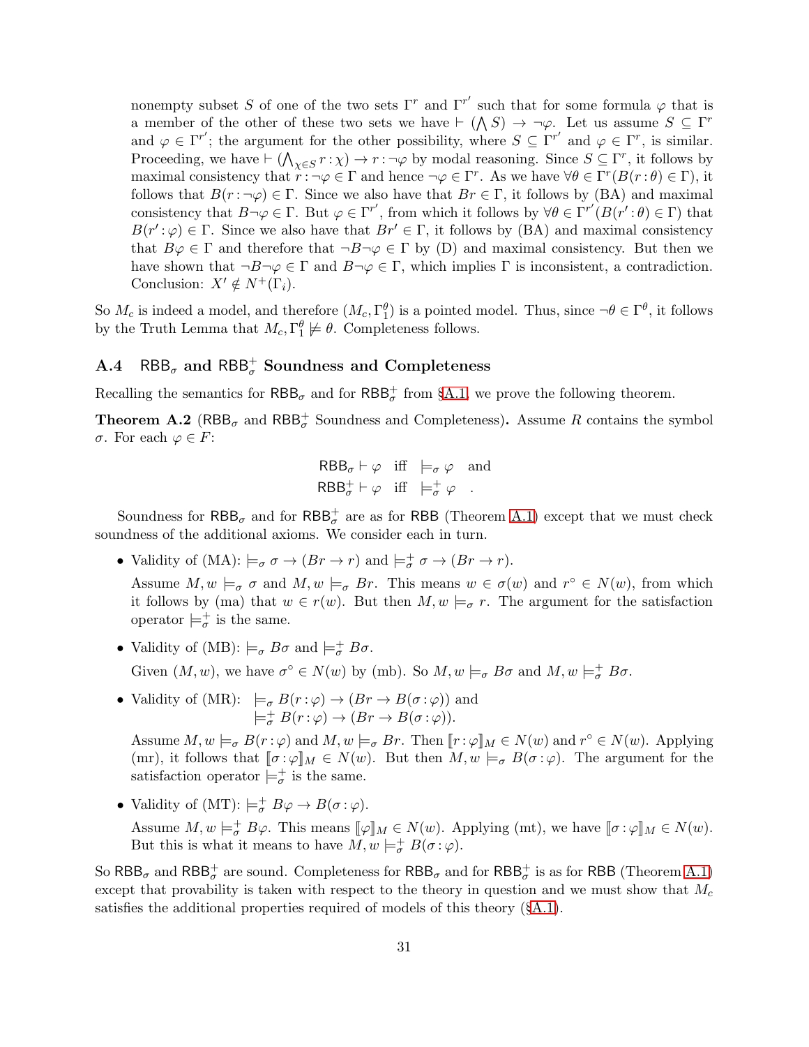nonempty subset $S$ of one of the two sets $\Gamma^r$ and $\Gamma^{r'}$ such that for some formula $\varphi$ that is a member of the other of these two sets we have $\vdash (\bigwedge S) \to \neg\varphi$. Let us assume $S \subseteq \Gamma^r$ and $\varphi \in \Gamma^{r'}$; the argument for the other possibility, where $S \subseteq \Gamma^{r'}$ and $\varphi \in \Gamma^r$, is similar. Proceeding, we have $\vdash (\bigwedge_{\chi \in S} r\!:\!\chi) \to r\!:\!\neg\varphi$ by modal reasoning. Since $S \subseteq \Gamma^r$, it follows by maximal consistency that $r\!:\!\neg\varphi \in \Gamma$ and hence $\neg\varphi \in \Gamma^r$. As we have $\forall\theta \in \Gamma^r(B(r\!:\!\theta) \in \Gamma)$, it follows that $B(r\!:\!\neg\varphi) \in \Gamma$. Since we also have that $Br \in \Gamma$, it follows by (BA) and maximal consistency that $B\neg\varphi \in \Gamma$. But $\varphi \in \Gamma^{r'}$, from which it follows by $\forall\theta \in \Gamma^{r'}(B(r'\!:\!\theta) \in \Gamma)$ that $B(r'\!:\!\varphi) \in \Gamma$. Since we also have that $Br' \in \Gamma$, it follows by (BA) and maximal consistency that $B\varphi \in \Gamma$ and therefore that $\neg B\neg\varphi \in \Gamma$ by (D) and maximal consistency. But then we have shown that $\neg B\neg\varphi \in \Gamma$ and $B\neg\varphi \in \Gamma$, which implies $\Gamma$ is inconsistent, a contradiction. Conclusion: $X' \notin N^+(\Gamma_i)$.

So $M_c$ is indeed a model, and therefore $(M_c, \Gamma_1^\theta)$ is a pointed model. Thus, since $\neg\theta \in \Gamma^\theta$, it follows by the Truth Lemma that $M_c, \Gamma_1^\theta \not\models \theta$. Completeness follows.

### A.4 $\mathsf{RBB}_\sigma$ and $\mathsf{RBB}_\sigma^+$ Soundness and Completeness

Recalling the semantics for $\mathsf{RBB}_\sigma$ and for $\mathsf{RBB}_\sigma^+$ from §A.1, we prove the following theorem.

**Theorem A.2** ($\mathsf{RBB}_\sigma$ and $\mathsf{RBB}_\sigma^+$ Soundness and Completeness)**.** Assume $R$ contains the symbol $\sigma$. For each $\varphi \in F$:

$$\mathsf{RBB}_\sigma \vdash \varphi \quad \text{iff} \quad \models_\sigma \varphi \quad \text{and}$$
$$\mathsf{RBB}_\sigma^+ \vdash \varphi \quad \text{iff} \quad \models_\sigma^+ \varphi \quad .$$

Soundness for $\mathsf{RBB}_\sigma$ and for $\mathsf{RBB}_\sigma^+$ are as for $\mathsf{RBB}$ (Theorem A.1) except that we must check soundness of the additional axioms. We consider each in turn.

- Validity of (MA): $\models_\sigma \sigma \to (Br \to r)$ and $\models_\sigma^+ \sigma \to (Br \to r)$.

  Assume $M, w \models_\sigma \sigma$ and $M, w \models_\sigma Br$. This means $w \in \sigma(w)$ and $r^\circ \in N(w)$, from which it follows by (ma) that $w \in r(w)$. But then $M, w \models_\sigma r$. The argument for the satisfaction operator $\models_\sigma^+$ is the same.

- Validity of (MB): $\models_\sigma B\sigma$ and $\models_\sigma^+ B\sigma$.

  Given $(M, w)$, we have $\sigma^\circ \in N(w)$ by (mb). So $M, w \models_\sigma B\sigma$ and $M, w \models_\sigma^+ B\sigma$.

- Validity of (MR): $\models_\sigma B(r\!:\!\varphi) \to (Br \to B(\sigma\!:\!\varphi))$ and $\models_\sigma^+ B(r\!:\!\varphi) \to (Br \to B(\sigma\!:\!\varphi))$.

  Assume $M, w \models_\sigma B(r\!:\!\varphi)$ and $M, w \models_\sigma Br$. Then $[\![r\!:\!\varphi]\!]_M \in N(w)$ and $r^\circ \in N(w)$. Applying (mr), it follows that $[\![\sigma\!:\!\varphi]\!]_M \in N(w)$. But then $M, w \models_\sigma B(\sigma\!:\!\varphi)$. The argument for the satisfaction operator $\models_\sigma^+$ is the same.

- Validity of (MT): $\models_\sigma^+ B\varphi \to B(\sigma\!:\!\varphi)$.

  Assume $M, w \models_\sigma^+ B\varphi$. This means $[\![\varphi]\!]_M \in N(w)$. Applying (mt), we have $[\![\sigma\!:\!\varphi]\!]_M \in N(w)$. But this is what it means to have $M, w \models_\sigma^+ B(\sigma\!:\!\varphi)$.

So $\mathsf{RBB}_\sigma$ and $\mathsf{RBB}_\sigma^+$ are sound. Completeness for $\mathsf{RBB}_\sigma$ and for $\mathsf{RBB}_\sigma^+$ is as for $\mathsf{RBB}$ (Theorem A.1) except that provability is taken with respect to the theory in question and we must show that $M_c$ satisfies the additional properties required of models of this theory (§A.1).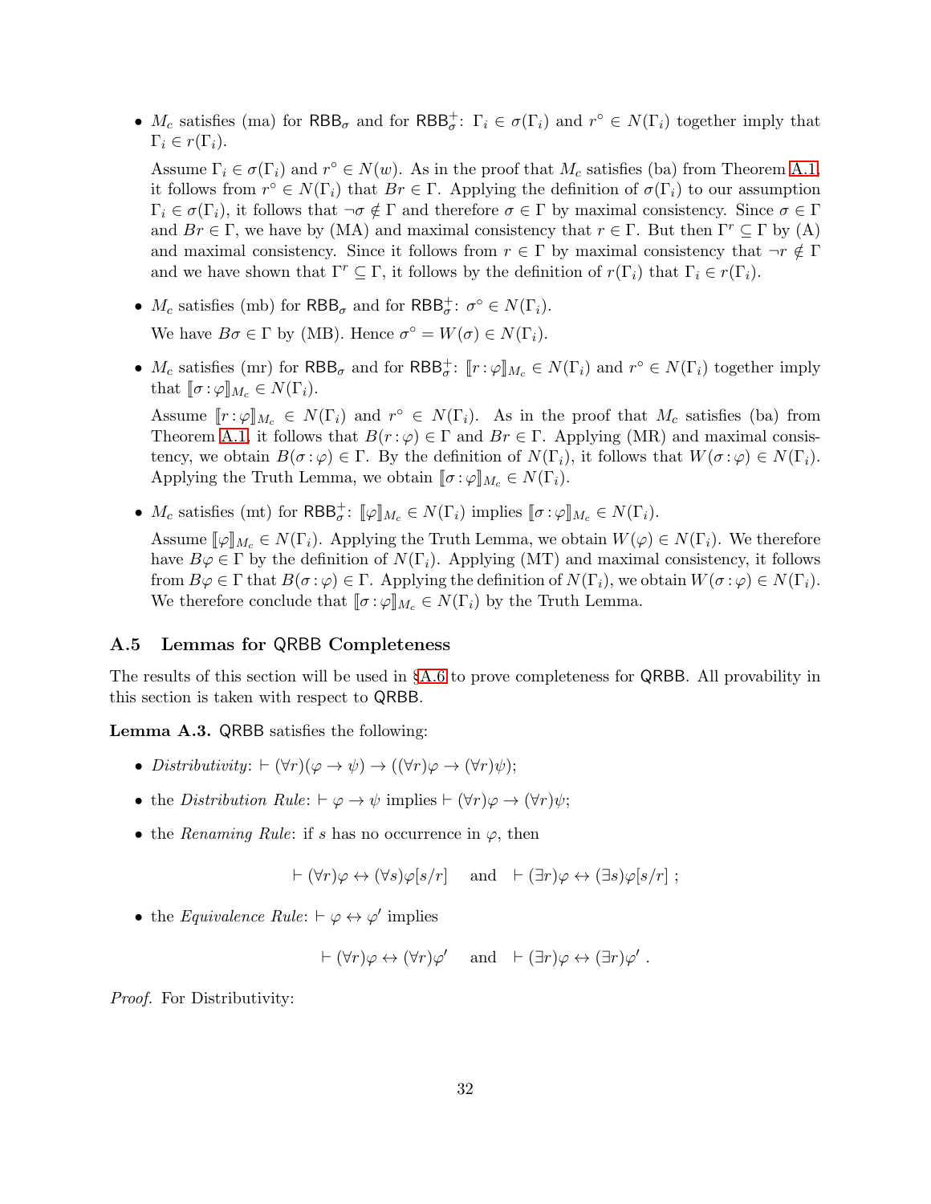- $M_c$ satisfies (ma) for $\mathsf{RBB}_\sigma$ and for $\mathsf{RBB}^+_\sigma$: $\Gamma_i \in \sigma(\Gamma_i)$ and $r^\circ \in N(\Gamma_i)$ together imply that $\Gamma_i \in r(\Gamma_i)$.

  Assume $\Gamma_i \in \sigma(\Gamma_i)$ and $r^\circ \in N(w)$. As in the proof that $M_c$ satisfies (ba) from Theorem A.1, it follows from $r^\circ \in N(\Gamma_i)$ that $Br \in \Gamma$. Applying the definition of $\sigma(\Gamma_i)$ to our assumption $\Gamma_i \in \sigma(\Gamma_i)$, it follows that $\neg\sigma \notin \Gamma$ and therefore $\sigma \in \Gamma$ by maximal consistency. Since $\sigma \in \Gamma$ and $Br \in \Gamma$, we have by (MA) and maximal consistency that $r \in \Gamma$. But then $\Gamma^r \subseteq \Gamma$ by (A) and maximal consistency. Since it follows from $r \in \Gamma$ by maximal consistency that $\neg r \notin \Gamma$ and we have shown that $\Gamma^r \subseteq \Gamma$, it follows by the definition of $r(\Gamma_i)$ that $\Gamma_i \in r(\Gamma_i)$.

- $M_c$ satisfies (mb) for $\mathsf{RBB}_\sigma$ and for $\mathsf{RBB}^+_\sigma$: $\sigma^\circ \in N(\Gamma_i)$.

  We have $B\sigma \in \Gamma$ by (MB). Hence $\sigma^\circ = W(\sigma) \in N(\Gamma_i)$.

- $M_c$ satisfies (mr) for $\mathsf{RBB}_\sigma$ and for $\mathsf{RBB}^+_\sigma$: $[\![r:\varphi]\!]_{M_c} \in N(\Gamma_i)$ and $r^\circ \in N(\Gamma_i)$ together imply that $[\![\sigma:\varphi]\!]_{M_c} \in N(\Gamma_i)$.

  Assume $[\![r:\varphi]\!]_{M_c} \in N(\Gamma_i)$ and $r^\circ \in N(\Gamma_i)$. As in the proof that $M_c$ satisfies (ba) from Theorem A.1, it follows that $B(r:\varphi) \in \Gamma$ and $Br \in \Gamma$. Applying (MR) and maximal consistency, we obtain $B(\sigma:\varphi) \in \Gamma$. By the definition of $N(\Gamma_i)$, it follows that $W(\sigma:\varphi) \in N(\Gamma_i)$. Applying the Truth Lemma, we obtain $[\![\sigma:\varphi]\!]_{M_c} \in N(\Gamma_i)$.

- $M_c$ satisfies (mt) for $\mathsf{RBB}^+_\sigma$: $[\![\varphi]\!]_{M_c} \in N(\Gamma_i)$ implies $[\![\sigma:\varphi]\!]_{M_c} \in N(\Gamma_i)$.

  Assume $[\![\varphi]\!]_{M_c} \in N(\Gamma_i)$. Applying the Truth Lemma, we obtain $W(\varphi) \in N(\Gamma_i)$. We therefore have $B\varphi \in \Gamma$ by the definition of $N(\Gamma_i)$. Applying (MT) and maximal consistency, it follows from $B\varphi \in \Gamma$ that $B(\sigma:\varphi) \in \Gamma$. Applying the definition of $N(\Gamma_i)$, we obtain $W(\sigma:\varphi) \in N(\Gamma_i)$. We therefore conclude that $[\![\sigma:\varphi]\!]_{M_c} \in N(\Gamma_i)$ by the Truth Lemma.

### A.5 Lemmas for QRBB Completeness

The results of this section will be used in §A.6 to prove completeness for QRBB. All provability in this section is taken with respect to QRBB.

**Lemma A.3.** QRBB satisfies the following:

- *Distributivity*: $\vdash (\forall r)(\varphi \to \psi) \to ((\forall r)\varphi \to (\forall r)\psi)$;
- the *Distribution Rule*: $\vdash \varphi \to \psi$ implies $\vdash (\forall r)\varphi \to (\forall r)\psi$;
- the *Renaming Rule*: if $s$ has no occurrence in $\varphi$, then

$$\vdash (\forall r)\varphi \leftrightarrow (\forall s)\varphi[s/r] \quad \text{and} \quad \vdash (\exists r)\varphi \leftrightarrow (\exists s)\varphi[s/r] \ ;$$

- the *Equivalence Rule*: $\vdash \varphi \leftrightarrow \varphi'$ implies

$$\vdash (\forall r)\varphi \leftrightarrow (\forall r)\varphi' \quad \text{and} \quad \vdash (\exists r)\varphi \leftrightarrow (\exists r)\varphi' \ .$$

*Proof.* For Distributivity: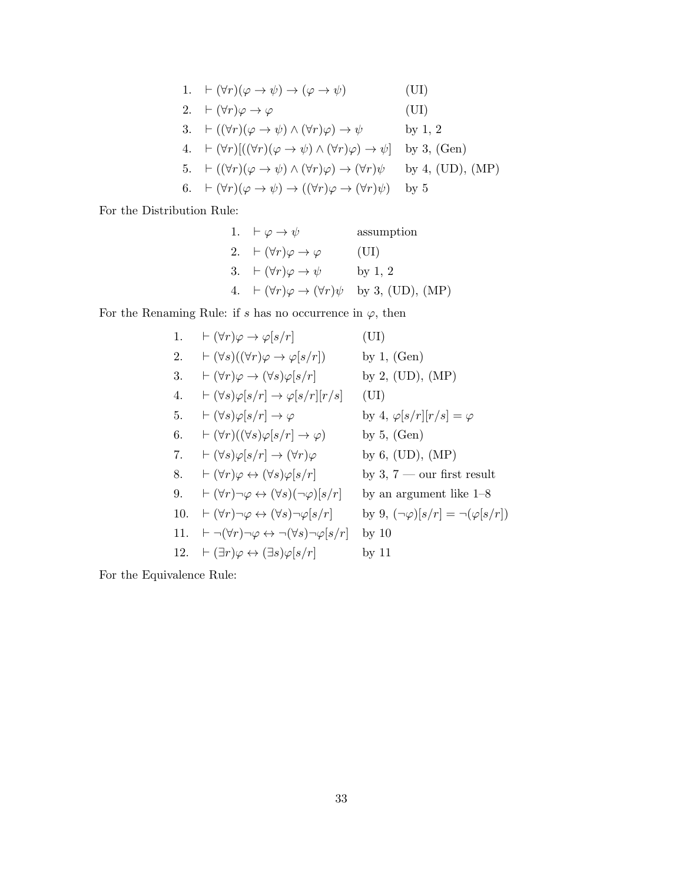| | | |
|---|---|---|
| 1. | $\vdash (\forall r)(\varphi \to \psi) \to (\varphi \to \psi)$ | (UI) |
| 2. | $\vdash (\forall r)\varphi \to \varphi$ | (UI) |
| 3. | $\vdash ((\forall r)(\varphi \to \psi) \wedge (\forall r)\varphi) \to \psi$ | by 1, 2 |
| 4. | $\vdash (\forall r)[((\forall r)(\varphi \to \psi) \wedge (\forall r)\varphi) \to \psi]$ | by 3, (Gen) |
| 5. | $\vdash ((\forall r)(\varphi \to \psi) \wedge (\forall r)\varphi) \to (\forall r)\psi$ | by 4, (UD), (MP) |
| 6. | $\vdash (\forall r)(\varphi \to \psi) \to ((\forall r)\varphi \to (\forall r)\psi)$ | by 5 |

For the Distribution Rule:

| | | |
|---|---|---|
| 1. | $\vdash \varphi \to \psi$ | assumption |
| 2. | $\vdash (\forall r)\varphi \to \varphi$ | (UI) |
| 3. | $\vdash (\forall r)\varphi \to \psi$ | by 1, 2 |
| 4. | $\vdash (\forall r)\varphi \to (\forall r)\psi$ | by 3, (UD), (MP) |

For the Renaming Rule: if $s$ has no occurrence in $\varphi$, then

| | | |
|---|---|---|
| 1. | $\vdash (\forall r)\varphi \to \varphi[s/r]$ | (UI) |
| 2. | $\vdash (\forall s)((\forall r)\varphi \to \varphi[s/r])$ | by 1, (Gen) |
| 3. | $\vdash (\forall r)\varphi \to (\forall s)\varphi[s/r]$ | by 2, (UD), (MP) |
| 4. | $\vdash (\forall s)\varphi[s/r] \to \varphi[s/r][r/s]$ | (UI) |
| 5. | $\vdash (\forall s)\varphi[s/r] \to \varphi$ | by 4, $\varphi[s/r][r/s] = \varphi$ |
| 6. | $\vdash (\forall r)((\forall s)\varphi[s/r] \to \varphi)$ | by 5, (Gen) |
| 7. | $\vdash (\forall s)\varphi[s/r] \to (\forall r)\varphi$ | by 6, (UD), (MP) |
| 8. | $\vdash (\forall r)\varphi \leftrightarrow (\forall s)\varphi[s/r]$ | by 3, 7 — our first result |
| 9. | $\vdash (\forall r)\neg\varphi \leftrightarrow (\forall s)(\neg\varphi)[s/r]$ | by an argument like 1–8 |
| 10. | $\vdash (\forall r)\neg\varphi \leftrightarrow (\forall s)\neg\varphi[s/r]$ | by 9, $(\neg\varphi)[s/r] = \neg(\varphi[s/r])$ |
| 11. | $\vdash \neg(\forall r)\neg\varphi \leftrightarrow \neg(\forall s)\neg\varphi[s/r]$ | by 10 |
| 12. | $\vdash (\exists r)\varphi \leftrightarrow (\exists s)\varphi[s/r]$ | by 11 |

For the Equivalence Rule: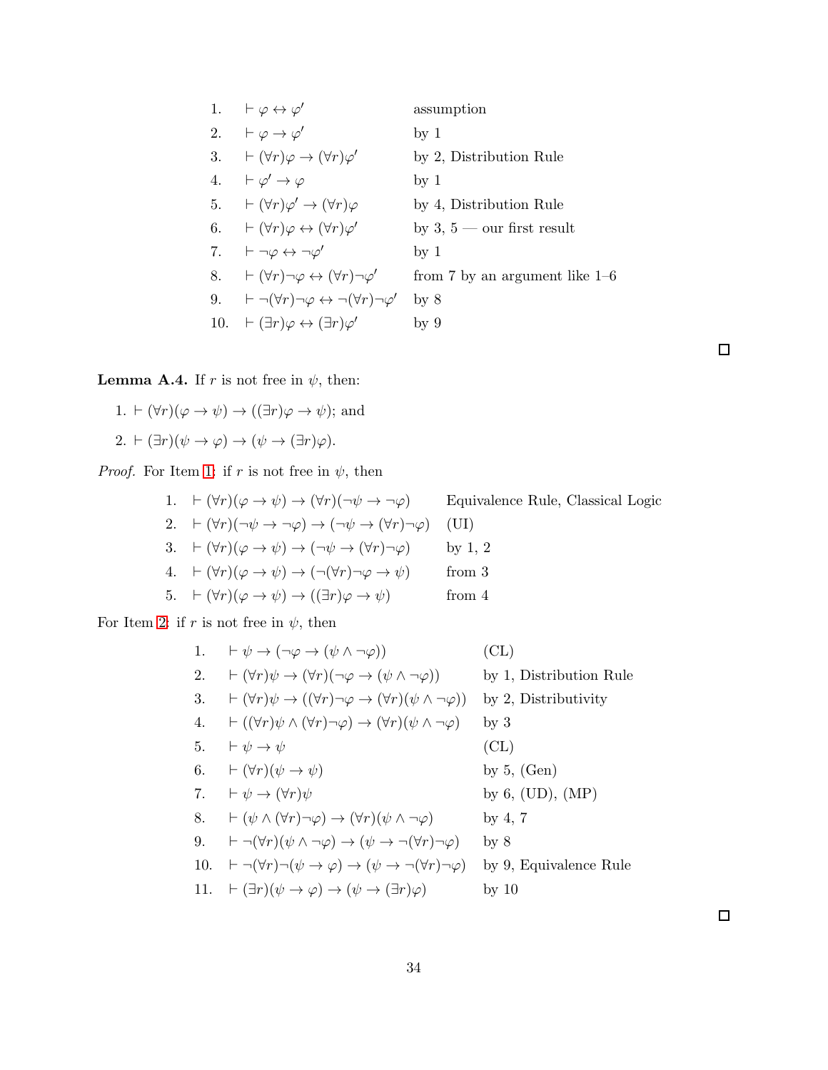| | | |
|---|---|---|
| 1. | $\vdash \varphi \leftrightarrow \varphi'$ | assumption |
| 2. | $\vdash \varphi \to \varphi'$ | by 1 |
| 3. | $\vdash (\forall r)\varphi \to (\forall r)\varphi'$ | by 2, Distribution Rule |
| 4. | $\vdash \varphi' \to \varphi$ | by 1 |
| 5. | $\vdash (\forall r)\varphi' \to (\forall r)\varphi$ | by 4, Distribution Rule |
| 6. | $\vdash (\forall r)\varphi \leftrightarrow (\forall r)\varphi'$ | by 3, 5 — our first result |
| 7. | $\vdash \neg\varphi \leftrightarrow \neg\varphi'$ | by 1 |
| 8. | $\vdash (\forall r)\neg\varphi \leftrightarrow (\forall r)\neg\varphi'$ | from 7 by an argument like 1–6 |
| 9. | $\vdash \neg(\forall r)\neg\varphi \leftrightarrow \neg(\forall r)\neg\varphi'$ | by 8 |
| 10. | $\vdash (\exists r)\varphi \leftrightarrow (\exists r)\varphi'$ | by 9 |

□

**Lemma A.4.** If $r$ is not free in $\psi$, then:

1. $\vdash (\forall r)(\varphi \to \psi) \to ((\exists r)\varphi \to \psi)$; and
2. $\vdash (\exists r)(\psi \to \varphi) \to (\psi \to (\exists r)\varphi)$.

*Proof.* For Item 1: if $r$ is not free in $\psi$, then

| | | |
|---|---|---|
| 1. | $\vdash (\forall r)(\varphi \to \psi) \to (\forall r)(\neg\psi \to \neg\varphi)$ | Equivalence Rule, Classical Logic |
| 2. | $\vdash (\forall r)(\neg\psi \to \neg\varphi) \to (\neg\psi \to (\forall r)\neg\varphi)$ | (UI) |
| 3. | $\vdash (\forall r)(\varphi \to \psi) \to (\neg\psi \to (\forall r)\neg\varphi)$ | by 1, 2 |
| 4. | $\vdash (\forall r)(\varphi \to \psi) \to (\neg(\forall r)\neg\varphi \to \psi)$ | from 3 |
| 5. | $\vdash (\forall r)(\varphi \to \psi) \to ((\exists r)\varphi \to \psi)$ | from 4 |

For Item 2: if $r$ is not free in $\psi$, then

| | | |
|---|---|---|
| 1. | $\vdash \psi \to (\neg\varphi \to (\psi \wedge \neg\varphi))$ | (CL) |
| 2. | $\vdash (\forall r)\psi \to (\forall r)(\neg\varphi \to (\psi \wedge \neg\varphi))$ | by 1, Distribution Rule |
| 3. | $\vdash (\forall r)\psi \to ((\forall r)\neg\varphi \to (\forall r)(\psi \wedge \neg\varphi))$ | by 2, Distributivity |
| 4. | $\vdash ((\forall r)\psi \wedge (\forall r)\neg\varphi) \to (\forall r)(\psi \wedge \neg\varphi)$ | by 3 |
| 5. | $\vdash \psi \to \psi$ | (CL) |
| 6. | $\vdash (\forall r)(\psi \to \psi)$ | by 5, (Gen) |
| 7. | $\vdash \psi \to (\forall r)\psi$ | by 6, (UD), (MP) |
| 8. | $\vdash (\psi \wedge (\forall r)\neg\varphi) \to (\forall r)(\psi \wedge \neg\varphi)$ | by 4, 7 |
| 9. | $\vdash \neg(\forall r)(\psi \wedge \neg\varphi) \to (\psi \to \neg(\forall r)\neg\varphi)$ | by 8 |
| 10. | $\vdash \neg(\forall r)\neg(\psi \to \varphi) \to (\psi \to \neg(\forall r)\neg\varphi)$ | by 9, Equivalence Rule |
| 11. | $\vdash (\exists r)(\psi \to \varphi) \to (\psi \to (\exists r)\varphi)$ | by 10 |

□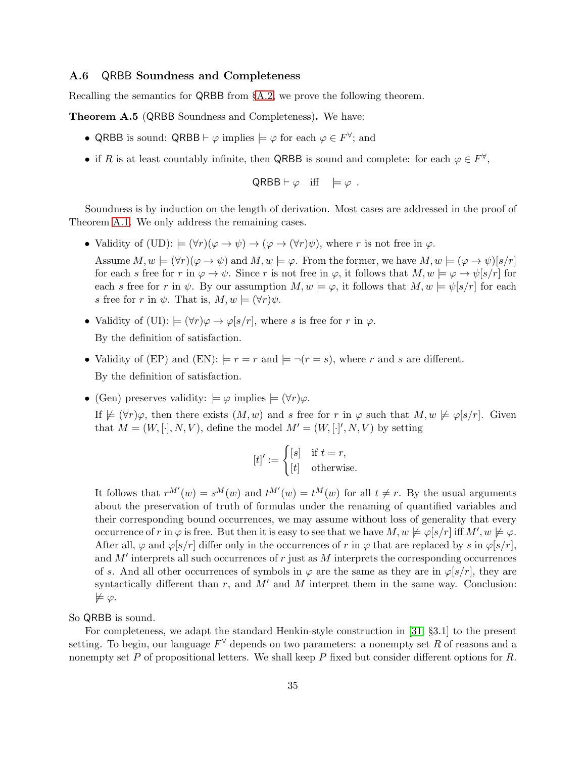### A.6 QRBB Soundness and Completeness

Recalling the semantics for QRBB from §A.2, we prove the following theorem.

**Theorem A.5** (QRBB Soundness and Completeness)**.** We have:

- QRBB is sound: $\mathsf{QRBB} \vdash \varphi$ implies $\models \varphi$ for each $\varphi \in F^{\forall}$; and
- if $R$ is at least countably infinite, then QRBB is sound and complete: for each $\varphi \in F^{\forall}$,

$$\mathsf{QRBB} \vdash \varphi \quad \text{iff} \quad \models \varphi \ .$$

Soundness is by induction on the length of derivation. Most cases are addressed in the proof of Theorem A.1. We only address the remaining cases.

- Validity of (UD): $\models (\forall r)(\varphi \to \psi) \to (\varphi \to (\forall r)\psi)$, where $r$ is not free in $\varphi$.

  Assume $M, w \models (\forall r)(\varphi \to \psi)$ and $M, w \models \varphi$. From the former, we have $M, w \models (\varphi \to \psi)[s/r]$ for each $s$ free for $r$ in $\varphi \to \psi$. Since $r$ is not free in $\varphi$, it follows that $M, w \models \varphi \to \psi[s/r]$ for each $s$ free for $r$ in $\psi$. By our assumption $M, w \models \varphi$, it follows that $M, w \models \psi[s/r]$ for each $s$ free for $r$ in $\psi$. That is, $M, w \models (\forall r)\psi$.

- Validity of (UI): $\models (\forall r)\varphi \to \varphi[s/r]$, where $s$ is free for $r$ in $\varphi$.

  By the definition of satisfaction.

- Validity of (EP) and (EN): $\models r = r$ and $\models \neg(r = s)$, where $r$ and $s$ are different.

  By the definition of satisfaction.

- (Gen) preserves validity: $\models \varphi$ implies $\models (\forall r)\varphi$.

  If $\not\models (\forall r)\varphi$, then there exists $(M, w)$ and $s$ free for $r$ in $\varphi$ such that $M, w \not\models \varphi[s/r]$. Given that $M = (W, [\cdot], N, V)$, define the model $M' = (W, [\cdot]', N, V)$ by setting

$$[t]' := \begin{cases} [s] & \text{if } t = r, \\ [t] & \text{otherwise.} \end{cases}$$

  It follows that $r^{M'}(w) = s^{M}(w)$ and $t^{M'}(w) = t^{M}(w)$ for all $t \neq r$. By the usual arguments about the preservation of truth of formulas under the renaming of quantified variables and their corresponding bound occurrences, we may assume without loss of generality that every occurrence of $r$ in $\varphi$ is free. But then it is easy to see that we have $M, w \not\models \varphi[s/r]$ iff $M', w \not\models \varphi$. After all, $\varphi$ and $\varphi[s/r]$ differ only in the occurrences of $r$ in $\varphi$ that are replaced by $s$ in $\varphi[s/r]$, and $M'$ interprets all such occurrences of $r$ just as $M$ interprets the corresponding occurrences of $s$. And all other occurrences of symbols in $\varphi$ are the same as they are in $\varphi[s/r]$, they are syntactically different than $r$, and $M'$ and $M$ interpret them in the same way. Conclusion: $\not\models \varphi$.

So QRBB is sound.

For completeness, we adapt the standard Henkin-style construction in [31, §3.1] to the present setting. To begin, our language $F^{\forall}$ depends on two parameters: a nonempty set $R$ of reasons and a nonempty set $P$ of propositional letters. We shall keep $P$ fixed but consider different options for $R$.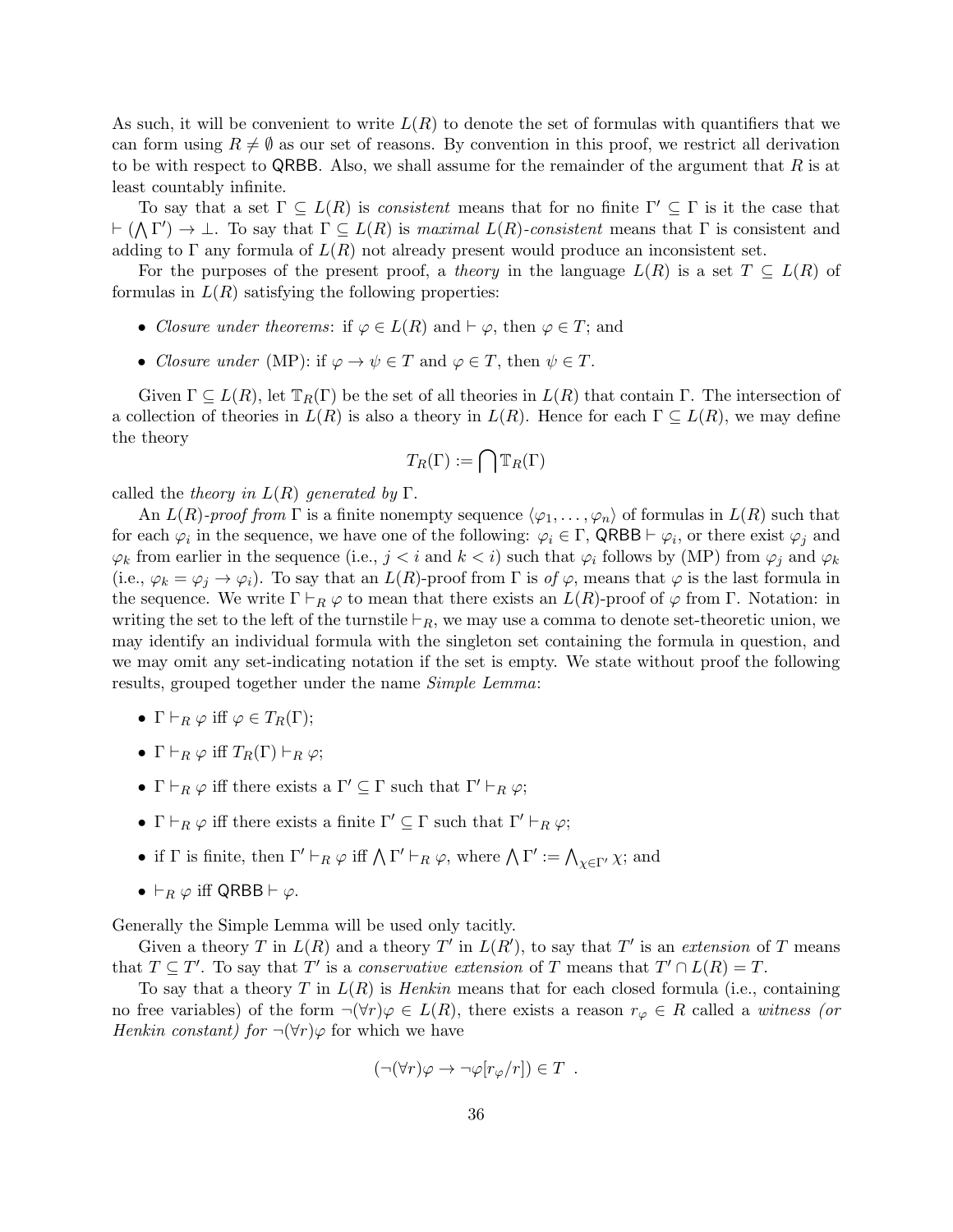As such, it will be convenient to write $L(R)$ to denote the set of formulas with quantifiers that we can form using $R \neq \emptyset$ as our set of reasons. By convention in this proof, we restrict all derivation to be with respect to QRBB. Also, we shall assume for the remainder of the argument that $R$ is at least countably infinite.

To say that a set $\Gamma \subseteq L(R)$ is *consistent* means that for no finite $\Gamma' \subseteq \Gamma$ is it the case that $\vdash (\bigwedge \Gamma') \to \bot$. To say that $\Gamma \subseteq L(R)$ is *maximal* $L(R)$*-consistent* means that $\Gamma$ is consistent and adding to $\Gamma$ any formula of $L(R)$ not already present would produce an inconsistent set.

For the purposes of the present proof, a *theory* in the language $L(R)$ is a set $T \subseteq L(R)$ of formulas in $L(R)$ satisfying the following properties:

- *Closure under theorems*: if $\varphi \in L(R)$ and $\vdash \varphi$, then $\varphi \in T$; and
- *Closure under* (MP): if $\varphi \to \psi \in T$ and $\varphi \in T$, then $\psi \in T$.

Given $\Gamma \subseteq L(R)$, let $\mathbb{T}_R(\Gamma)$ be the set of all theories in $L(R)$ that contain $\Gamma$. The intersection of a collection of theories in $L(R)$ is also a theory in $L(R)$. Hence for each $\Gamma \subseteq L(R)$, we may define the theory

$$T_R(\Gamma) := \bigcap \mathbb{T}_R(\Gamma)$$

called the *theory in* $L(R)$ *generated by* $\Gamma$.

An $L(R)$*-proof from* $\Gamma$ is a finite nonempty sequence $\langle \varphi_1, \dots, \varphi_n \rangle$ of formulas in $L(R)$ such that for each $\varphi_i$ in the sequence, we have one of the following: $\varphi_i \in \Gamma$, $\mathsf{QRBB} \vdash \varphi_i$, or there exist $\varphi_j$ and $\varphi_k$ from earlier in the sequence (i.e., $j < i$ and $k < i$) such that $\varphi_i$ follows by (MP) from $\varphi_j$ and $\varphi_k$ (i.e., $\varphi_k = \varphi_j \to \varphi_i$). To say that an $L(R)$-proof from $\Gamma$ is *of* $\varphi$, means that $\varphi$ is the last formula in the sequence. We write $\Gamma \vdash_R \varphi$ to mean that there exists an $L(R)$-proof of $\varphi$ from $\Gamma$. Notation: in writing the set to the left of the turnstile $\vdash_R$, we may use a comma to denote set-theoretic union, we may identify an individual formula with the singleton set containing the formula in question, and we may omit any set-indicating notation if the set is empty. We state without proof the following results, grouped together under the name *Simple Lemma*:

- $\Gamma \vdash_R \varphi$ iff $\varphi \in T_R(\Gamma)$;
- $\Gamma \vdash_R \varphi$ iff $T_R(\Gamma) \vdash_R \varphi$;
- $\Gamma \vdash_R \varphi$ iff there exists a $\Gamma' \subseteq \Gamma$ such that $\Gamma' \vdash_R \varphi$;
- $\Gamma \vdash_R \varphi$ iff there exists a finite $\Gamma' \subseteq \Gamma$ such that $\Gamma' \vdash_R \varphi$;
- if $\Gamma$ is finite, then $\Gamma' \vdash_R \varphi$ iff $\bigwedge \Gamma' \vdash_R \varphi$, where $\bigwedge \Gamma' := \bigwedge_{\chi \in \Gamma'} \chi$; and
- $\vdash_R \varphi$ iff $\mathsf{QRBB} \vdash \varphi$.

Generally the Simple Lemma will be used only tacitly.

Given a theory $T$ in $L(R)$ and a theory $T'$ in $L(R')$, to say that $T'$ is an *extension* of $T$ means that $T \subseteq T'$. To say that $T'$ is a *conservative extension* of $T$ means that $T' \cap L(R) = T$.

To say that a theory $T$ in $L(R)$ is *Henkin* means that for each closed formula (i.e., containing no free variables) of the form $\neg(\forall r)\varphi \in L(R)$, there exists a reason $r_\varphi \in R$ called a *witness (or Henkin constant) for* $\neg(\forall r)\varphi$ for which we have

$$(\neg(\forall r)\varphi \to \neg\varphi[r_\varphi/r]) \in T \ .$$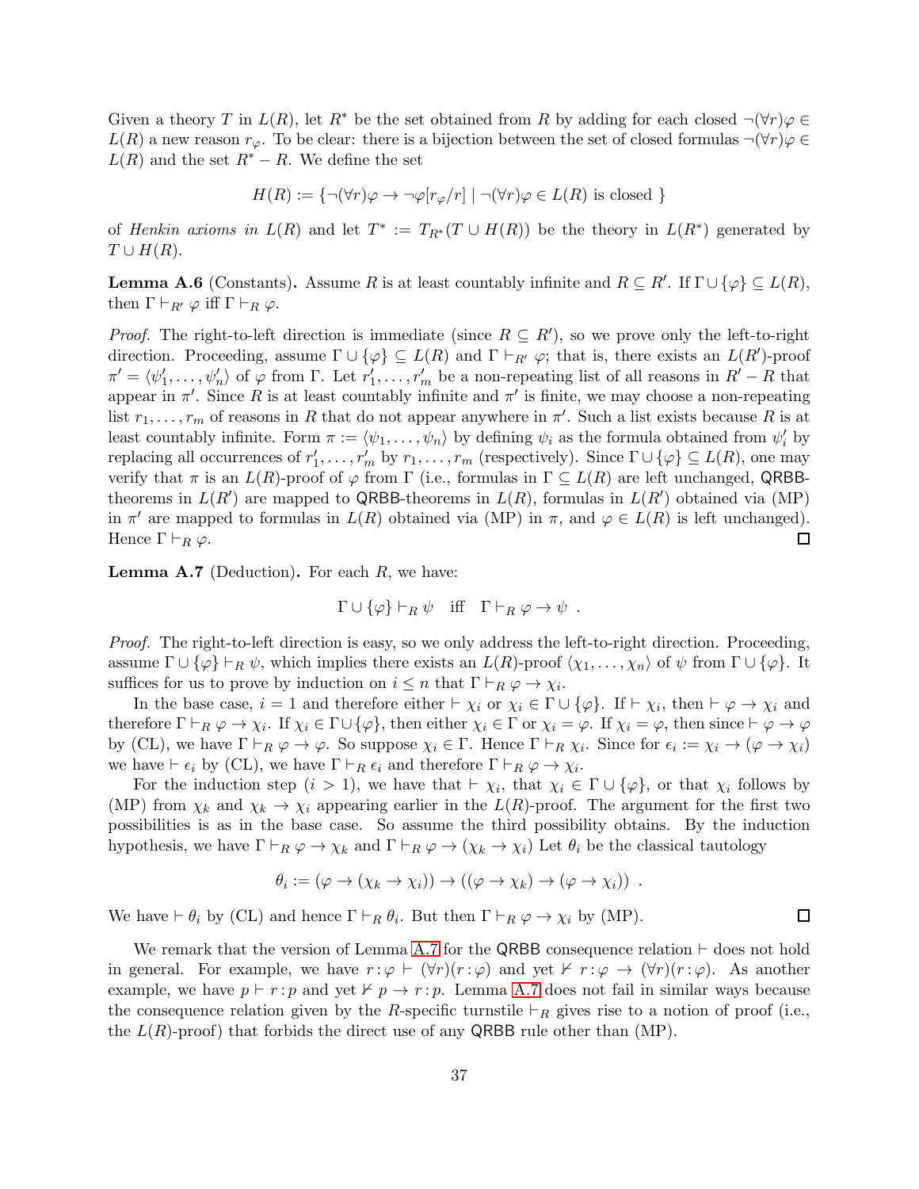Given a theory $T$ in $L(R)$, let $R^*$ be the set obtained from $R$ by adding for each closed $\neg(\forall r)\varphi \in L(R)$ a new reason $r_\varphi$. To be clear: there is a bijection between the set of closed formulas $\neg(\forall r)\varphi \in L(R)$ and the set $R^* - R$. We define the set

$$H(R) := \{\neg(\forall r)\varphi \to \neg\varphi[r_\varphi/r] \mid \neg(\forall r)\varphi \in L(R) \text{ is closed }\}$$

of *Henkin axioms in* $L(R)$ and let $T^* := T_{R^*}(T \cup H(R))$ be the theory in $L(R^*)$ generated by $T \cup H(R)$.

**Lemma A.6** (Constants)**.** Assume $R$ is at least countably infinite and $R \subseteq R'$. If $\Gamma \cup \{\varphi\} \subseteq L(R)$, then $\Gamma \vdash_{R'} \varphi$ iff $\Gamma \vdash_R \varphi$.

*Proof.* The right-to-left direction is immediate (since $R \subseteq R'$), so we prove only the left-to-right direction. Proceeding, assume $\Gamma \cup \{\varphi\} \subseteq L(R)$ and $\Gamma \vdash_{R'} \varphi$; that is, there exists an $L(R')$-proof $\pi' = \langle \psi'_1, \dots, \psi'_n \rangle$ of $\varphi$ from $\Gamma$. Let $r'_1, \dots, r'_m$ be a non-repeating list of all reasons in $R' - R$ that appear in $\pi'$. Since $R$ is at least countably infinite and $\pi'$ is finite, we may choose a non-repeating list $r_1, \dots, r_m$ of reasons in $R$ that do not appear anywhere in $\pi'$. Such a list exists because $R$ is at least countably infinite. Form $\pi := \langle \psi_1, \dots, \psi_n \rangle$ by defining $\psi_i$ as the formula obtained from $\psi'_i$ by replacing all occurrences of $r'_1, \dots, r'_m$ by $r_1, \dots, r_m$ (respectively). Since $\Gamma \cup \{\varphi\} \subseteq L(R)$, one may verify that $\pi$ is an $L(R)$-proof of $\varphi$ from $\Gamma$ (i.e., formulas in $\Gamma \subseteq L(R)$ are left unchanged, QRBB-theorems in $L(R')$ are mapped to QRBB-theorems in $L(R)$, formulas in $L(R')$ obtained via (MP) in $\pi'$ are mapped to formulas in $L(R)$ obtained via (MP) in $\pi$, and $\varphi \in L(R)$ is left unchanged). Hence $\Gamma \vdash_R \varphi$. □

**Lemma A.7** (Deduction)**.** For each $R$, we have:

$$\Gamma \cup \{\varphi\} \vdash_R \psi \quad \text{iff} \quad \Gamma \vdash_R \varphi \to \psi \ .$$

*Proof.* The right-to-left direction is easy, so we only address the left-to-right direction. Proceeding, assume $\Gamma \cup \{\varphi\} \vdash_R \psi$, which implies there exists an $L(R)$-proof $\langle \chi_1, \dots, \chi_n \rangle$ of $\psi$ from $\Gamma \cup \{\varphi\}$. It suffices for us to prove by induction on $i \le n$ that $\Gamma \vdash_R \varphi \to \chi_i$.

In the base case, $i = 1$ and therefore either $\vdash \chi_i$ or $\chi_i \in \Gamma \cup \{\varphi\}$. If $\vdash \chi_i$, then $\vdash \varphi \to \chi_i$ and therefore $\Gamma \vdash_R \varphi \to \chi_i$. If $\chi_i \in \Gamma \cup \{\varphi\}$, then either $\chi_i \in \Gamma$ or $\chi_i = \varphi$. If $\chi_i = \varphi$, then since $\vdash \varphi \to \varphi$ by (CL), we have $\Gamma \vdash_R \varphi \to \varphi$. So suppose $\chi_i \in \Gamma$. Hence $\Gamma \vdash_R \chi_i$. Since for $\epsilon_i := \chi_i \to (\varphi \to \chi_i)$ we have $\vdash \epsilon_i$ by (CL), we have $\Gamma \vdash_R \epsilon_i$ and therefore $\Gamma \vdash_R \varphi \to \chi_i$.

For the induction step ($i > 1$), we have that $\vdash \chi_i$, that $\chi_i \in \Gamma \cup \{\varphi\}$, or that $\chi_i$ follows by (MP) from $\chi_k$ and $\chi_k \to \chi_i$ appearing earlier in the $L(R)$-proof. The argument for the first two possibilities is as in the base case. So assume the third possibility obtains. By the induction hypothesis, we have $\Gamma \vdash_R \varphi \to \chi_k$ and $\Gamma \vdash_R \varphi \to (\chi_k \to \chi_i)$ Let $\theta_i$ be the classical tautology

$$\theta_i := (\varphi \to (\chi_k \to \chi_i)) \to ((\varphi \to \chi_k) \to (\varphi \to \chi_i)) \ .$$

We have $\vdash \theta_i$ by (CL) and hence $\Gamma \vdash_R \theta_i$. But then $\Gamma \vdash_R \varphi \to \chi_i$ by (MP). □

We remark that the version of Lemma A.7 for the QRBB consequence relation $\vdash$ does not hold in general. For example, we have $r\!:\!\varphi \vdash (\forall r)(r\!:\!\varphi)$ and yet $\nvdash r\!:\!\varphi \to (\forall r)(r\!:\!\varphi)$. As another example, we have $p \vdash r\!:\!p$ and yet $\nvdash p \to r\!:\!p$. Lemma A.7 does not fail in similar ways because the consequence relation given by the $R$-specific turnstile $\vdash_R$ gives rise to a notion of proof (i.e., the $L(R)$-proof) that forbids the direct use of any QRBB rule other than (MP).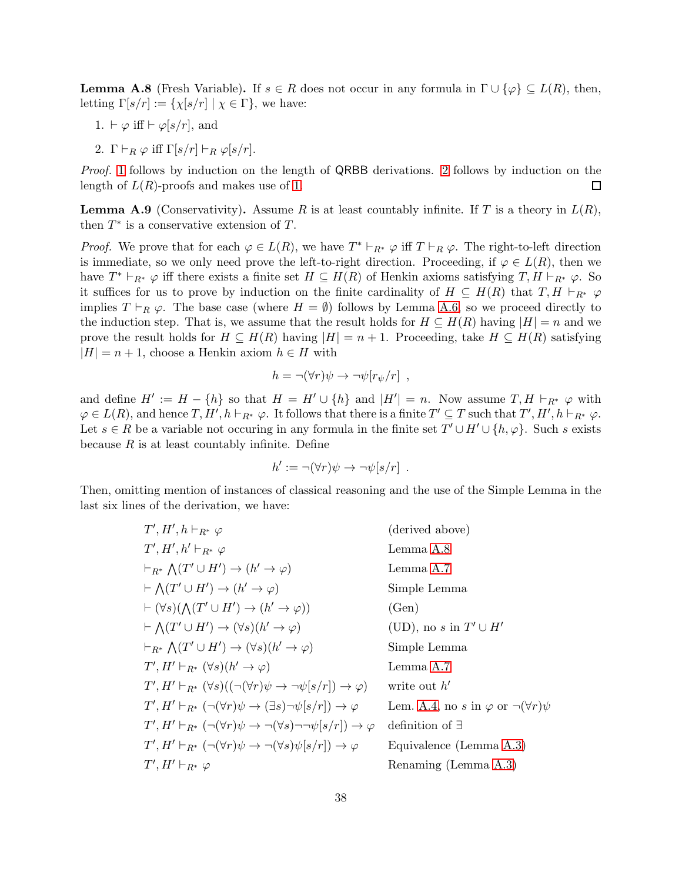**Lemma A.8** (Fresh Variable)**.** If $s \in R$ does not occur in any formula in $\Gamma \cup \{\varphi\} \subseteq L(R)$, then, letting $\Gamma[s/r] := \{\chi[s/r] \mid \chi \in \Gamma\}$, we have:

1. $\vdash \varphi$ iff $\vdash \varphi[s/r]$, and
2. $\Gamma \vdash_R \varphi$ iff $\Gamma[s/r] \vdash_R \varphi[s/r]$.

*Proof.* 1 follows by induction on the length of QRBB derivations. 2 follows by induction on the length of $L(R)$-proofs and makes use of 1. □

**Lemma A.9** (Conservativity)**.** Assume $R$ is at least countably infinite. If $T$ is a theory in $L(R)$, then $T^*$ is a conservative extension of $T$.

*Proof.* We prove that for each $\varphi \in L(R)$, we have $T^* \vdash_{R^*} \varphi$ iff $T \vdash_R \varphi$. The right-to-left direction is immediate, so we only need prove the left-to-right direction. Proceeding, if $\varphi \in L(R)$, then we have $T^* \vdash_{R^*} \varphi$ iff there exists a finite set $H \subseteq H(R)$ of Henkin axioms satisfying $T, H \vdash_{R^*} \varphi$. So it suffices for us to prove by induction on the finite cardinality of $H \subseteq H(R)$ that $T, H \vdash_{R^*} \varphi$ implies $T \vdash_R \varphi$. The base case (where $H = \emptyset$) follows by Lemma A.6, so we proceed directly to the induction step. That is, we assume that the result holds for $H \subseteq H(R)$ having $|H| = n$ and we prove the result holds for $H \subseteq H(R)$ having $|H| = n+1$. Proceeding, take $H \subseteq H(R)$ satisfying $|H| = n+1$, choose a Henkin axiom $h \in H$ with

$$h = \neg(\forall r)\psi \to \neg\psi[r_\psi/r] \ ,$$

and define $H' := H - \{h\}$ so that $H = H' \cup \{h\}$ and $|H'| = n$. Now assume $T, H \vdash_{R^*} \varphi$ with $\varphi \in L(R)$, and hence $T, H', h \vdash_{R^*} \varphi$. It follows that there is a finite $T' \subseteq T$ such that $T', H', h \vdash_{R^*} \varphi$. Let $s \in R$ be a variable not occuring in any formula in the finite set $T' \cup H' \cup \{h, \varphi\}$. Such $s$ exists because $R$ is at least countably infinite. Define

$$h' := \neg(\forall r)\psi \to \neg\psi[s/r] \ .$$

Then, omitting mention of instances of classical reasoning and the use of the Simple Lemma in the last six lines of the derivation, we have:

| | |
|---|---|
| $T', H', h \vdash_{R^*} \varphi$ | (derived above) |
| $T', H', h' \vdash_{R^*} \varphi$ | Lemma A.8 |
| $\vdash_{R^*} \bigwedge(T' \cup H') \to (h' \to \varphi)$ | Lemma A.7 |
| $\vdash \bigwedge(T' \cup H') \to (h' \to \varphi)$ | Simple Lemma |
| $\vdash (\forall s)(\bigwedge(T' \cup H') \to (h' \to \varphi))$ | (Gen) |
| $\vdash \bigwedge(T' \cup H') \to (\forall s)(h' \to \varphi)$ | (UD), no $s$ in $T' \cup H'$ |
| $\vdash_{R^*} \bigwedge(T' \cup H') \to (\forall s)(h' \to \varphi)$ | Simple Lemma |
| $T', H' \vdash_{R^*} (\forall s)(h' \to \varphi)$ | Lemma A.7 |
| $T', H' \vdash_{R^*} (\forall s)((\neg(\forall r)\psi \to \neg\psi[s/r]) \to \varphi)$ | write out $h'$ |
| $T', H' \vdash_{R^*} (\neg(\forall r)\psi \to (\exists s)\neg\psi[s/r]) \to \varphi$ | Lem. A.4, no $s$ in $\varphi$ or $\neg(\forall r)\psi$ |
| $T', H' \vdash_{R^*} (\neg(\forall r)\psi \to \neg(\forall s)\neg\neg\psi[s/r]) \to \varphi$ | definition of $\exists$ |
| $T', H' \vdash_{R^*} (\neg(\forall r)\psi \to \neg(\forall s)\psi[s/r]) \to \varphi$ | Equivalence (Lemma A.3) |
| $T', H' \vdash_{R^*} \varphi$ | Renaming (Lemma A.3) |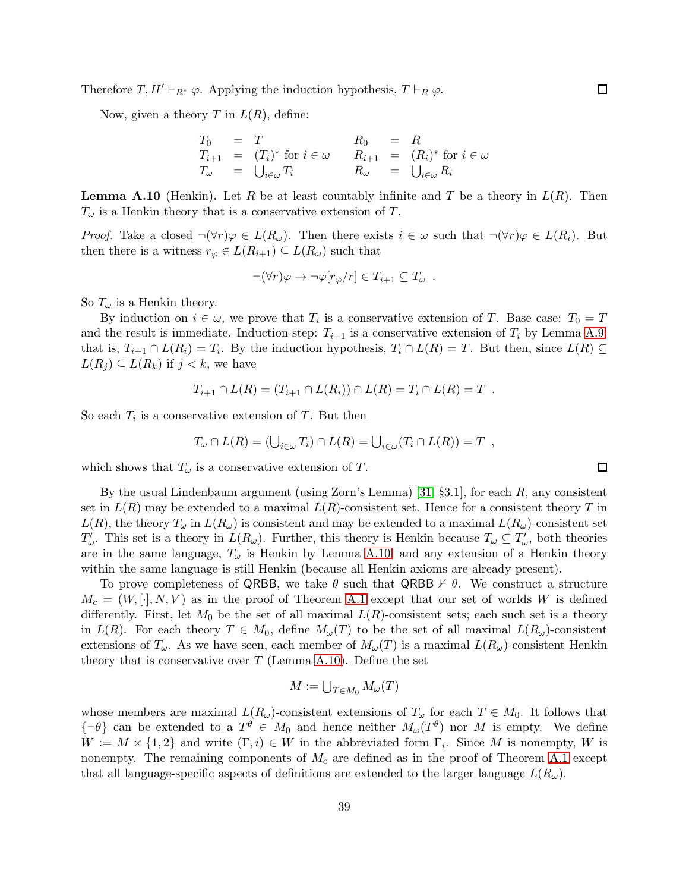Therefore $T, H' \vdash_{R^*} \varphi$. Applying the induction hypothesis, $T \vdash_R \varphi$. □

Now, given a theory $T$ in $L(R)$, define:

$$
\begin{array}{lllllll}
T_0 & = & T & \quad & R_0 & = & R \\
T_{i+1} & = & (T_i)^* \text{ for } i \in \omega & \quad & R_{i+1} & = & (R_i)^* \text{ for } i \in \omega \\
T_\omega & = & \bigcup_{i \in \omega} T_i & \quad & R_\omega & = & \bigcup_{i \in \omega} R_i
\end{array}
$$

**Lemma A.10** (Henkin)**.** Let $R$ be at least countably infinite and $T$ be a theory in $L(R)$. Then $T_\omega$ is a Henkin theory that is a conservative extension of $T$.

*Proof.* Take a closed $\neg(\forall r)\varphi \in L(R_\omega)$. Then there exists $i \in \omega$ such that $\neg(\forall r)\varphi \in L(R_i)$. But then there is a witness $r_\varphi \in L(R_{i+1}) \subseteq L(R_\omega)$ such that

$$\neg(\forall r)\varphi \rightarrow \neg\varphi[r_\varphi/r] \in T_{i+1} \subseteq T_\omega \ .$$

So $T_\omega$ is a Henkin theory.

By induction on $i \in \omega$, we prove that $T_i$ is a conservative extension of $T$. Base case: $T_0 = T$ and the result is immediate. Induction step: $T_{i+1}$ is a conservative extension of $T_i$ by Lemma A.9; that is, $T_{i+1} \cap L(R_i) = T_i$. By the induction hypothesis, $T_i \cap L(R) = T$. But then, since $L(R) \subseteq L(R_j) \subseteq L(R_k)$ if $j < k$, we have

$$T_{i+1} \cap L(R) = (T_{i+1} \cap L(R_i)) \cap L(R) = T_i \cap L(R) = T \ .$$

So each $T_i$ is a conservative extension of $T$. But then

$$T_\omega \cap L(R) = (\textstyle\bigcup_{i \in \omega} T_i) \cap L(R) = \bigcup_{i \in \omega}(T_i \cap L(R)) = T \ ,$$

which shows that $T_\omega$ is a conservative extension of $T$. □

By the usual Lindenbaum argument (using Zorn's Lemma) [31, §3.1], for each $R$, any consistent set in $L(R)$ may be extended to a maximal $L(R)$-consistent set. Hence for a consistent theory $T$ in $L(R)$, the theory $T_\omega$ in $L(R_\omega)$ is consistent and may be extended to a maximal $L(R_\omega)$-consistent set $T'_\omega$. This set is a theory in $L(R_\omega)$. Further, this theory is Henkin because $T_\omega \subseteq T'_\omega$, both theories are in the same language, $T_\omega$ is Henkin by Lemma A.10, and any extension of a Henkin theory within the same language is still Henkin (because all Henkin axioms are already present).

To prove completeness of QRBB, we take $\theta$ such that QRBB $\nvdash \theta$. We construct a structure $M_c = (W, [\cdot], N, V)$ as in the proof of Theorem A.1 except that our set of worlds $W$ is defined differently. First, let $M_0$ be the set of all maximal $L(R)$-consistent sets; each such set is a theory in $L(R)$. For each theory $T \in M_0$, define $M_\omega(T)$ to be the set of all maximal $L(R_\omega)$-consistent extensions of $T_\omega$. As we have seen, each member of $M_\omega(T)$ is a maximal $L(R_\omega)$-consistent Henkin theory that is conservative over $T$ (Lemma A.10). Define the set

$$M := \textstyle\bigcup_{T \in M_0} M_\omega(T)$$

whose members are maximal $L(R_\omega)$-consistent extensions of $T_\omega$ for each $T \in M_0$. It follows that $\{\neg\theta\}$ can be extended to a $T^\theta \in M_0$ and hence neither $M_\omega(T^\theta)$ nor $M$ is empty. We define $W := M \times \{1, 2\}$ and write $(\Gamma, i) \in W$ in the abbreviated form $\Gamma_i$. Since $M$ is nonempty, $W$ is nonempty. The remaining components of $M_c$ are defined as in the proof of Theorem A.1 except that all language-specific aspects of definitions are extended to the larger language $L(R_\omega)$.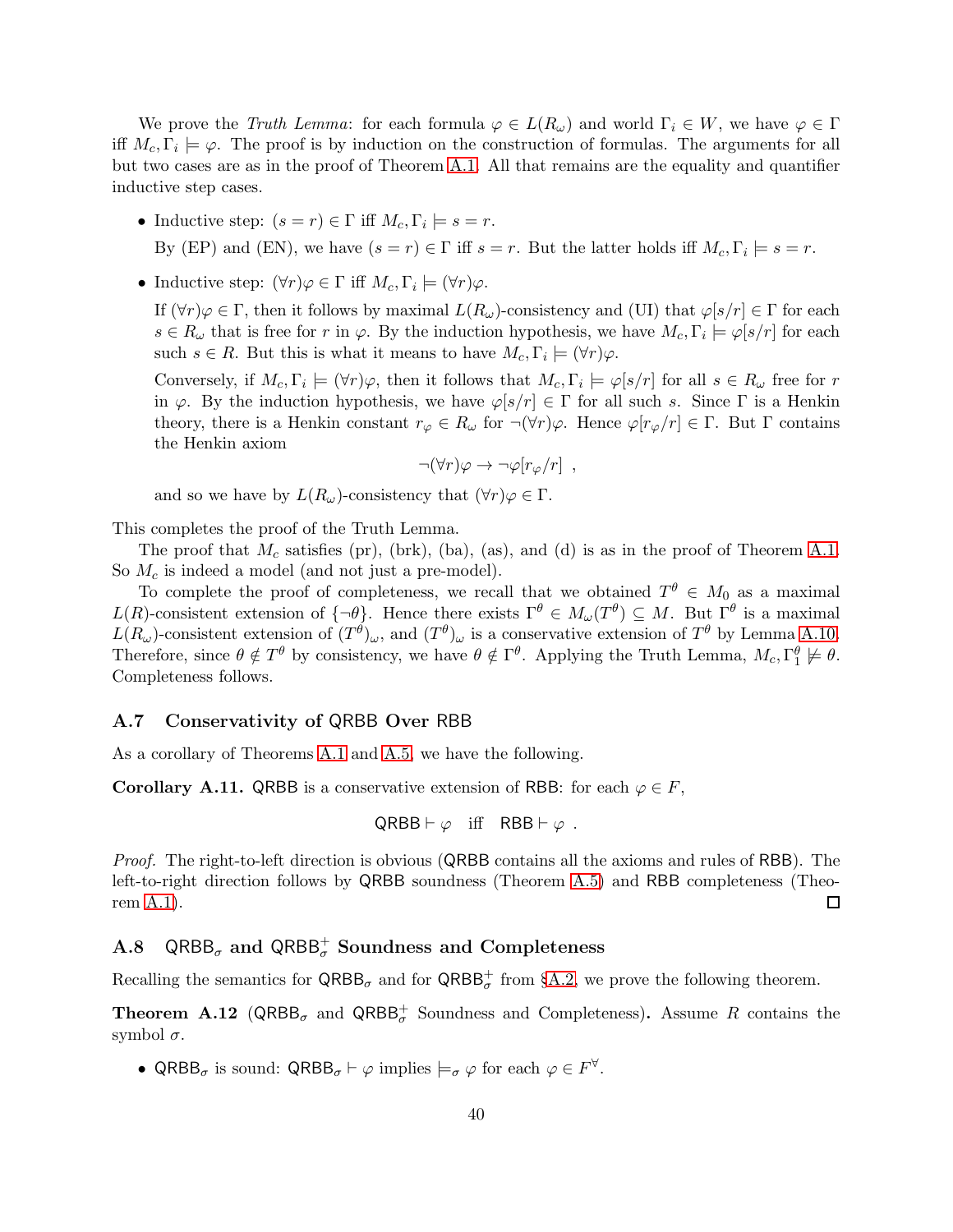We prove the *Truth Lemma*: for each formula $\varphi \in L(R_\omega)$ and world $\Gamma_i \in W$, we have $\varphi \in \Gamma$ iff $M_c, \Gamma_i \models \varphi$. The proof is by induction on the construction of formulas. The arguments for all but two cases are as in the proof of Theorem A.1. All that remains are the equality and quantifier inductive step cases.

- Inductive step: $(s = r) \in \Gamma$ iff $M_c, \Gamma_i \models s = r$.

  By (EP) and (EN), we have $(s = r) \in \Gamma$ iff $s = r$. But the latter holds iff $M_c, \Gamma_i \models s = r$.

- Inductive step: $(\forall r)\varphi \in \Gamma$ iff $M_c, \Gamma_i \models (\forall r)\varphi$.

  If $(\forall r)\varphi \in \Gamma$, then it follows by maximal $L(R_\omega)$-consistency and (UI) that $\varphi[s/r] \in \Gamma$ for each $s \in R_\omega$ that is free for $r$ in $\varphi$. By the induction hypothesis, we have $M_c, \Gamma_i \models \varphi[s/r]$ for each such $s \in R$. But this is what it means to have $M_c, \Gamma_i \models (\forall r)\varphi$.

  Conversely, if $M_c, \Gamma_i \models (\forall r)\varphi$, then it follows that $M_c, \Gamma_i \models \varphi[s/r]$ for all $s \in R_\omega$ free for $r$ in $\varphi$. By the induction hypothesis, we have $\varphi[s/r] \in \Gamma$ for all such $s$. Since $\Gamma$ is a Henkin theory, there is a Henkin constant $r_\varphi \in R_\omega$ for $\neg(\forall r)\varphi$. Hence $\varphi[r_\varphi/r] \in \Gamma$. But $\Gamma$ contains the Henkin axiom

  $$\neg(\forall r)\varphi \to \neg\varphi[r_\varphi/r] \ ,$$

  and so we have by $L(R_\omega)$-consistency that $(\forall r)\varphi \in \Gamma$.

This completes the proof of the Truth Lemma.

The proof that $M_c$ satisfies (pr), (brk), (ba), (as), and (d) is as in the proof of Theorem A.1. So $M_c$ is indeed a model (and not just a pre-model).

To complete the proof of completeness, we recall that we obtained $T^\theta \in M_0$ as a maximal $L(R)$-consistent extension of $\{\neg\theta\}$. Hence there exists $\Gamma^\theta \in M_\omega(T^\theta) \subseteq M$. But $\Gamma^\theta$ is a maximal $L(R_\omega)$-consistent extension of $(T^\theta)_\omega$, and $(T^\theta)_\omega$ is a conservative extension of $T^\theta$ by Lemma A.10. Therefore, since $\theta \notin T^\theta$ by consistency, we have $\theta \notin \Gamma^\theta$. Applying the Truth Lemma, $M_c, \Gamma^\theta_1 \not\models \theta$. Completeness follows.

### A.7 Conservativity of QRBB Over RBB

As a corollary of Theorems A.1 and A.5, we have the following.

**Corollary A.11.** QRBB is a conservative extension of RBB: for each $\varphi \in F$,

$$\mathsf{QRBB} \vdash \varphi \quad \text{iff} \quad \mathsf{RBB} \vdash \varphi \ .$$

*Proof.* The right-to-left direction is obvious (QRBB contains all the axioms and rules of RBB). The left-to-right direction follows by QRBB soundness (Theorem A.5) and RBB completeness (Theorem A.1). ☐

### A.8 $\mathsf{QRBB}_\sigma$ and $\mathsf{QRBB}^+_\sigma$ Soundness and Completeness

Recalling the semantics for $\mathsf{QRBB}_\sigma$ and for $\mathsf{QRBB}^+_\sigma$ from §A.2, we prove the following theorem.

**Theorem A.12** ($\mathsf{QRBB}_\sigma$ and $\mathsf{QRBB}^+_\sigma$ Soundness and Completeness)**.** Assume $R$ contains the symbol $\sigma$.

- $\mathsf{QRBB}_\sigma$ is sound: $\mathsf{QRBB}_\sigma \vdash \varphi$ implies $\models_\sigma \varphi$ for each $\varphi \in F^\forall$.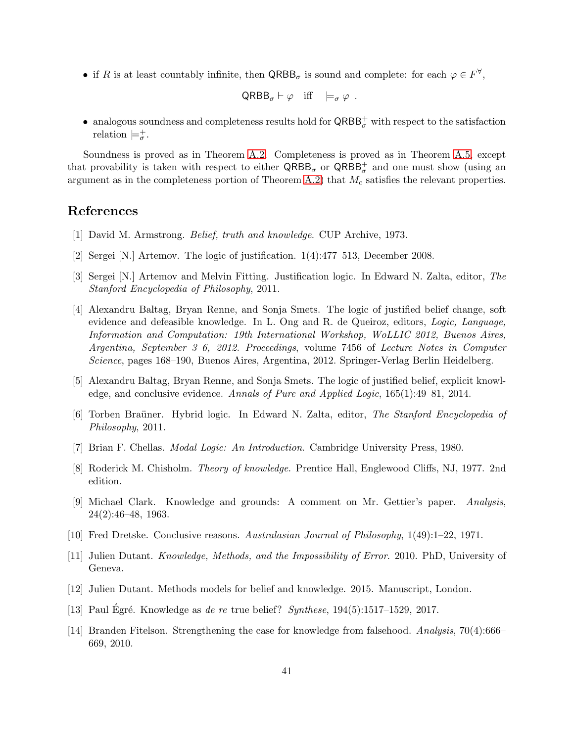- if $R$ is at least countably infinite, then $\mathsf{QRBB}_\sigma$ is sound and complete: for each $\varphi \in F^\forall$,

$$\mathsf{QRBB}_\sigma \vdash \varphi \quad \text{iff} \quad \models_\sigma \varphi \ .$$

- analogous soundness and completeness results hold for $\mathsf{QRBB}^+_\sigma$ with respect to the satisfaction relation $\models^+_\sigma$.

Soundness is proved as in Theorem A.2. Completeness is proved as in Theorem A.5, except that provability is taken with respect to either $\mathsf{QRBB}_\sigma$ or $\mathsf{QRBB}^+_\sigma$ and one must show (using an argument as in the completeness portion of Theorem A.2) that $M_c$ satisfies the relevant properties.

# References

[1] David M. Armstrong. *Belief, truth and knowledge*. CUP Archive, 1973.

[2] Sergei [N.] Artemov. The logic of justification. 1(4):477–513, December 2008.

[3] Sergei [N.] Artemov and Melvin Fitting. Justification logic. In Edward N. Zalta, editor, *The Stanford Encyclopedia of Philosophy*, 2011.

[4] Alexandru Baltag, Bryan Renne, and Sonja Smets. The logic of justified belief change, soft evidence and defeasible knowledge. In L. Ong and R. de Queiroz, editors, *Logic, Language, Information and Computation: 19th International Workshop, WoLLIC 2012, Buenos Aires, Argentina, September 3–6, 2012. Proceedings*, volume 7456 of *Lecture Notes in Computer Science*, pages 168–190, Buenos Aires, Argentina, 2012. Springer-Verlag Berlin Heidelberg.

[5] Alexandru Baltag, Bryan Renne, and Sonja Smets. The logic of justified belief, explicit knowledge, and conclusive evidence. *Annals of Pure and Applied Logic*, 165(1):49–81, 2014.

[6] Torben Braüner. Hybrid logic. In Edward N. Zalta, editor, *The Stanford Encyclopedia of Philosophy*, 2011.

[7] Brian F. Chellas. *Modal Logic: An Introduction*. Cambridge University Press, 1980.

[8] Roderick M. Chisholm. *Theory of knowledge*. Prentice Hall, Englewood Cliffs, NJ, 1977. 2nd edition.

[9] Michael Clark. Knowledge and grounds: A comment on Mr. Gettier's paper. *Analysis*, 24(2):46–48, 1963.

[10] Fred Dretske. Conclusive reasons. *Australasian Journal of Philosophy*, 1(49):1–22, 1971.

[11] Julien Dutant. *Knowledge, Methods, and the Impossibility of Error*. 2010. PhD, University of Geneva.

[12] Julien Dutant. Methods models for belief and knowledge. 2015. Manuscript, London.

[13] Paul Égré. Knowledge as *de re* true belief? *Synthese*, 194(5):1517–1529, 2017.

[14] Branden Fitelson. Strengthening the case for knowledge from falsehood. *Analysis*, 70(4):666–669, 2010.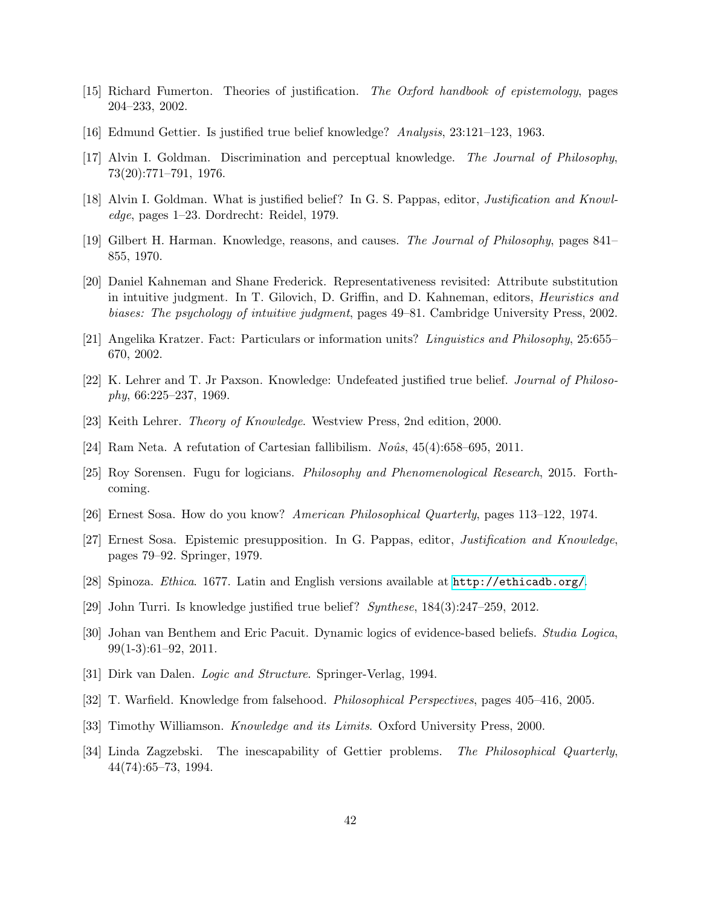[15] Richard Fumerton. Theories of justification. *The Oxford handbook of epistemology*, pages 204–233, 2002.

[16] Edmund Gettier. Is justified true belief knowledge? *Analysis*, 23:121–123, 1963.

[17] Alvin I. Goldman. Discrimination and perceptual knowledge. *The Journal of Philosophy*, 73(20):771–791, 1976.

[18] Alvin I. Goldman. What is justified belief? In G. S. Pappas, editor, *Justification and Knowledge*, pages 1–23. Dordrecht: Reidel, 1979.

[19] Gilbert H. Harman. Knowledge, reasons, and causes. *The Journal of Philosophy*, pages 841–855, 1970.

[20] Daniel Kahneman and Shane Frederick. Representativeness revisited: Attribute substitution in intuitive judgment. In T. Gilovich, D. Griffin, and D. Kahneman, editors, *Heuristics and biases: The psychology of intuitive judgment*, pages 49–81. Cambridge University Press, 2002.

[21] Angelika Kratzer. Fact: Particulars or information units? *Linguistics and Philosophy*, 25:655–670, 2002.

[22] K. Lehrer and T. Jr Paxson. Knowledge: Undefeated justified true belief. *Journal of Philosophy*, 66:225–237, 1969.

[23] Keith Lehrer. *Theory of Knowledge*. Westview Press, 2nd edition, 2000.

[24] Ram Neta. A refutation of Cartesian fallibilism. *Noûs*, 45(4):658–695, 2011.

[25] Roy Sorensen. Fugu for logicians. *Philosophy and Phenomenological Research*, 2015. Forthcoming.

[26] Ernest Sosa. How do you know? *American Philosophical Quarterly*, pages 113–122, 1974.

[27] Ernest Sosa. Epistemic presupposition. In G. Pappas, editor, *Justification and Knowledge*, pages 79–92. Springer, 1979.

[28] Spinoza. *Ethica*. 1677. Latin and English versions available at `http://ethicadb.org/`.

[29] John Turri. Is knowledge justified true belief? *Synthese*, 184(3):247–259, 2012.

[30] Johan van Benthem and Eric Pacuit. Dynamic logics of evidence-based beliefs. *Studia Logica*, 99(1-3):61–92, 2011.

[31] Dirk van Dalen. *Logic and Structure*. Springer-Verlag, 1994.

[32] T. Warfield. Knowledge from falsehood. *Philosophical Perspectives*, pages 405–416, 2005.

[33] Timothy Williamson. *Knowledge and its Limits*. Oxford University Press, 2000.

[34] Linda Zagzebski. The inescapability of Gettier problems. *The Philosophical Quarterly*, 44(74):65–73, 1994.